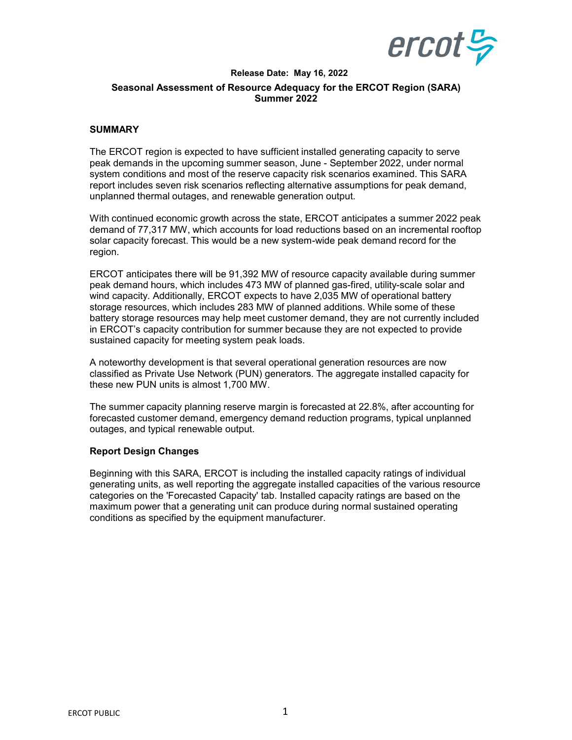**Release Date: May 16, 2022**

**Seasonal Assessment of Resource Adequacy for the ERCOT Region (SARA) Summer 2022**

## SUMMARY

The ERCOT region is expected to have sufficient installed generating capacity to serve peak demands in the upcoming summer season, June - September 2022, under normal system conditions and most of the reserve capacity risk scenarios examined. This SARA report includes seven risk scenarios reflecting alternative assumptions for peak demand, unplanned thermal outages, and renewable generation output.

With continued economic growth across the state, ERCOT anticipates a summer 2022 peak demand of 77,317 MW, which accounts for load reductions based on an incremental rooftop solar capacity forecast. This would be a new system-wide peak demand record for the region.

ERCOT anticipates there will be 91,392 MW of resource capacity available during summer peak demand hours, which includes 473 MW of planned gas-fired, utility-scale solar and wind capacity. Additionally, ERCOT expects to have 2,035 MW of operational battery storage resources, which includes 283 MW of planned additions. While some of these battery storage resources may help meet customer demand, they are not currently included in ERCOT's capacity contribution for summer because they are not expected to provide sustained capacity for meeting system peak loads.

A noteworthy development is that several operational generation resources are now classified as Private Use Network (PUN) generators. The aggregate installed capacity for these new PUN units is almost 1,700 MW.

The summer capacity planning reserve margin is forecasted at 22.8%, after accounting for forecasted customer demand, emergency demand reduction programs, typical unplanned outages, and typical renewable output.

### Report Design Changes

Beginning with this SARA, ERCOT is including the installed capacity ratings of individual generating units, as well reporting the aggregate installed capacities of the various resource categories on the 'Forecasted Capacity' tab. Installed capacity ratings are based on the maximum power that a generating unit can produce during normal sustained operating conditions as specified by the equipment manufacturer.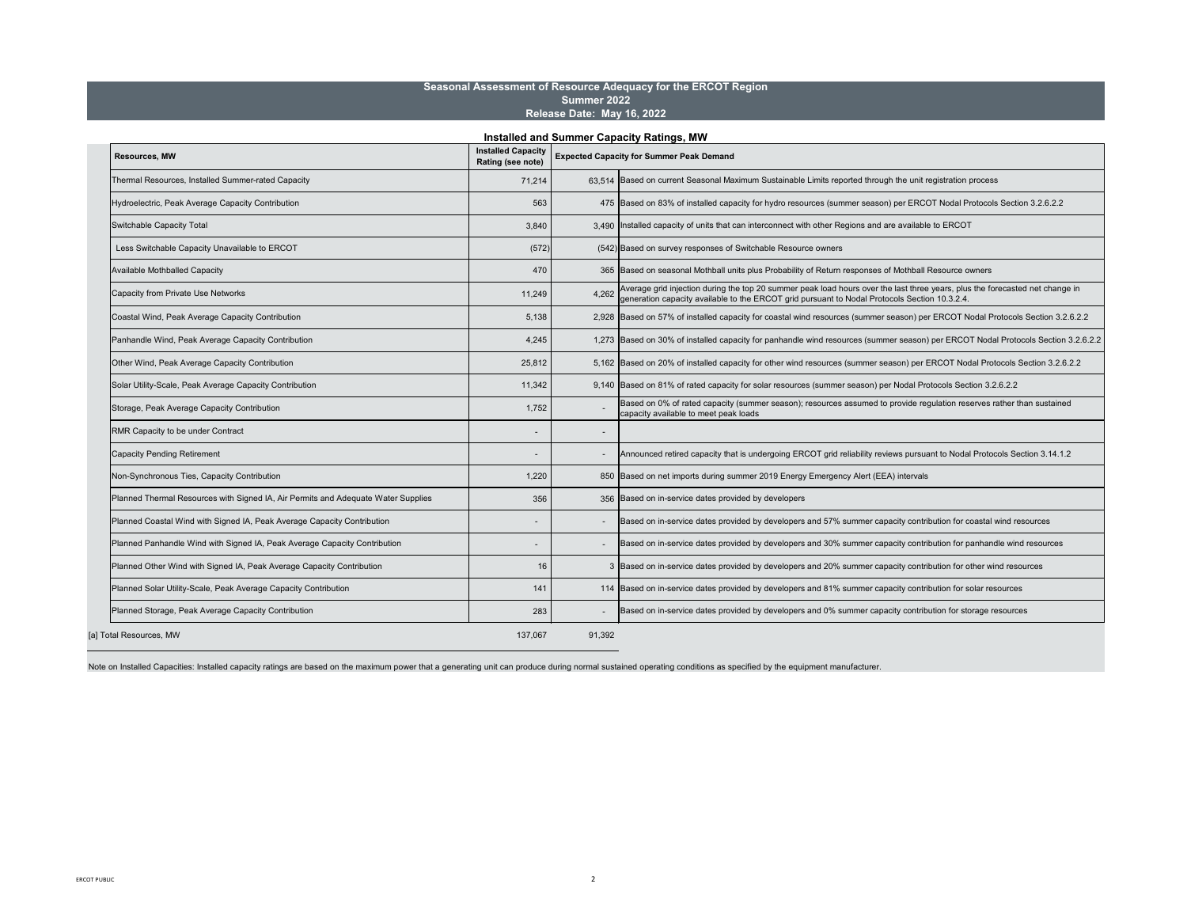# Seasonal Assessment of Resource Adequacy for the ERCOT Region
## Summer 2022
### Release Date: May 16, 2022

### Installed and Summer Capacity Ratings, MW

| Resources, MW | Installed Capacity Rating (see note) | Expected Capacity for Summer Peak Demand | |
|---|---|---|---|
| Thermal Resources, Installed Summer-rated Capacity | 71,214 | 63,514 | Based on current Seasonal Maximum Sustainable Limits reported through the unit registration process |
| Hydroelectric, Peak Average Capacity Contribution | 563 | 475 | Based on 83% of installed capacity for hydro resources (summer season) per ERCOT Nodal Protocols Section 3.2.6.2.2 |
| Switchable Capacity Total | 3,840 | 3,490 | Installed capacity of units that can interconnect with other Regions and are available to ERCOT |
| Less Switchable Capacity Unavailable to ERCOT | (572) | (542) | Based on survey responses of Switchable Resource owners |
| Available Mothballed Capacity | 470 | 365 | Based on seasonal Mothball units plus Probability of Return responses of Mothball Resource owners |
| Capacity from Private Use Networks | 11,249 | 4,262 | Average grid injection during the top 20 summer peak load hours over the last three years, plus the forecasted net change in generation capacity available to the ERCOT grid pursuant to Nodal Protocols Section 10.3.2.4. |
| Coastal Wind, Peak Average Capacity Contribution | 5,138 | 2,928 | Based on 57% of installed capacity for coastal wind resources (summer season) per ERCOT Nodal Protocols Section 3.2.6.2.2 |
| Panhandle Wind, Peak Average Capacity Contribution | 4,245 | 1,273 | Based on 30% of installed capacity for panhandle wind resources (summer season) per ERCOT Nodal Protocols Section 3.2.6.2.2 |
| Other Wind, Peak Average Capacity Contribution | 25,812 | 5,162 | Based on 20% of installed capacity for other wind resources (summer season) per ERCOT Nodal Protocols Section 3.2.6.2.2 |
| Solar Utility-Scale, Peak Average Capacity Contribution | 11,342 | 9,140 | Based on 81% of rated capacity for solar resources (summer season) per Nodal Protocols Section 3.2.6.2.2 |
| Storage, Peak Average Capacity Contribution | 1,752 | - | Based on 0% of rated capacity (summer season); resources assumed to provide regulation reserves rather than sustained capacity available to meet peak loads |
| RMR Capacity to be under Contract | - | - | |
| Capacity Pending Retirement | - | - | Announced retired capacity that is undergoing ERCOT grid reliability reviews pursuant to Nodal Protocols Section 3.14.1.2 |
| Non-Synchronous Ties, Capacity Contribution | 1,220 | 850 | Based on net imports during summer 2019 Energy Emergency Alert (EEA) intervals |
| Planned Thermal Resources with Signed IA, Air Permits and Adequate Water Supplies | 356 | 356 | Based on in-service dates provided by developers |
| Planned Coastal Wind with Signed IA, Peak Average Capacity Contribution | - | - | Based on in-service dates provided by developers and 57% summer capacity contribution for coastal wind resources |
| Planned Panhandle Wind with Signed IA, Peak Average Capacity Contribution | - | - | Based on in-service dates provided by developers and 30% summer capacity contribution for panhandle wind resources |
| Planned Other Wind with Signed IA, Peak Average Capacity Contribution | 16 | 3 | Based on in-service dates provided by developers and 20% summer capacity contribution for other wind resources |
| Planned Solar Utility-Scale, Peak Average Capacity Contribution | 141 | 114 | Based on in-service dates provided by developers and 81% summer capacity contribution for solar resources |
| Planned Storage, Peak Average Capacity Contribution | 283 | - | Based on in-service dates provided by developers and 0% summer capacity contribution for storage resources |
| [a] Total Resources, MW | 137,067 | 91,392 | |

Note on Installed Capacities: Installed capacity ratings are based on the maximum power that a generating unit can produce during normal sustained operating conditions as specified by the equipment manufacturer.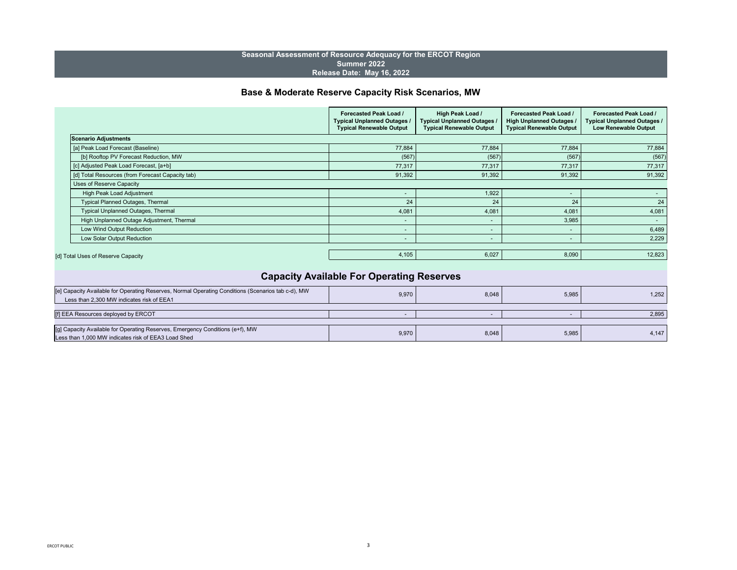# Seasonal Assessment of Resource Adequacy for the ERCOT Region
## Summer 2022
### Release Date: May 16, 2022

## Base & Moderate Reserve Capacity Risk Scenarios, MW

| | Forecasted Peak Load / Typical Unplanned Outages / Typical Renewable Output | High Peak Load / Typical Unplanned Outages / Typical Renewable Output | Forecasted Peak Load / High Unplanned Outages / Typical Renewable Output | Forecasted Peak Load / Typical Unplanned Outages / Low Renewable Output |
|---|---|---|---|---|
| **Scenario Adjustments** | | | | |
| [a] Peak Load Forecast (Baseline) | 77,884 | 77,884 | 77,884 | 77,884 |
| [b] Rooftop PV Forecast Reduction, MW | (567) | (567) | (567) | (567) |
| [c] Adjusted Peak Load Forecast, [a+b] | 77,317 | 77,317 | 77,317 | 77,317 |
| [d] Total Resources (from Forecast Capacity tab) | 91,392 | 91,392 | 91,392 | 91,392 |
| Uses of Reserve Capacity | | | | |
| High Peak Load Adjustment | - | 1,922 | - | - |
| Typical Planned Outages, Thermal | 24 | 24 | 24 | 24 |
| Typical Unplanned Outages, Thermal | 4,081 | 4,081 | 4,081 | 4,081 |
| High Unplanned Outage Adjustment, Thermal | - | - | 3,985 | - |
| Low Wind Output Reduction | - | - | - | 6,489 |
| Low Solar Output Reduction | - | - | - | 2,229 |
| [d] Total Uses of Reserve Capacity | 4,105 | 6,027 | 8,090 | 12,823 |

## Capacity Available For Operating Reserves

| | | | | |
|---|---|---|---|---|
| [e] Capacity Available for Operating Reserves, Normal Operating Conditions (Scenarios tab c-d), MW Less than 2,300 MW indicates risk of EEA1 | 9,970 | 8,048 | 5,985 | 1,252 |
| [f] EEA Resources deployed by ERCOT | - | - | - | 2,895 |
| [g] Capacity Available for Operating Reserves, Emergency Conditions (e+f), MW Less than 1,000 MW indicates risk of EEA3 Load Shed | 9,970 | 8,048 | 5,985 | 4,147 |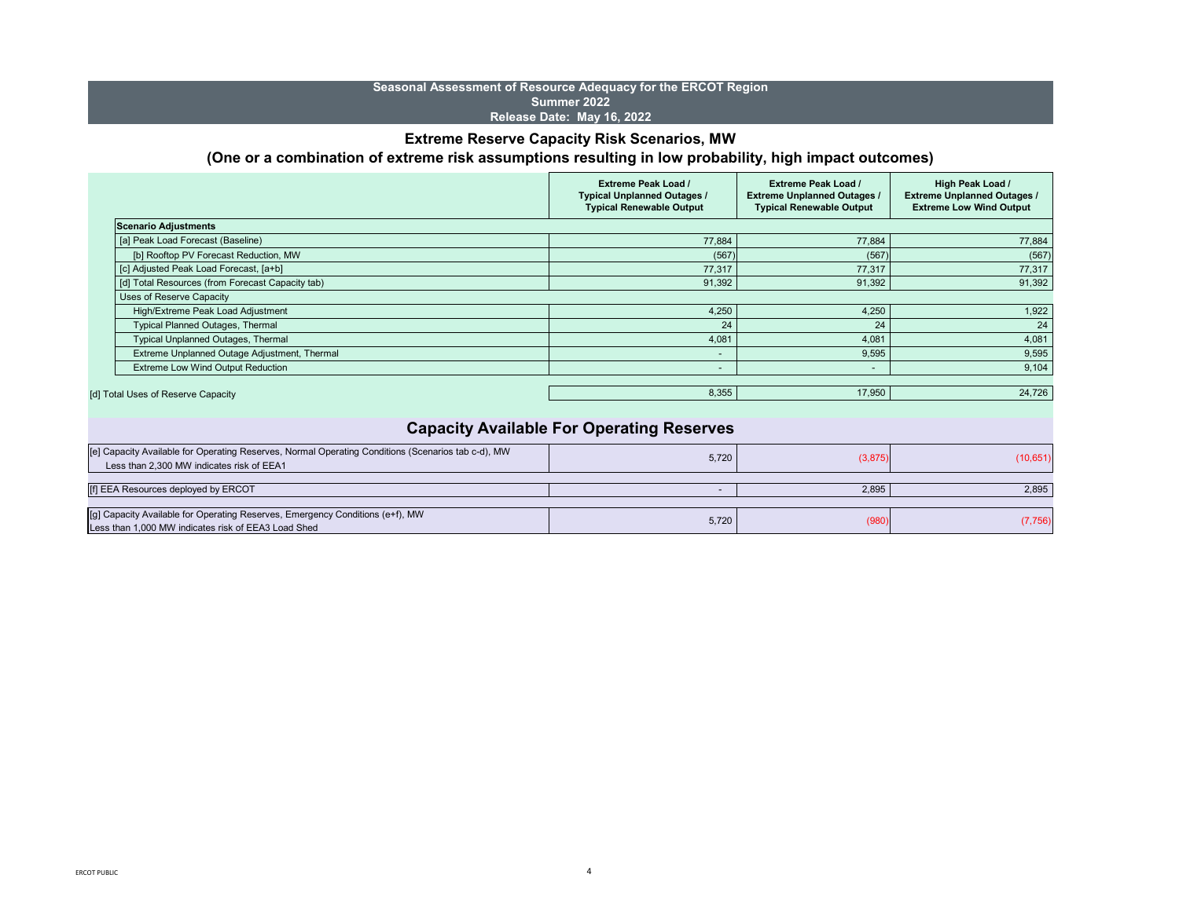# Seasonal Assessment of Resource Adequacy for the ERCOT Region

## Summer 2022

**Release Date: May 16, 2022**

## Extreme Reserve Capacity Risk Scenarios, MW

### (One or a combination of extreme risk assumptions resulting in low probability, high impact outcomes)

| | Extreme Peak Load / Typical Unplanned Outages / Typical Renewable Output | Extreme Peak Load / Extreme Unplanned Outages / Typical Renewable Output | High Peak Load / Extreme Unplanned Outages / Extreme Low Wind Output |
|---|---|---|---|
| **Scenario Adjustments** | | | |
| [a] Peak Load Forecast (Baseline) | 77,884 | 77,884 | 77,884 |
| [b] Rooftop PV Forecast Reduction, MW | (567) | (567) | (567) |
| [c] Adjusted Peak Load Forecast, [a+b] | 77,317 | 77,317 | 77,317 |
| [d] Total Resources (from Forecast Capacity tab) | 91,392 | 91,392 | 91,392 |
| Uses of Reserve Capacity | | | |
| High/Extreme Peak Load Adjustment | 4,250 | 4,250 | 1,922 |
| Typical Planned Outages, Thermal | 24 | 24 | 24 |
| Typical Unplanned Outages, Thermal | 4,081 | 4,081 | 4,081 |
| Extreme Unplanned Outage Adjustment, Thermal | - | 9,595 | 9,595 |
| Extreme Low Wind Output Reduction | - | - | 9,104 |
| [d] Total Uses of Reserve Capacity | 8,355 | 17,950 | 24,726 |

## Capacity Available For Operating Reserves

| | | | |
|---|---|---|---|
| [e] Capacity Available for Operating Reserves, Normal Operating Conditions (Scenarios tab c-d), MW<br>Less than 2,300 MW indicates risk of EEA1 | 5,720 | (3,875) | (10,651) |
| [f] EEA Resources deployed by ERCOT | - | 2,895 | 2,895 |
| [g] Capacity Available for Operating Reserves, Emergency Conditions (e+f), MW<br>Less than 1,000 MW indicates risk of EEA3 Load Shed | 5,720 | (980) | (7,756) |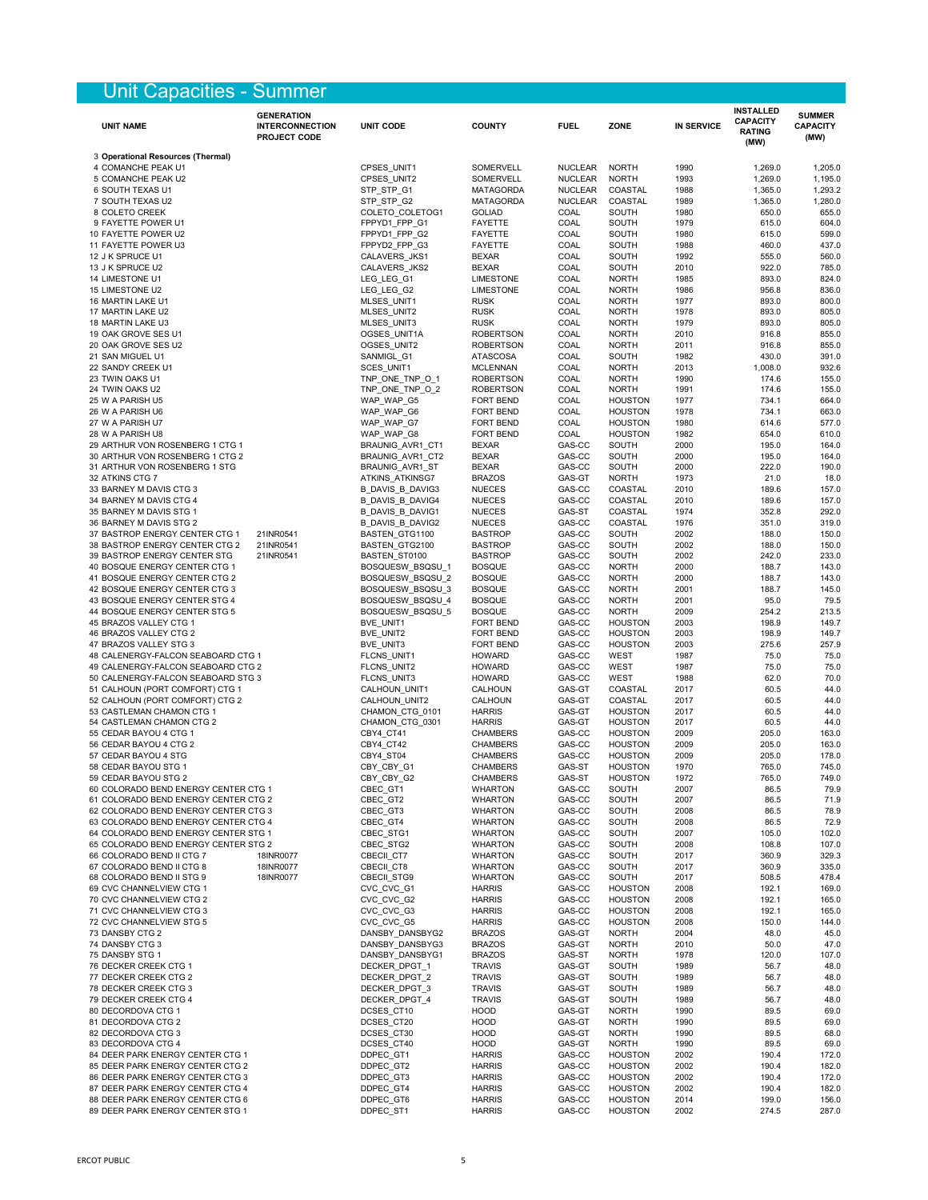# Unit Capacities - Summer

| UNIT NAME | GENERATION INTERCONNECTION PROJECT CODE | UNIT CODE | COUNTY | FUEL | ZONE | IN SERVICE | INSTALLED CAPACITY RATING (MW) | SUMMER CAPACITY (MW) |
|---|---|---|---|---|---|---|---|---|
| 3 **Operational Resources (Thermal)** | | | | | | | | |
| 4 COMANCHE PEAK U1 | | CPSES_UNIT1 | SOMERVELL | NUCLEAR | NORTH | 1990 | 1,269.0 | 1,205.0 |
| 5 COMANCHE PEAK U2 | | CPSES_UNIT2 | SOMERVELL | NUCLEAR | NORTH | 1993 | 1,269.0 | 1,195.0 |
| 6 SOUTH TEXAS U1 | | STP_STP_G1 | MATAGORDA | NUCLEAR | COASTAL | 1988 | 1,365.0 | 1,293.2 |
| 7 SOUTH TEXAS U2 | | STP_STP_G2 | MATAGORDA | NUCLEAR | COASTAL | 1989 | 1,365.0 | 1,280.0 |
| 8 COLETO CREEK | | COLETO_COLETOG1 | GOLIAD | COAL | SOUTH | 1980 | 650.0 | 655.0 |
| 9 FAYETTE POWER U1 | | FPPYD1_FPP_G1 | FAYETTE | COAL | SOUTH | 1979 | 615.0 | 604.0 |
| 10 FAYETTE POWER U2 | | FPPYD1_FPP_G2 | FAYETTE | COAL | SOUTH | 1980 | 615.0 | 599.0 |
| 11 FAYETTE POWER U3 | | FPPYD2_FPP_G3 | FAYETTE | COAL | SOUTH | 1988 | 460.0 | 437.0 |
| 12 J K SPRUCE U1 | | CALAVERS_JKS1 | BEXAR | COAL | SOUTH | 1992 | 555.0 | 560.0 |
| 13 J K SPRUCE U2 | | CALAVERS_JKS2 | BEXAR | COAL | SOUTH | 2010 | 922.0 | 785.0 |
| 14 LIMESTONE U1 | | LEG_LEG_G1 | LIMESTONE | COAL | NORTH | 1985 | 893.0 | 824.0 |
| 15 LIMESTONE U2 | | LEG_LEG_G2 | LIMESTONE | COAL | NORTH | 1986 | 956.8 | 836.0 |
| 16 MARTIN LAKE U1 | | MLSES_UNIT1 | RUSK | COAL | NORTH | 1977 | 893.0 | 800.0 |
| 17 MARTIN LAKE U2 | | MLSES_UNIT2 | RUSK | COAL | NORTH | 1978 | 893.0 | 805.0 |
| 18 MARTIN LAKE U3 | | MLSES_UNIT3 | RUSK | COAL | NORTH | 1979 | 893.0 | 805.0 |
| 19 OAK GROVE SES U1 | | OGSES_UNIT1A | ROBERTSON | COAL | NORTH | 2010 | 916.8 | 855.0 |
| 20 OAK GROVE SES U2 | | OGSES_UNIT2 | ROBERTSON | COAL | NORTH | 2011 | 916.8 | 855.0 |
| 21 SAN MIGUEL U1 | | SANMIGL_G1 | ATASCOSA | COAL | SOUTH | 1982 | 430.0 | 391.0 |
| 22 SANDY CREEK U1 | | SCES_UNIT1 | MCLENNAN | COAL | NORTH | 2013 | 1,008.0 | 932.6 |
| 23 TWIN OAKS U1 | | TNP_ONE_TNP_O_1 | ROBERTSON | COAL | NORTH | 1990 | 174.6 | 155.0 |
| 24 TWIN OAKS U2 | | TNP_ONE_TNP_O_2 | ROBERTSON | COAL | NORTH | 1991 | 174.6 | 155.0 |
| 25 W A PARISH U5 | | WAP_WAP_G5 | FORT BEND | COAL | HOUSTON | 1977 | 734.1 | 664.0 |
| 26 W A PARISH U6 | | WAP_WAP_G6 | FORT BEND | COAL | HOUSTON | 1978 | 734.1 | 663.0 |
| 27 W A PARISH U7 | | WAP_WAP_G7 | FORT BEND | COAL | HOUSTON | 1980 | 614.6 | 577.0 |
| 28 W A PARISH U8 | | WAP_WAP_G8 | FORT BEND | COAL | HOUSTON | 1982 | 654.0 | 610.0 |
| 29 ARTHUR VON ROSENBERG 1 CTG 1 | | BRAUNIG_AVR1_CT1 | BEXAR | GAS-CC | SOUTH | 2000 | 195.0 | 164.0 |
| 30 ARTHUR VON ROSENBERG 1 CTG 2 | | BRAUNIG_AVR1_CT2 | BEXAR | GAS-CC | SOUTH | 2000 | 195.0 | 164.0 |
| 31 ARTHUR VON ROSENBERG 1 STG | | BRAUNIG_AVR1_ST | BEXAR | GAS-CC | SOUTH | 2000 | 222.0 | 190.0 |
| 32 ATKINS CTG 7 | | ATKINS_ATKINSG7 | BRAZOS | GAS-GT | NORTH | 1973 | 21.0 | 18.0 |
| 33 BARNEY M DAVIS CTG 3 | | B_DAVIS_B_DAVIG3 | NUECES | GAS-CC | COASTAL | 2010 | 189.6 | 157.0 |
| 34 BARNEY M DAVIS CTG 4 | | B_DAVIS_B_DAVIG4 | NUECES | GAS-CC | COASTAL | 2010 | 189.6 | 157.0 |
| 35 BARNEY M DAVIS STG 1 | | B_DAVIS_B_DAVIG1 | NUECES | GAS-ST | COASTAL | 1974 | 352.8 | 292.0 |
| 36 BARNEY M DAVIS STG 2 | | B_DAVIS_B_DAVIG2 | NUECES | GAS-CC | COASTAL | 1976 | 351.0 | 319.0 |
| 37 BASTROP ENERGY CENTER CTG 1 | 21INR0541 | BASTEN_GTG1100 | BASTROP | GAS-CC | SOUTH | 2002 | 188.0 | 150.0 |
| 38 BASTROP ENERGY CENTER CTG 2 | 21INR0541 | BASTEN_GTG2100 | BASTROP | GAS-CC | SOUTH | 2002 | 188.0 | 150.0 |
| 39 BASTROP ENERGY CENTER STG | 21INR0541 | BASTEN_ST0100 | BASTROP | GAS-CC | SOUTH | 2002 | 242.0 | 233.0 |
| 40 BOSQUE ENERGY CENTER CTG 1 | | BOSQUESW_BSQSU_1 | BOSQUE | GAS-CC | NORTH | 2000 | 188.7 | 143.0 |
| 41 BOSQUE ENERGY CENTER CTG 2 | | BOSQUESW_BSQSU_2 | BOSQUE | GAS-CC | NORTH | 2000 | 188.7 | 143.0 |
| 42 BOSQUE ENERGY CENTER CTG 3 | | BOSQUESW_BSQSU_3 | BOSQUE | GAS-CC | NORTH | 2001 | 188.7 | 145.0 |
| 43 BOSQUE ENERGY CENTER STG 4 | | BOSQUESW_BSQSU_4 | BOSQUE | GAS-CC | NORTH | 2001 | 95.0 | 79.5 |
| 44 BOSQUE ENERGY CENTER STG 5 | | BOSQUESW_BSQSU_5 | BOSQUE | GAS-CC | NORTH | 2009 | 254.2 | 213.5 |
| 45 BRAZOS VALLEY CTG 1 | | BVE_UNIT1 | FORT BEND | GAS-CC | HOUSTON | 2003 | 198.9 | 149.7 |
| 46 BRAZOS VALLEY CTG 2 | | BVE_UNIT2 | FORT BEND | GAS-CC | HOUSTON | 2003 | 198.9 | 149.7 |
| 47 BRAZOS VALLEY STG 3 | | BVE_UNIT3 | FORT BEND | GAS-CC | HOUSTON | 2003 | 275.6 | 257.9 |
| 48 CALENERGY-FALCON SEABOARD CTG 1 | | FLCNS_UNIT1 | HOWARD | GAS-CC | WEST | 1987 | 75.0 | 75.0 |
| 49 CALENERGY-FALCON SEABOARD CTG 2 | | FLCNS_UNIT2 | HOWARD | GAS-CC | WEST | 1987 | 75.0 | 75.0 |
| 50 CALENERGY-FALCON SEABOARD STG 3 | | FLCNS_UNIT3 | HOWARD | GAS-CC | WEST | 1988 | 62.0 | 70.0 |
| 51 CALHOUN (PORT COMFORT) CTG 1 | | CALHOUN_UNIT1 | CALHOUN | GAS-GT | COASTAL | 2017 | 60.5 | 44.0 |
| 52 CALHOUN (PORT COMFORT) CTG 2 | | CALHOUN_UNIT2 | CALHOUN | GAS-GT | COASTAL | 2017 | 60.5 | 44.0 |
| 53 CASTLEMAN CHAMON CTG 1 | | CHAMON_CTG_0101 | HARRIS | GAS-GT | HOUSTON | 2017 | 60.5 | 44.0 |
| 54 CASTLEMAN CHAMON CTG 2 | | CHAMON_CTG_0301 | HARRIS | GAS-GT | HOUSTON | 2017 | 60.5 | 44.0 |
| 55 CEDAR BAYOU 4 CTG 1 | | CBY4_CT41 | CHAMBERS | GAS-CC | HOUSTON | 2009 | 205.0 | 163.0 |
| 56 CEDAR BAYOU 4 CTG 2 | | CBY4_CT42 | CHAMBERS | GAS-CC | HOUSTON | 2009 | 205.0 | 163.0 |
| 57 CEDAR BAYOU 4 STG | | CBY4_ST04 | CHAMBERS | GAS-CC | HOUSTON | 2009 | 205.0 | 178.0 |
| 58 CEDAR BAYOU STG 1 | | CBY_CBY_G1 | CHAMBERS | GAS-ST | HOUSTON | 1970 | 765.0 | 745.0 |
| 59 CEDAR BAYOU STG 2 | | CBY_CBY_G2 | CHAMBERS | GAS-ST | HOUSTON | 1972 | 765.0 | 749.0 |
| 60 COLORADO BEND ENERGY CENTER CTG 1 | | CBEC_GT1 | WHARTON | GAS-CC | SOUTH | 2007 | 86.5 | 79.9 |
| 61 COLORADO BEND ENERGY CENTER CTG 2 | | CBEC_GT2 | WHARTON | GAS-CC | SOUTH | 2007 | 86.5 | 71.9 |
| 62 COLORADO BEND ENERGY CENTER CTG 3 | | CBEC_GT3 | WHARTON | GAS-CC | SOUTH | 2008 | 86.5 | 78.9 |
| 63 COLORADO BEND ENERGY CENTER CTG 4 | | CBEC_GT4 | WHARTON | GAS-CC | SOUTH | 2008 | 86.5 | 72.9 |
| 64 COLORADO BEND ENERGY CENTER STG 1 | | CBEC_STG1 | WHARTON | GAS-CC | SOUTH | 2007 | 105.0 | 102.0 |
| 65 COLORADO BEND ENERGY CENTER STG 2 | | CBEC_STG2 | WHARTON | GAS-CC | SOUTH | 2008 | 108.8 | 107.0 |
| 66 COLORADO BEND II CTG 7 | 18INR0077 | CBECII_CT7 | WHARTON | GAS-CC | SOUTH | 2017 | 360.9 | 329.3 |
| 67 COLORADO BEND II CTG 8 | 18INR0077 | CBECII_CT8 | WHARTON | GAS-CC | SOUTH | 2017 | 360.9 | 335.0 |
| 68 COLORADO BEND II STG 9 | 18INR0077 | CBECII_STG9 | WHARTON | GAS-CC | SOUTH | 2017 | 508.5 | 478.4 |
| 69 CVC CHANNELVIEW CTG 1 | | CVC_CVC_G1 | HARRIS | GAS-CC | HOUSTON | 2008 | 192.1 | 169.0 |
| 70 CVC CHANNELVIEW CTG 2 | | CVC_CVC_G2 | HARRIS | GAS-CC | HOUSTON | 2008 | 192.1 | 165.0 |
| 71 CVC CHANNELVIEW CTG 3 | | CVC_CVC_G3 | HARRIS | GAS-CC | HOUSTON | 2008 | 192.1 | 165.0 |
| 72 CVC CHANNELVIEW STG 5 | | CVC_CVC_G5 | HARRIS | GAS-CC | HOUSTON | 2008 | 150.0 | 144.0 |
| 73 DANSBY CTG 2 | | DANSBY_DANSBYG2 | BRAZOS | GAS-GT | NORTH | 2004 | 48.0 | 45.0 |
| 74 DANSBY CTG 3 | | DANSBY_DANSBYG3 | BRAZOS | GAS-GT | NORTH | 2010 | 50.0 | 47.0 |
| 75 DANSBY STG 1 | | DANSBY_DANSBYG1 | BRAZOS | GAS-ST | NORTH | 1978 | 120.0 | 107.0 |
| 76 DECKER CREEK CTG 1 | | DECKER_DPGT_1 | TRAVIS | GAS-GT | SOUTH | 1989 | 56.7 | 48.0 |
| 77 DECKER CREEK CTG 2 | | DECKER_DPGT_2 | TRAVIS | GAS-GT | SOUTH | 1989 | 56.7 | 48.0 |
| 78 DECKER CREEK CTG 3 | | DECKER_DPGT_3 | TRAVIS | GAS-GT | SOUTH | 1989 | 56.7 | 48.0 |
| 79 DECKER CREEK CTG 4 | | DECKER_DPGT_4 | TRAVIS | GAS-GT | SOUTH | 1989 | 56.7 | 48.0 |
| 80 DECORDOVA CTG 1 | | DCSES_CT10 | HOOD | GAS-GT | NORTH | 1990 | 89.5 | 69.0 |
| 81 DECORDOVA CTG 2 | | DCSES_CT20 | HOOD | GAS-GT | NORTH | 1990 | 89.5 | 69.0 |
| 82 DECORDOVA CTG 3 | | DCSES_CT30 | HOOD | GAS-GT | NORTH | 1990 | 89.5 | 68.0 |
| 83 DECORDOVA CTG 4 | | DCSES_CT40 | HOOD | GAS-GT | NORTH | 1990 | 89.5 | 69.0 |
| 84 DEER PARK ENERGY CENTER CTG 1 | | DDPEC_GT1 | HARRIS | GAS-CC | HOUSTON | 2002 | 190.4 | 172.0 |
| 85 DEER PARK ENERGY CENTER CTG 2 | | DDPEC_GT2 | HARRIS | GAS-CC | HOUSTON | 2002 | 190.4 | 182.0 |
| 86 DEER PARK ENERGY CENTER CTG 3 | | DDPEC_GT3 | HARRIS | GAS-CC | HOUSTON | 2002 | 190.4 | 172.0 |
| 87 DEER PARK ENERGY CENTER CTG 4 | | DDPEC_GT4 | HARRIS | GAS-CC | HOUSTON | 2002 | 190.4 | 182.0 |
| 88 DEER PARK ENERGY CENTER CTG 6 | | DDPEC_GT6 | HARRIS | GAS-CC | HOUSTON | 2014 | 199.0 | 156.0 |
| 89 DEER PARK ENERGY CENTER STG 1 | | DDPEC_ST1 | HARRIS | GAS-CC | HOUSTON | 2002 | 274.5 | 287.0 |

ERCOT PUBLIC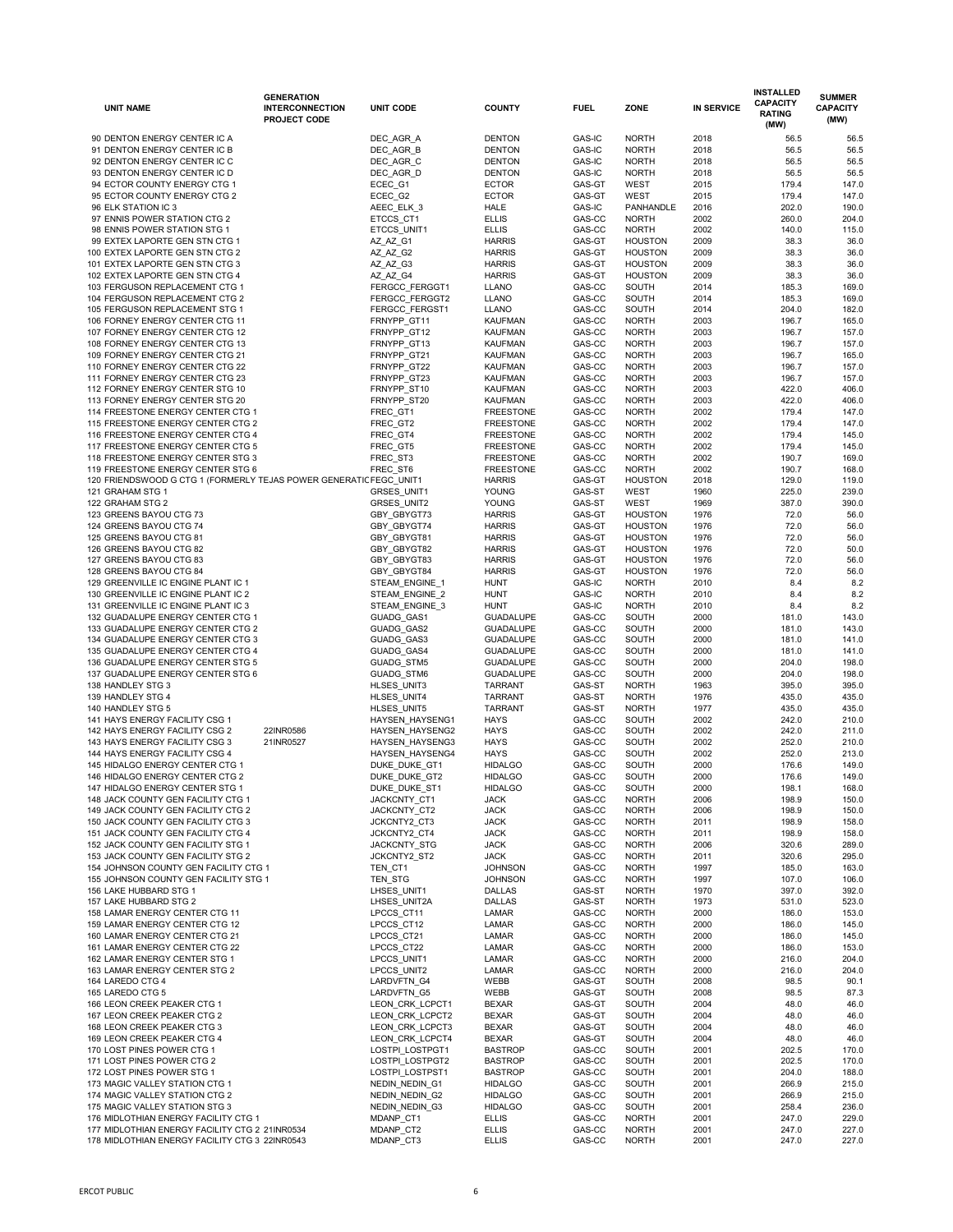| UNIT NAME | GENERATION INTERCONNECTION PROJECT CODE | UNIT CODE | COUNTY | FUEL | ZONE | IN SERVICE | INSTALLED CAPACITY RATING (MW) | SUMMER CAPACITY (MW) |
|---|---|---|---|---|---|---|---|---|
| 90 DENTON ENERGY CENTER IC A | | DEC_AGR_A | DENTON | GAS-IC | NORTH | 2018 | 56.5 | 56.5 |
| 91 DENTON ENERGY CENTER IC B | | DEC_AGR_B | DENTON | GAS-IC | NORTH | 2018 | 56.5 | 56.5 |
| 92 DENTON ENERGY CENTER IC C | | DEC_AGR_C | DENTON | GAS-IC | NORTH | 2018 | 56.5 | 56.5 |
| 93 DENTON ENERGY CENTER IC D | | DEC_AGR_D | DENTON | GAS-IC | NORTH | 2018 | 56.5 | 56.5 |
| 94 ECTOR COUNTY ENERGY CTG 1 | | ECEC_G1 | ECTOR | GAS-GT | WEST | 2015 | 179.4 | 147.0 |
| 95 ECTOR COUNTY ENERGY CTG 2 | | ECEC_G2 | ECTOR | GAS-GT | WEST | 2015 | 179.4 | 147.0 |
| 96 ELK STATION IC 3 | | AEEC_ELK_3 | HALE | GAS-IC | PANHANDLE | 2016 | 202.0 | 190.0 |
| 97 ENNIS POWER STATION CTG 2 | | ETCCS_CT1 | ELLIS | GAS-CC | NORTH | 2002 | 260.0 | 204.0 |
| 98 ENNIS POWER STATION STG 1 | | ETCCS_UNIT1 | ELLIS | GAS-CC | NORTH | 2002 | 140.0 | 115.0 |
| 99 EXTEX LAPORTE GEN STN CTG 1 | | AZ_AZ_G1 | HARRIS | GAS-GT | HOUSTON | 2009 | 38.3 | 36.0 |
| 100 EXTEX LAPORTE GEN STN CTG 2 | | AZ_AZ_G2 | HARRIS | GAS-GT | HOUSTON | 2009 | 38.3 | 36.0 |
| 101 EXTEX LAPORTE GEN STN CTG 3 | | AZ_AZ_G3 | HARRIS | GAS-GT | HOUSTON | 2009 | 38.3 | 36.0 |
| 102 EXTEX LAPORTE GEN STN CTG 4 | | AZ_AZ_G4 | HARRIS | GAS-GT | HOUSTON | 2009 | 38.3 | 36.0 |
| 103 FERGUSON REPLACEMENT CTG 1 | | FERGCC_FERGGT1 | LLANO | GAS-CC | SOUTH | 2014 | 185.3 | 169.0 |
| 104 FERGUSON REPLACEMENT CTG 2 | | FERGCC_FERGGT2 | LLANO | GAS-CC | SOUTH | 2014 | 185.3 | 169.0 |
| 105 FERGUSON REPLACEMENT STG 1 | | FERGCC_FERGST1 | LLANO | GAS-CC | SOUTH | 2014 | 204.0 | 182.0 |
| 106 FORNEY ENERGY CENTER CTG 11 | | FRNYPP_GT11 | KAUFMAN | GAS-CC | NORTH | 2003 | 196.7 | 165.0 |
| 107 FORNEY ENERGY CENTER CTG 12 | | FRNYPP_GT12 | KAUFMAN | GAS-CC | NORTH | 2003 | 196.7 | 157.0 |
| 108 FORNEY ENERGY CENTER CTG 13 | | FRNYPP_GT13 | KAUFMAN | GAS-CC | NORTH | 2003 | 196.7 | 157.0 |
| 109 FORNEY ENERGY CENTER CTG 21 | | FRNYPP_GT21 | KAUFMAN | GAS-CC | NORTH | 2003 | 196.7 | 165.0 |
| 110 FORNEY ENERGY CENTER CTG 22 | | FRNYPP_GT22 | KAUFMAN | GAS-CC | NORTH | 2003 | 196.7 | 157.0 |
| 111 FORNEY ENERGY CENTER CTG 23 | | FRNYPP_GT23 | KAUFMAN | GAS-CC | NORTH | 2003 | 196.7 | 157.0 |
| 112 FORNEY ENERGY CENTER STG 10 | | FRNYPP_ST10 | KAUFMAN | GAS-CC | NORTH | 2003 | 422.0 | 406.0 |
| 113 FORNEY ENERGY CENTER STG 20 | | FRNYPP_ST20 | KAUFMAN | GAS-CC | NORTH | 2003 | 422.0 | 406.0 |
| 114 FREESTONE ENERGY CENTER CTG 1 | | FREC_GT1 | FREESTONE | GAS-CC | NORTH | 2002 | 179.4 | 147.0 |
| 115 FREESTONE ENERGY CENTER CTG 2 | | FREC_GT2 | FREESTONE | GAS-CC | NORTH | 2002 | 179.4 | 147.0 |
| 116 FREESTONE ENERGY CENTER CTG 4 | | FREC_GT4 | FREESTONE | GAS-CC | NORTH | 2002 | 179.4 | 145.0 |
| 117 FREESTONE ENERGY CENTER CTG 5 | | FREC_GT5 | FREESTONE | GAS-CC | NORTH | 2002 | 179.4 | 145.0 |
| 118 FREESTONE ENERGY CENTER STG 3 | | FREC_ST3 | FREESTONE | GAS-CC | NORTH | 2002 | 190.7 | 169.0 |
| 119 FREESTONE ENERGY CENTER STG 6 | | FREC_ST6 | FREESTONE | GAS-CC | NORTH | 2002 | 190.7 | 168.0 |
| 120 FRIENDSWOOD G CTG 1 (FORMERLY TEJAS POWER GENERATIC | | FEGC_UNIT1 | HARRIS | GAS-GT | HOUSTON | 2018 | 129.0 | 119.0 |
| 121 GRAHAM STG 1 | | GRSES_UNIT1 | YOUNG | GAS-ST | WEST | 1960 | 225.0 | 239.0 |
| 122 GRAHAM STG 2 | | GRSES_UNIT2 | YOUNG | GAS-ST | WEST | 1969 | 387.0 | 390.0 |
| 123 GREENS BAYOU CTG 73 | | GBY_GBYGT73 | HARRIS | GAS-GT | HOUSTON | 1976 | 72.0 | 56.0 |
| 124 GREENS BAYOU CTG 74 | | GBY_GBYGT74 | HARRIS | GAS-GT | HOUSTON | 1976 | 72.0 | 56.0 |
| 125 GREENS BAYOU CTG 81 | | GBY_GBYGT81 | HARRIS | GAS-GT | HOUSTON | 1976 | 72.0 | 56.0 |
| 126 GREENS BAYOU CTG 82 | | GBY_GBYGT82 | HARRIS | GAS-GT | HOUSTON | 1976 | 72.0 | 50.0 |
| 127 GREENS BAYOU CTG 83 | | GBY_GBYGT83 | HARRIS | GAS-GT | HOUSTON | 1976 | 72.0 | 56.0 |
| 128 GREENS BAYOU CTG 84 | | GBY_GBYGT84 | HARRIS | GAS-GT | HOUSTON | 1976 | 72.0 | 56.0 |
| 129 GREENVILLE IC ENGINE PLANT IC 1 | | STEAM_ENGINE_1 | HUNT | GAS-IC | NORTH | 2010 | 8.4 | 8.2 |
| 130 GREENVILLE IC ENGINE PLANT IC 2 | | STEAM_ENGINE_2 | HUNT | GAS-IC | NORTH | 2010 | 8.4 | 8.2 |
| 131 GREENVILLE IC ENGINE PLANT IC 3 | | STEAM_ENGINE_3 | HUNT | GAS-IC | NORTH | 2010 | 8.4 | 8.2 |
| 132 GUADALUPE ENERGY CENTER CTG 1 | | GUADG_GAS1 | GUADALUPE | GAS-CC | SOUTH | 2000 | 181.0 | 143.0 |
| 133 GUADALUPE ENERGY CENTER CTG 2 | | GUADG_GAS2 | GUADALUPE | GAS-CC | SOUTH | 2000 | 181.0 | 143.0 |
| 134 GUADALUPE ENERGY CENTER CTG 3 | | GUADG_GAS3 | GUADALUPE | GAS-CC | SOUTH | 2000 | 181.0 | 141.0 |
| 135 GUADALUPE ENERGY CENTER CTG 4 | | GUADG_GAS4 | GUADALUPE | GAS-CC | SOUTH | 2000 | 181.0 | 141.0 |
| 136 GUADALUPE ENERGY CENTER STG 5 | | GUADG_STM5 | GUADALUPE | GAS-CC | SOUTH | 2000 | 204.0 | 198.0 |
| 137 GUADALUPE ENERGY CENTER STG 6 | | GUADG_STM6 | GUADALUPE | GAS-CC | SOUTH | 2000 | 204.0 | 198.0 |
| 138 HANDLEY STG 3 | | HLSES_UNIT3 | TARRANT | GAS-ST | NORTH | 1963 | 395.0 | 395.0 |
| 139 HANDLEY STG 4 | | HLSES_UNIT4 | TARRANT | GAS-ST | NORTH | 1976 | 435.0 | 435.0 |
| 140 HANDLEY STG 5 | | HLSES_UNIT5 | TARRANT | GAS-ST | NORTH | 1977 | 435.0 | 435.0 |
| 141 HAYS ENERGY FACILITY CSG 1 | | HAYSEN_HAYSENG1 | HAYS | GAS-CC | SOUTH | 2002 | 242.0 | 210.0 |
| 142 HAYS ENERGY FACILITY CSG 2 | 22INR0586 | HAYSEN_HAYSENG2 | HAYS | GAS-CC | SOUTH | 2002 | 242.0 | 211.0 |
| 143 HAYS ENERGY FACILITY CSG 3 | 21INR0527 | HAYSEN_HAYSENG3 | HAYS | GAS-CC | SOUTH | 2002 | 252.0 | 210.0 |
| 144 HAYS ENERGY FACILITY CSG 4 | | HAYSEN_HAYSENG4 | HAYS | GAS-CC | SOUTH | 2002 | 252.0 | 213.0 |
| 145 HIDALGO ENERGY CENTER CTG 1 | | DUKE_DUKE_GT1 | HIDALGO | GAS-CC | SOUTH | 2000 | 176.6 | 149.0 |
| 146 HIDALGO ENERGY CENTER CTG 2 | | DUKE_DUKE_GT2 | HIDALGO | GAS-CC | SOUTH | 2000 | 176.6 | 149.0 |
| 147 HIDALGO ENERGY CENTER STG 1 | | DUKE_DUKE_ST1 | HIDALGO | GAS-CC | SOUTH | 2000 | 198.1 | 168.0 |
| 148 JACK COUNTY GEN FACILITY CTG 1 | | JACKCNTY_CT1 | JACK | GAS-CC | NORTH | 2006 | 198.9 | 150.0 |
| 149 JACK COUNTY GEN FACILITY CTG 2 | | JACKCNTY_CT2 | JACK | GAS-CC | NORTH | 2006 | 198.9 | 150.0 |
| 150 JACK COUNTY GEN FACILITY CTG 3 | | JCKCNTY2_CT3 | JACK | GAS-CC | NORTH | 2011 | 198.9 | 158.0 |
| 151 JACK COUNTY GEN FACILITY CTG 4 | | JCKCNTY2_CT4 | JACK | GAS-CC | NORTH | 2011 | 198.9 | 158.0 |
| 152 JACK COUNTY GEN FACILITY STG 1 | | JACKCNTY_STG | JACK | GAS-CC | NORTH | 2006 | 320.6 | 289.0 |
| 153 JACK COUNTY GEN FACILITY STG 2 | | JCKCNTY2_ST2 | JACK | GAS-CC | NORTH | 2011 | 320.6 | 295.0 |
| 154 JOHNSON COUNTY GEN FACILITY CTG 1 | | TEN_CT1 | JOHNSON | GAS-CC | NORTH | 1997 | 185.0 | 163.0 |
| 155 JOHNSON COUNTY GEN FACILITY STG 1 | | TEN_STG | JOHNSON | GAS-CC | NORTH | 1997 | 107.0 | 106.0 |
| 156 LAKE HUBBARD STG 1 | | LHSES_UNIT1 | DALLAS | GAS-ST | NORTH | 1970 | 397.0 | 392.0 |
| 157 LAKE HUBBARD STG 2 | | LHSES_UNIT2A | DALLAS | GAS-ST | NORTH | 1973 | 531.0 | 523.0 |
| 158 LAMAR ENERGY CENTER CTG 11 | | LPCCS_CT11 | LAMAR | GAS-CC | NORTH | 2000 | 186.0 | 153.0 |
| 159 LAMAR ENERGY CENTER CTG 12 | | LPCCS_CT12 | LAMAR | GAS-CC | NORTH | 2000 | 186.0 | 145.0 |
| 160 LAMAR ENERGY CENTER CTG 21 | | LPCCS_CT21 | LAMAR | GAS-CC | NORTH | 2000 | 186.0 | 145.0 |
| 161 LAMAR ENERGY CENTER CTG 22 | | LPCCS_CT22 | LAMAR | GAS-CC | NORTH | 2000 | 186.0 | 153.0 |
| 162 LAMAR ENERGY CENTER STG 1 | | LPCCS_UNIT1 | LAMAR | GAS-CC | NORTH | 2000 | 216.0 | 204.0 |
| 163 LAMAR ENERGY CENTER STG 2 | | LPCCS_UNIT2 | LAMAR | GAS-CC | NORTH | 2000 | 216.0 | 204.0 |
| 164 LAREDO CTG 4 | | LARDVFTN_G4 | WEBB | GAS-GT | SOUTH | 2008 | 98.5 | 90.1 |
| 165 LAREDO CTG 5 | | LARDVFTN_G5 | WEBB | GAS-GT | SOUTH | 2008 | 98.5 | 87.3 |
| 166 LEON CREEK PEAKER CTG 1 | | LEON_CRK_LCPCT1 | BEXAR | GAS-GT | SOUTH | 2004 | 48.0 | 46.0 |
| 167 LEON CREEK PEAKER CTG 2 | | LEON_CRK_LCPCT2 | BEXAR | GAS-GT | SOUTH | 2004 | 48.0 | 46.0 |
| 168 LEON CREEK PEAKER CTG 3 | | LEON_CRK_LCPCT3 | BEXAR | GAS-GT | SOUTH | 2004 | 48.0 | 46.0 |
| 169 LEON CREEK PEAKER CTG 4 | | LEON_CRK_LCPCT4 | BEXAR | GAS-GT | SOUTH | 2004 | 48.0 | 46.0 |
| 170 LOST PINES POWER CTG 1 | | LOSTPI_LOSTPGT1 | BASTROP | GAS-CC | SOUTH | 2001 | 202.5 | 170.0 |
| 171 LOST PINES POWER CTG 2 | | LOSTPI_LOSTPGT2 | BASTROP | GAS-CC | SOUTH | 2001 | 202.5 | 170.0 |
| 172 LOST PINES POWER STG 1 | | LOSTPI_LOSTPST1 | BASTROP | GAS-CC | SOUTH | 2001 | 204.0 | 188.0 |
| 173 MAGIC VALLEY STATION CTG 1 | | NEDIN_NEDIN_G1 | HIDALGO | GAS-CC | SOUTH | 2001 | 266.9 | 215.0 |
| 174 MAGIC VALLEY STATION CTG 2 | | NEDIN_NEDIN_G2 | HIDALGO | GAS-CC | SOUTH | 2001 | 266.9 | 215.0 |
| 175 MAGIC VALLEY STATION STG 3 | | NEDIN_NEDIN_G3 | HIDALGO | GAS-CC | SOUTH | 2001 | 258.4 | 236.0 |
| 176 MIDLOTHIAN ENERGY FACILITY CTG 1 | | MDANP_CT1 | ELLIS | GAS-CC | NORTH | 2001 | 247.0 | 229.0 |
| 177 MIDLOTHIAN ENERGY FACILITY CTG 2 | 21INR0534 | MDANP_CT2 | ELLIS | GAS-CC | NORTH | 2001 | 247.0 | 227.0 |
| 178 MIDLOTHIAN ENERGY FACILITY CTG 3 | 22INR0543 | MDANP_CT3 | ELLIS | GAS-CC | NORTH | 2001 | 247.0 | 227.0 |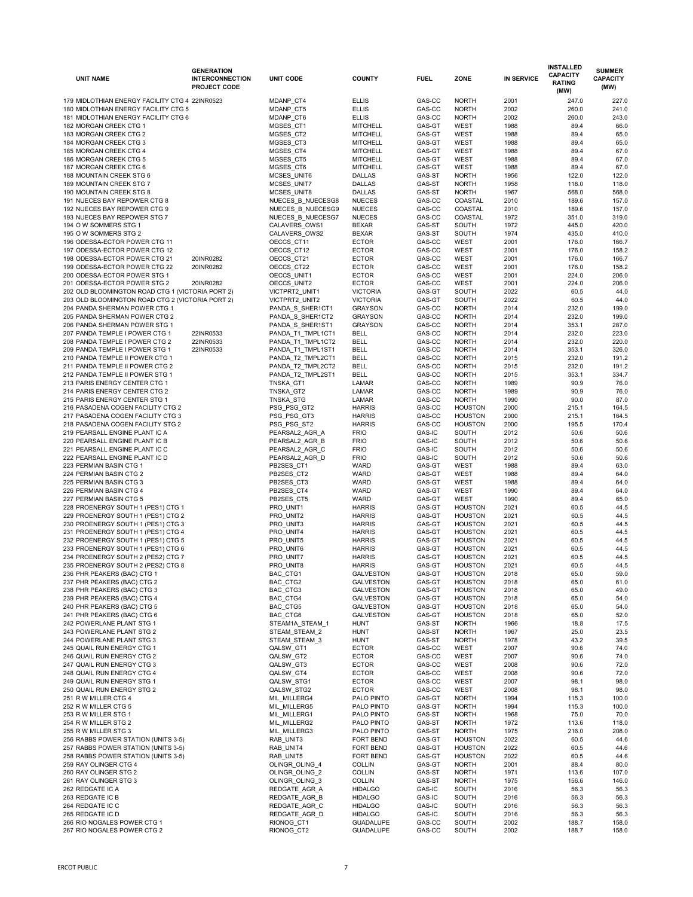| UNIT NAME | GENERATION INTERCONNECTION PROJECT CODE | UNIT CODE | COUNTY | FUEL | ZONE | IN SERVICE | INSTALLED CAPACITY RATING (MW) | SUMMER CAPACITY (MW) |
|---|---|---|---|---|---|---|---|---|
| 179 MIDLOTHIAN ENERGY FACILITY CTG 4 | 22INR0523 | MDANP_CT4 | ELLIS | GAS-CC | NORTH | 2001 | 247.0 | 227.0 |
| 180 MIDLOTHIAN ENERGY FACILITY CTG 5 | | MDANP_CT5 | ELLIS | GAS-CC | NORTH | 2002 | 260.0 | 241.0 |
| 181 MIDLOTHIAN ENERGY FACILITY CTG 6 | | MDANP_CT6 | ELLIS | GAS-CC | NORTH | 2002 | 260.0 | 243.0 |
| 182 MORGAN CREEK CTG 1 | | MGSES_CT1 | MITCHELL | GAS-GT | WEST | 1988 | 89.4 | 66.0 |
| 183 MORGAN CREEK CTG 2 | | MGSES_CT2 | MITCHELL | GAS-GT | WEST | 1988 | 89.4 | 65.0 |
| 184 MORGAN CREEK CTG 3 | | MGSES_CT3 | MITCHELL | GAS-GT | WEST | 1988 | 89.4 | 65.0 |
| 185 MORGAN CREEK CTG 4 | | MGSES_CT4 | MITCHELL | GAS-GT | WEST | 1988 | 89.4 | 67.0 |
| 186 MORGAN CREEK CTG 5 | | MGSES_CT5 | MITCHELL | GAS-GT | WEST | 1988 | 89.4 | 67.0 |
| 187 MORGAN CREEK CTG 6 | | MGSES_CT6 | MITCHELL | GAS-GT | WEST | 1988 | 89.4 | 67.0 |
| 188 MOUNTAIN CREEK STG 6 | | MCSES_UNIT6 | DALLAS | GAS-ST | NORTH | 1956 | 122.0 | 122.0 |
| 189 MOUNTAIN CREEK STG 7 | | MCSES_UNIT7 | DALLAS | GAS-ST | NORTH | 1958 | 118.0 | 118.0 |
| 190 MOUNTAIN CREEK STG 8 | | MCSES_UNIT8 | DALLAS | GAS-ST | NORTH | 1967 | 568.0 | 568.0 |
| 191 NUECES BAY REPOWER CTG 8 | | NUECES_B_NUECESG8 | NUECES | GAS-CC | COASTAL | 2010 | 189.6 | 157.0 |
| 192 NUECES BAY REPOWER CTG 9 | | NUECES_B_NUECESG9 | NUECES | GAS-CC | COASTAL | 2010 | 189.6 | 157.0 |
| 193 NUECES BAY REPOWER STG 7 | | NUECES_B_NUECESG7 | NUECES | GAS-CC | COASTAL | 1972 | 351.0 | 319.0 |
| 194 O W SOMMERS STG 1 | | CALAVERS_OWS1 | BEXAR | GAS-ST | SOUTH | 1972 | 445.0 | 420.0 |
| 195 O W SOMMERS STG 2 | | CALAVERS_OWS2 | BEXAR | GAS-ST | SOUTH | 1974 | 435.0 | 410.0 |
| 196 ODESSA-ECTOR POWER CTG 11 | | OECCS_CT11 | ECTOR | GAS-CC | WEST | 2001 | 176.0 | 166.7 |
| 197 ODESSA-ECTOR POWER CTG 12 | | OECCS_CT12 | ECTOR | GAS-CC | WEST | 2001 | 176.0 | 158.2 |
| 198 ODESSA-ECTOR POWER CTG 21 | 20INR0282 | OECCS_CT21 | ECTOR | GAS-CC | WEST | 2001 | 176.0 | 166.7 |
| 199 ODESSA-ECTOR POWER CTG 22 | 20INR0282 | OECCS_CT22 | ECTOR | GAS-CC | WEST | 2001 | 176.0 | 158.2 |
| 200 ODESSA-ECTOR POWER STG 1 | | OECCS_UNIT1 | ECTOR | GAS-CC | WEST | 2001 | 224.0 | 206.0 |
| 201 ODESSA-ECTOR POWER STG 2 | 20INR0282 | OECCS_UNIT2 | ECTOR | GAS-CC | WEST | 2001 | 224.0 | 206.0 |
| 202 OLD BLOOMINGTON ROAD CTG 1 (VICTORIA PORT 2) | | VICTPRT2_UNIT1 | VICTORIA | GAS-GT | SOUTH | 2022 | 60.5 | 44.0 |
| 203 OLD BLOOMINGTON ROAD CTG 2 (VICTORIA PORT 2) | | VICTPRT2_UNIT2 | VICTORIA | GAS-GT | SOUTH | 2022 | 60.5 | 44.0 |
| 204 PANDA SHERMAN POWER CTG 1 | | PANDA_S_SHER1CT1 | GRAYSON | GAS-CC | NORTH | 2014 | 232.0 | 199.0 |
| 205 PANDA SHERMAN POWER CTG 2 | | PANDA_S_SHER1CT2 | GRAYSON | GAS-CC | NORTH | 2014 | 232.0 | 199.0 |
| 206 PANDA SHERMAN POWER STG 1 | | PANDA_S_SHER1ST1 | GRAYSON | GAS-CC | NORTH | 2014 | 353.1 | 287.0 |
| 207 PANDA TEMPLE I POWER CTG 1 | 22INR0533 | PANDA_T1_TMPL1CT1 | BELL | GAS-CC | NORTH | 2014 | 232.0 | 223.0 |
| 208 PANDA TEMPLE I POWER CTG 2 | 22INR0533 | PANDA_T1_TMPL1CT2 | BELL | GAS-CC | NORTH | 2014 | 232.0 | 220.0 |
| 209 PANDA TEMPLE I POWER STG 1 | 22INR0533 | PANDA_T1_TMPL1ST1 | BELL | GAS-CC | NORTH | 2014 | 353.1 | 326.0 |
| 210 PANDA TEMPLE II POWER CTG 1 | | PANDA_T2_TMPL2CT1 | BELL | GAS-CC | NORTH | 2015 | 232.0 | 191.2 |
| 211 PANDA TEMPLE II POWER CTG 2 | | PANDA_T2_TMPL2CT2 | BELL | GAS-CC | NORTH | 2015 | 232.0 | 191.2 |
| 212 PANDA TEMPLE II POWER STG 1 | | PANDA_T2_TMPL2ST1 | BELL | GAS-CC | NORTH | 2015 | 353.1 | 334.7 |
| 213 PARIS ENERGY CENTER CTG 1 | | TNSKA_GT1 | LAMAR | GAS-CC | NORTH | 1989 | 90.9 | 76.0 |
| 214 PARIS ENERGY CENTER CTG 2 | | TNSKA_GT2 | LAMAR | GAS-CC | NORTH | 1989 | 90.9 | 76.0 |
| 215 PARIS ENERGY CENTER STG 1 | | TNSKA_STG | LAMAR | GAS-CC | NORTH | 1990 | 90.0 | 87.0 |
| 216 PASADENA COGEN FACILITY CTG 2 | | PSG_PSG_GT2 | HARRIS | GAS-CC | HOUSTON | 2000 | 215.1 | 164.5 |
| 217 PASADENA COGEN FACILITY CTG 3 | | PSG_PSG_GT3 | HARRIS | GAS-CC | HOUSTON | 2000 | 215.1 | 164.5 |
| 218 PASADENA COGEN FACILITY STG 2 | | PSG_PSG_ST2 | HARRIS | GAS-CC | HOUSTON | 2000 | 195.5 | 170.4 |
| 219 PEARSALL ENGINE PLANT IC A | | PEARSAL2_AGR_A | FRIO | GAS-IC | SOUTH | 2012 | 50.6 | 50.6 |
| 220 PEARSALL ENGINE PLANT IC B | | PEARSAL2_AGR_B | FRIO | GAS-IC | SOUTH | 2012 | 50.6 | 50.6 |
| 221 PEARSALL ENGINE PLANT IC C | | PEARSAL2_AGR_C | FRIO | GAS-IC | SOUTH | 2012 | 50.6 | 50.6 |
| 222 PEARSALL ENGINE PLANT IC D | | PEARSAL2_AGR_D | FRIO | GAS-IC | SOUTH | 2012 | 50.6 | 50.6 |
| 223 PERMIAN BASIN CTG 1 | | PB2SES_CT1 | WARD | GAS-GT | WEST | 1988 | 89.4 | 63.0 |
| 224 PERMIAN BASIN CTG 2 | | PB2SES_CT2 | WARD | GAS-GT | WEST | 1988 | 89.4 | 64.0 |
| 225 PERMIAN BASIN CTG 3 | | PB2SES_CT3 | WARD | GAS-GT | WEST | 1988 | 89.4 | 64.0 |
| 226 PERMIAN BASIN CTG 4 | | PB2SES_CT4 | WARD | GAS-GT | WEST | 1990 | 89.4 | 64.0 |
| 227 PERMIAN BASIN CTG 5 | | PB2SES_CT5 | WARD | GAS-GT | WEST | 1990 | 89.4 | 65.0 |
| 228 PROENERGY SOUTH 1 (PES1) CTG 1 | | PRO_UNIT1 | HARRIS | GAS-GT | HOUSTON | 2021 | 60.5 | 44.5 |
| 229 PROENERGY SOUTH 1 (PES1) CTG 2 | | PRO_UNIT2 | HARRIS | GAS-GT | HOUSTON | 2021 | 60.5 | 44.5 |
| 230 PROENERGY SOUTH 1 (PES1) CTG 3 | | PRO_UNIT3 | HARRIS | GAS-GT | HOUSTON | 2021 | 60.5 | 44.5 |
| 231 PROENERGY SOUTH 1 (PES1) CTG 4 | | PRO_UNIT4 | HARRIS | GAS-GT | HOUSTON | 2021 | 60.5 | 44.5 |
| 232 PROENERGY SOUTH 1 (PES1) CTG 5 | | PRO_UNIT5 | HARRIS | GAS-GT | HOUSTON | 2021 | 60.5 | 44.5 |
| 233 PROENERGY SOUTH 1 (PES1) CTG 6 | | PRO_UNIT6 | HARRIS | GAS-GT | HOUSTON | 2021 | 60.5 | 44.5 |
| 234 PROENERGY SOUTH 2 (PES2) CTG 7 | | PRO_UNIT7 | HARRIS | GAS-GT | HOUSTON | 2021 | 60.5 | 44.5 |
| 235 PROENERGY SOUTH 2 (PES2) CTG 8 | | PRO_UNIT8 | HARRIS | GAS-GT | HOUSTON | 2021 | 60.5 | 44.5 |
| 236 PHR PEAKERS (BAC) CTG 1 | | BAC_CTG1 | GALVESTON | GAS-GT | HOUSTON | 2018 | 65.0 | 59.0 |
| 237 PHR PEAKERS (BAC) CTG 2 | | BAC_CTG2 | GALVESTON | GAS-GT | HOUSTON | 2018 | 65.0 | 61.0 |
| 238 PHR PEAKERS (BAC) CTG 3 | | BAC_CTG3 | GALVESTON | GAS-GT | HOUSTON | 2018 | 65.0 | 49.0 |
| 239 PHR PEAKERS (BAC) CTG 4 | | BAC_CTG4 | GALVESTON | GAS-GT | HOUSTON | 2018 | 65.0 | 54.0 |
| 240 PHR PEAKERS (BAC) CTG 5 | | BAC_CTG5 | GALVESTON | GAS-GT | HOUSTON | 2018 | 65.0 | 54.0 |
| 241 PHR PEAKERS (BAC) CTG 6 | | BAC_CTG6 | GALVESTON | GAS-GT | HOUSTON | 2018 | 65.0 | 52.0 |
| 242 POWERLANE PLANT STG 1 | | STEAM1A_STEAM_1 | HUNT | GAS-ST | NORTH | 1966 | 18.8 | 17.5 |
| 243 POWERLANE PLANT STG 2 | | STEAM_STEAM_2 | HUNT | GAS-ST | NORTH | 1967 | 25.0 | 23.5 |
| 244 POWERLANE PLANT STG 3 | | STEAM_STEAM_3 | HUNT | GAS-ST | NORTH | 1978 | 43.2 | 39.5 |
| 245 QUAIL RUN ENERGY CTG 1 | | QALSW_GT1 | ECTOR | GAS-CC | WEST | 2007 | 90.6 | 74.0 |
| 246 QUAIL RUN ENERGY CTG 2 | | QALSW_GT2 | ECTOR | GAS-CC | WEST | 2007 | 90.6 | 74.0 |
| 247 QUAIL RUN ENERGY CTG 3 | | QALSW_GT3 | ECTOR | GAS-CC | WEST | 2008 | 90.6 | 72.0 |
| 248 QUAIL RUN ENERGY CTG 4 | | QALSW_GT4 | ECTOR | GAS-CC | WEST | 2008 | 90.6 | 72.0 |
| 249 QUAIL RUN ENERGY STG 1 | | QALSW_STG1 | ECTOR | GAS-CC | WEST | 2007 | 98.1 | 98.0 |
| 250 QUAIL RUN ENERGY STG 2 | | QALSW_STG2 | ECTOR | GAS-CC | WEST | 2008 | 98.1 | 98.0 |
| 251 R W MILLER CTG 4 | | MIL_MILLERG4 | PALO PINTO | GAS-GT | NORTH | 1994 | 115.3 | 100.0 |
| 252 R W MILLER CTG 5 | | MIL_MILLERG5 | PALO PINTO | GAS-GT | NORTH | 1994 | 115.3 | 100.0 |
| 253 R W MILLER STG 1 | | MIL_MILLERG1 | PALO PINTO | GAS-ST | NORTH | 1968 | 75.0 | 70.0 |
| 254 R W MILLER STG 2 | | MIL_MILLERG2 | PALO PINTO | GAS-ST | NORTH | 1972 | 113.6 | 118.0 |
| 255 R W MILLER STG 3 | | MIL_MILLERG3 | PALO PINTO | GAS-ST | NORTH | 1975 | 216.0 | 208.0 |
| 256 RABBS POWER STATION (UNITS 3-5) | | RAB_UNIT3 | FORT BEND | GAS-GT | HOUSTON | 2022 | 60.5 | 44.6 |
| 257 RABBS POWER STATION (UNITS 3-5) | | RAB_UNIT4 | FORT BEND | GAS-GT | HOUSTON | 2022 | 60.5 | 44.6 |
| 258 RABBS POWER STATION (UNITS 3-5) | | RAB_UNIT5 | FORT BEND | GAS-GT | HOUSTON | 2022 | 60.5 | 44.6 |
| 259 RAY OLINGER CTG 4 | | OLINGR_OLING_4 | COLLIN | GAS-GT | NORTH | 2001 | 88.4 | 80.0 |
| 260 RAY OLINGER STG 2 | | OLINGR_OLING_2 | COLLIN | GAS-ST | NORTH | 1971 | 113.6 | 107.0 |
| 261 RAY OLINGER STG 3 | | OLINGR_OLING_3 | COLLIN | GAS-ST | NORTH | 1975 | 156.6 | 146.0 |
| 262 REDGATE IC A | | REDGATE_AGR_A | HIDALGO | GAS-IC | SOUTH | 2016 | 56.3 | 56.3 |
| 263 REDGATE IC B | | REDGATE_AGR_B | HIDALGO | GAS-IC | SOUTH | 2016 | 56.3 | 56.3 |
| 264 REDGATE IC C | | REDGATE_AGR_C | HIDALGO | GAS-IC | SOUTH | 2016 | 56.3 | 56.3 |
| 265 REDGATE IC D | | REDGATE_AGR_D | HIDALGO | GAS-IC | SOUTH | 2016 | 56.3 | 56.3 |
| 266 RIO NOGALES POWER CTG 1 | | RIONOG_CT1 | GUADALUPE | GAS-CC | SOUTH | 2002 | 188.7 | 158.0 |
| 267 RIO NOGALES POWER CTG 2 | | RIONOG_CT2 | GUADALUPE | GAS-CC | SOUTH | 2002 | 188.7 | 158.0 |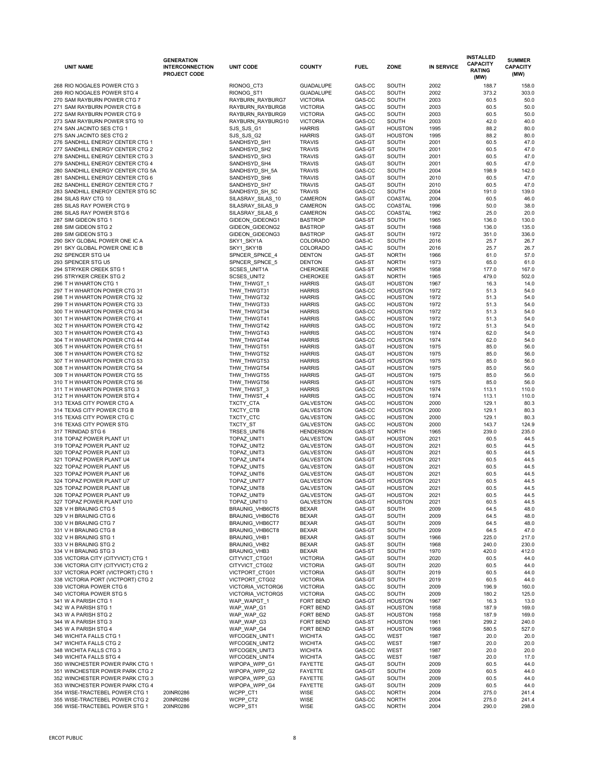| UNIT NAME | GENERATION INTERCONNECTION PROJECT CODE | UNIT CODE | COUNTY | FUEL | ZONE | IN SERVICE | INSTALLED CAPACITY RATING (MW) | SUMMER CAPACITY (MW) |
|---|---|---|---|---|---|---|---|---|
| 268 RIO NOGALES POWER CTG 3 | | RIONOG_CT3 | GUADALUPE | GAS-CC | SOUTH | 2002 | 188.7 | 158.0 |
| 269 RIO NOGALES POWER STG 4 | | RIONOG_ST1 | GUADALUPE | GAS-CC | SOUTH | 2002 | 373.2 | 303.0 |
| 270 SAM RAYBURN POWER CTG 7 | | RAYBURN_RAYBURG7 | VICTORIA | GAS-CC | SOUTH | 2003 | 60.5 | 50.0 |
| 271 SAM RAYBURN POWER CTG 8 | | RAYBURN_RAYBURG8 | VICTORIA | GAS-CC | SOUTH | 2003 | 60.5 | 50.0 |
| 272 SAM RAYBURN POWER CTG 9 | | RAYBURN_RAYBURG9 | VICTORIA | GAS-CC | SOUTH | 2003 | 60.5 | 50.0 |
| 273 SAM RAYBURN POWER STG 10 | | RAYBURN_RAYBURG10 | VICTORIA | GAS-CC | SOUTH | 2003 | 42.0 | 40.0 |
| 274 SAN JACINTO SES CTG 1 | | SJS_SJS_G1 | HARRIS | GAS-GT | HOUSTON | 1995 | 88.2 | 80.0 |
| 275 SAN JACINTO SES CTG 2 | | SJS_SJS_G2 | HARRIS | GAS-GT | HOUSTON | 1995 | 88.2 | 80.0 |
| 276 SANDHILL ENERGY CENTER CTG 1 | | SANDHSYD_SH1 | TRAVIS | GAS-GT | SOUTH | 2001 | 60.5 | 47.0 |
| 277 SANDHILL ENERGY CENTER CTG 2 | | SANDHSYD_SH2 | TRAVIS | GAS-GT | SOUTH | 2001 | 60.5 | 47.0 |
| 278 SANDHILL ENERGY CENTER CTG 3 | | SANDHSYD_SH3 | TRAVIS | GAS-GT | SOUTH | 2001 | 60.5 | 47.0 |
| 279 SANDHILL ENERGY CENTER CTG 4 | | SANDHSYD_SH4 | TRAVIS | GAS-GT | SOUTH | 2001 | 60.5 | 47.0 |
| 280 SANDHILL ENERGY CENTER CTG 5A | | SANDHSYD_SH_5A | TRAVIS | GAS-CC | SOUTH | 2004 | 198.9 | 142.0 |
| 281 SANDHILL ENERGY CENTER CTG 6 | | SANDHSYD_SH6 | TRAVIS | GAS-GT | SOUTH | 2010 | 60.5 | 47.0 |
| 282 SANDHILL ENERGY CENTER CTG 7 | | SANDHSYD_SH7 | TRAVIS | GAS-GT | SOUTH | 2010 | 60.5 | 47.0 |
| 283 SANDHILL ENERGY CENTER STG 5C | | SANDHSYD_SH_5C | TRAVIS | GAS-CC | SOUTH | 2004 | 191.0 | 139.0 |
| 284 SILAS RAY CTG 10 | | SILASRAY_SILAS_10 | CAMERON | GAS-GT | COASTAL | 2004 | 60.5 | 46.0 |
| 285 SILAS RAY POWER CTG 9 | | SILASRAY_SILAS_9 | CAMERON | GAS-CC | COASTAL | 1996 | 50.0 | 38.0 |
| 286 SILAS RAY POWER STG 6 | | SILASRAY_SILAS_6 | CAMERON | GAS-CC | COASTAL | 1962 | 25.0 | 20.0 |
| 287 SIM GIDEON STG 1 | | GIDEON_GIDEONG1 | BASTROP | GAS-ST | SOUTH | 1965 | 136.0 | 130.0 |
| 288 SIM GIDEON STG 2 | | GIDEON_GIDEONG2 | BASTROP | GAS-ST | SOUTH | 1968 | 136.0 | 135.0 |
| 289 SIM GIDEON STG 3 | | GIDEON_GIDEONG3 | BASTROP | GAS-ST | SOUTH | 1972 | 351.0 | 336.0 |
| 290 SKY GLOBAL POWER ONE IC A | | SKY1_SKY1A | COLORADO | GAS-IC | SOUTH | 2016 | 25.7 | 26.7 |
| 291 SKY GLOBAL POWER ONE IC B | | SKY1_SKY1B | COLORADO | GAS-IC | SOUTH | 2016 | 25.7 | 26.7 |
| 292 SPENCER STG U4 | | SPNCER_SPNCE_4 | DENTON | GAS-ST | NORTH | 1966 | 61.0 | 57.0 |
| 293 SPENCER STG U5 | | SPNCER_SPNCE_5 | DENTON | GAS-ST | NORTH | 1973 | 65.0 | 61.0 |
| 294 STRYKER CREEK STG 1 | | SCSES_UNIT1A | CHEROKEE | GAS-ST | NORTH | 1958 | 177.0 | 167.0 |
| 295 STRYKER CREEK STG 2 | | SCSES_UNIT2 | CHEROKEE | GAS-ST | NORTH | 1965 | 479.0 | 502.0 |
| 296 T H WHARTON CTG 1 | | THW_THWGT_1 | HARRIS | GAS-GT | HOUSTON | 1967 | 16.3 | 14.0 |
| 297 T H WHARTON POWER CTG 31 | | THW_THWGT31 | HARRIS | GAS-CC | HOUSTON | 1972 | 51.3 | 54.0 |
| 298 T H WHARTON POWER CTG 32 | | THW_THWGT32 | HARRIS | GAS-CC | HOUSTON | 1972 | 51.3 | 54.0 |
| 299 T H WHARTON POWER CTG 33 | | THW_THWGT33 | HARRIS | GAS-CC | HOUSTON | 1972 | 51.3 | 54.0 |
| 300 T H WHARTON POWER CTG 34 | | THW_THWGT34 | HARRIS | GAS-CC | HOUSTON | 1972 | 51.3 | 54.0 |
| 301 T H WHARTON POWER CTG 41 | | THW_THWGT41 | HARRIS | GAS-CC | HOUSTON | 1972 | 51.3 | 54.0 |
| 302 T H WHARTON POWER CTG 42 | | THW_THWGT42 | HARRIS | GAS-CC | HOUSTON | 1972 | 51.3 | 54.0 |
| 303 T H WHARTON POWER CTG 43 | | THW_THWGT43 | HARRIS | GAS-CC | HOUSTON | 1974 | 62.0 | 54.0 |
| 304 T H WHARTON POWER CTG 44 | | THW_THWGT44 | HARRIS | GAS-CC | HOUSTON | 1974 | 62.0 | 54.0 |
| 305 T H WHARTON POWER CTG 51 | | THW_THWGT51 | HARRIS | GAS-GT | HOUSTON | 1975 | 85.0 | 56.0 |
| 306 T H WHARTON POWER CTG 52 | | THW_THWGT52 | HARRIS | GAS-GT | HOUSTON | 1975 | 85.0 | 56.0 |
| 307 T H WHARTON POWER CTG 53 | | THW_THWGT53 | HARRIS | GAS-GT | HOUSTON | 1975 | 85.0 | 56.0 |
| 308 T H WHARTON POWER CTG 54 | | THW_THWGT54 | HARRIS | GAS-GT | HOUSTON | 1975 | 85.0 | 56.0 |
| 309 T H WHARTON POWER CTG 55 | | THW_THWGT55 | HARRIS | GAS-GT | HOUSTON | 1975 | 85.0 | 56.0 |
| 310 T H WHARTON POWER CTG 56 | | THW_THWGT56 | HARRIS | GAS-GT | HOUSTON | 1975 | 85.0 | 56.0 |
| 311 T H WHARTON POWER STG 3 | | THW_THWST_3 | HARRIS | GAS-CC | HOUSTON | 1974 | 113.1 | 110.0 |
| 312 T H WHARTON POWER STG 4 | | THW_THWST_4 | HARRIS | GAS-CC | HOUSTON | 1974 | 113.1 | 110.0 |
| 313 TEXAS CITY POWER CTG A | | TXCTY_CTA | GALVESTON | GAS-CC | HOUSTON | 2000 | 129.1 | 80.3 |
| 314 TEXAS CITY POWER CTG B | | TXCTY_CTB | GALVESTON | GAS-CC | HOUSTON | 2000 | 129.1 | 80.3 |
| 315 TEXAS CITY POWER CTG C | | TXCTY_CTC | GALVESTON | GAS-CC | HOUSTON | 2000 | 129.1 | 80.3 |
| 316 TEXAS CITY POWER STG | | TXCTY_ST | GALVESTON | GAS-CC | HOUSTON | 2000 | 143.7 | 124.9 |
| 317 TRINIDAD STG 6 | | TRSES_UNIT6 | HENDERSON | GAS-ST | NORTH | 1965 | 239.0 | 235.0 |
| 318 TOPAZ POWER PLANT U1 | | TOPAZ_UNIT1 | GALVESTON | GAS-GT | HOUSTON | 2021 | 60.5 | 44.5 |
| 319 TOPAZ POWER PLANT U2 | | TOPAZ_UNIT2 | GALVESTON | GAS-GT | HOUSTON | 2021 | 60.5 | 44.5 |
| 320 TOPAZ POWER PLANT U3 | | TOPAZ_UNIT3 | GALVESTON | GAS-GT | HOUSTON | 2021 | 60.5 | 44.5 |
| 321 TOPAZ POWER PLANT U4 | | TOPAZ_UNIT4 | GALVESTON | GAS-GT | HOUSTON | 2021 | 60.5 | 44.5 |
| 322 TOPAZ POWER PLANT U5 | | TOPAZ_UNIT5 | GALVESTON | GAS-GT | HOUSTON | 2021 | 60.5 | 44.5 |
| 323 TOPAZ POWER PLANT U6 | | TOPAZ_UNIT6 | GALVESTON | GAS-GT | HOUSTON | 2021 | 60.5 | 44.5 |
| 324 TOPAZ POWER PLANT U7 | | TOPAZ_UNIT7 | GALVESTON | GAS-GT | HOUSTON | 2021 | 60.5 | 44.5 |
| 325 TOPAZ POWER PLANT U8 | | TOPAZ_UNIT8 | GALVESTON | GAS-GT | HOUSTON | 2021 | 60.5 | 44.5 |
| 326 TOPAZ POWER PLANT U9 | | TOPAZ_UNIT9 | GALVESTON | GAS-GT | HOUSTON | 2021 | 60.5 | 44.5 |
| 327 TOPAZ POWER PLANT U10 | | TOPAZ_UNIT10 | GALVESTON | GAS-GT | HOUSTON | 2021 | 60.5 | 44.5 |
| 328 V H BRAUNIG CTG 5 | | BRAUNIG_VHB6CT5 | BEXAR | GAS-GT | SOUTH | 2009 | 64.5 | 48.0 |
| 329 V H BRAUNIG CTG 6 | | BRAUNIG_VHB6CT6 | BEXAR | GAS-GT | SOUTH | 2009 | 64.5 | 48.0 |
| 330 V H BRAUNIG CTG 7 | | BRAUNIG_VHB6CT7 | BEXAR | GAS-GT | SOUTH | 2009 | 64.5 | 48.0 |
| 331 V H BRAUNIG CTG 8 | | BRAUNIG_VHB6CT8 | BEXAR | GAS-GT | SOUTH | 2009 | 64.5 | 47.0 |
| 332 V H BRAUNIG STG 1 | | BRAUNIG_VHB1 | BEXAR | GAS-ST | SOUTH | 1966 | 225.0 | 217.0 |
| 333 V H BRAUNIG STG 2 | | BRAUNIG_VHB2 | BEXAR | GAS-ST | SOUTH | 1968 | 240.0 | 230.0 |
| 334 V H BRAUNIG STG 3 | | BRAUNIG_VHB3 | BEXAR | GAS-ST | SOUTH | 1970 | 420.0 | 412.0 |
| 335 VICTORIA CITY (CITYVICT) CTG 1 | | CITYVICT_CTG01 | VICTORIA | GAS-GT | SOUTH | 2020 | 60.5 | 44.0 |
| 336 VICTORIA CITY (CITYVICT) CTG 2 | | CITYVICT_CTG02 | VICTORIA | GAS-GT | SOUTH | 2020 | 60.5 | 44.0 |
| 337 VICTORIA PORT (VICTPORT) CTG 1 | | VICTPORT_CTG01 | VICTORIA | GAS-GT | SOUTH | 2019 | 60.5 | 44.0 |
| 338 VICTORIA PORT (VICTPORT) CTG 2 | | VICTPORT_CTG02 | VICTORIA | GAS-GT | SOUTH | 2019 | 60.5 | 44.0 |
| 339 VICTORIA POWER CTG 6 | | VICTORIA_VICTORG6 | VICTORIA | GAS-CC | SOUTH | 2009 | 196.9 | 160.0 |
| 340 VICTORIA POWER STG 5 | | VICTORIA_VICTORG5 | VICTORIA | GAS-CC | SOUTH | 2009 | 180.2 | 125.0 |
| 341 W A PARISH CTG 1 | | WAP_WAPGT_1 | FORT BEND | GAS-GT | HOUSTON | 1967 | 16.3 | 13.0 |
| 342 W A PARISH STG 1 | | WAP_WAP_G1 | FORT BEND | GAS-ST | HOUSTON | 1958 | 187.9 | 169.0 |
| 343 W A PARISH STG 2 | | WAP_WAP_G2 | FORT BEND | GAS-ST | HOUSTON | 1958 | 187.9 | 169.0 |
| 344 W A PARISH STG 3 | | WAP_WAP_G3 | FORT BEND | GAS-ST | HOUSTON | 1961 | 299.2 | 240.0 |
| 345 W A PARISH STG 4 | | WAP_WAP_G4 | FORT BEND | GAS-ST | HOUSTON | 1968 | 580.5 | 527.0 |
| 346 WICHITA FALLS CTG 1 | | WFCOGEN_UNIT1 | WICHITA | GAS-CC | WEST | 1987 | 20.0 | 20.0 |
| 347 WICHITA FALLS CTG 2 | | WFCOGEN_UNIT2 | WICHITA | GAS-CC | WEST | 1987 | 20.0 | 20.0 |
| 348 WICHITA FALLS CTG 3 | | WFCOGEN_UNIT3 | WICHITA | GAS-CC | WEST | 1987 | 20.0 | 20.0 |
| 349 WICHITA FALLS STG 4 | | WFCOGEN_UNIT4 | WICHITA | GAS-CC | WEST | 1987 | 20.0 | 17.0 |
| 350 WINCHESTER POWER PARK CTG 1 | | WIPOPA_WPP_G1 | FAYETTE | GAS-GT | SOUTH | 2009 | 60.5 | 44.0 |
| 351 WINCHESTER POWER PARK CTG 2 | | WIPOPA_WPP_G2 | FAYETTE | GAS-GT | SOUTH | 2009 | 60.5 | 44.0 |
| 352 WINCHESTER POWER PARK CTG 3 | | WIPOPA_WPP_G3 | FAYETTE | GAS-GT | SOUTH | 2009 | 60.5 | 44.0 |
| 353 WINCHESTER POWER PARK CTG 4 | | WIPOPA_WPP_G4 | FAYETTE | GAS-GT | SOUTH | 2009 | 60.5 | 44.0 |
| 354 WISE-TRACTEBEL POWER CTG 1 | 20INR0286 | WCPP_CT1 | WISE | GAS-CC | NORTH | 2004 | 275.0 | 241.4 |
| 355 WISE-TRACTEBEL POWER CTG 2 | 20INR0286 | WCPP_CT2 | WISE | GAS-CC | NORTH | 2004 | 275.0 | 241.4 |
| 356 WISE-TRACTEBEL POWER STG 1 | 20INR0286 | WCPP_ST1 | WISE | GAS-CC | NORTH | 2004 | 290.0 | 298.0 |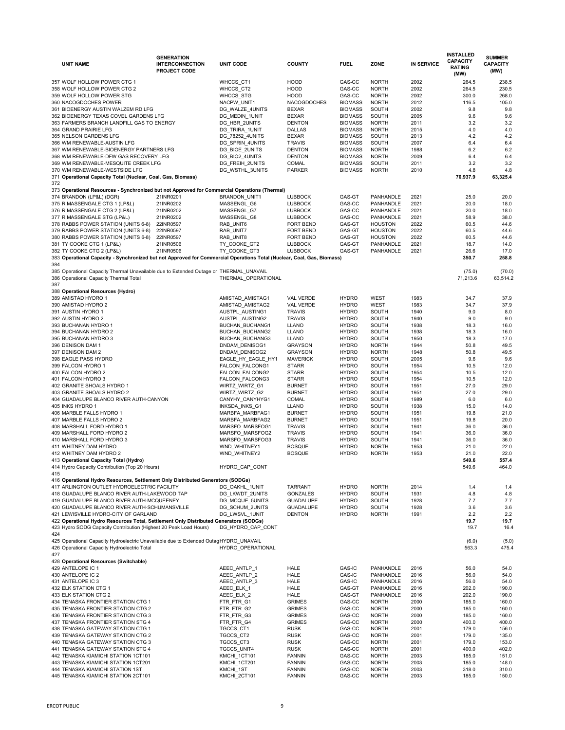| UNIT NAME | GENERATION INTERCONNECTION PROJECT CODE | UNIT CODE | COUNTY | FUEL | ZONE | IN SERVICE | INSTALLED CAPACITY RATING (MW) | SUMMER CAPACITY (MW) |
|---|---|---|---|---|---|---|---|---|
| 357 WOLF HOLLOW POWER CTG 1 | | WHCCS_CT1 | HOOD | GAS-CC | NORTH | 2002 | 264.5 | 238.5 |
| 358 WOLF HOLLOW POWER CTG 2 | | WHCCS_CT2 | HOOD | GAS-CC | NORTH | 2002 | 264.5 | 230.5 |
| 359 WOLF HOLLOW POWER STG | | WHCCS_STG | HOOD | GAS-CC | NORTH | 2002 | 300.0 | 268.0 |
| 360 NACOGDOCHES POWER | | NACPW_UNIT1 | NACOGDOCHES | BIOMASS | NORTH | 2012 | 116.5 | 105.0 |
| 361 BIOENERGY AUSTIN WALZEM RD LFG | | DG_WALZE_4UNITS | BEXAR | BIOMASS | SOUTH | 2002 | 9.8 | 9.8 |
| 362 BIOENERGY TEXAS COVEL GARDENS LFG | | DG_MEDIN_1UNIT | BEXAR | BIOMASS | SOUTH | 2005 | 9.6 | 9.6 |
| 363 FARMERS BRANCH LANDFILL GAS TO ENERGY | | DG_HBR_2UNITS | DENTON | BIOMASS | NORTH | 2011 | 3.2 | 3.2 |
| 364 GRAND PRAIRIE LFG | | DG_TRIRA_1UNIT | DALLAS | BIOMASS | NORTH | 2015 | 4.0 | 4.0 |
| 365 NELSON GARDENS LFG | | DG_78252_4UNITS | BEXAR | BIOMASS | SOUTH | 2013 | 4.2 | 4.2 |
| 366 WM RENEWABLE-AUSTIN LFG | | DG_SPRIN_4UNITS | TRAVIS | BIOMASS | SOUTH | 2007 | 6.4 | 6.4 |
| 367 WM RENEWABLE-BIOENERGY PARTNERS LFG | | DG_BIOE_2UNITS | DENTON | BIOMASS | NORTH | 1988 | 6.2 | 6.2 |
| 368 WM RENEWABLE-DFW GAS RECOVERY LFG | | DG_BIO2_4UNITS | DENTON | BIOMASS | NORTH | 2009 | 6.4 | 6.4 |
| 369 WM RENEWABLE-MESQUITE CREEK LFG | | DG_FREIH_2UNITS | COMAL | BIOMASS | SOUTH | 2011 | 3.2 | 3.2 |
| 370 WM RENEWABLE-WESTSIDE LFG | | DG_WSTHL_3UNITS | PARKER | BIOMASS | NORTH | 2010 | 4.8 | 4.8 |
| **371 Operational Capacity Total (Nuclear, Coal, Gas, Biomass)** | | | | | | | **70,937.9** | **63,325.4** |
| 372 | | | | | | | | |
| **373 Operational Resources - Synchronized but not Approved for Commercial Operations (Thermal)** | | | | | | | | |
| 374 BRANDON (LP&L) (DGR) | 21INR0201 | BRANDON_UNIT1 | LUBBOCK | GAS-GT | PANHANDLE | 2021 | 25.0 | 20.0 |
| 375 R MASSENGALE CTG 1 (LP&L) | 21INR0202 | MASSENGL_G6 | LUBBOCK | GAS-CC | PANHANDLE | 2021 | 20.0 | 18.0 |
| 376 R MASSENGALE CTG 2 (LP&L) | 21INR0202 | MASSENGL_G7 | LUBBOCK | GAS-CC | PANHANDLE | 2021 | 20.0 | 18.0 |
| 377 R MASSENGALE STG (LP&L) | 21INR0202 | MASSENGL_G8 | LUBBOCK | GAS-CC | PANHANDLE | 2021 | 58.9 | 38.0 |
| 378 RABBS POWER STATION (UNITS 6-8) | 22INR0597 | RAB_UNIT6 | FORT BEND | GAS-GT | HOUSTON | 2022 | 60.5 | 44.6 |
| 379 RABBS POWER STATION (UNITS 6-8) | 22INR0597 | RAB_UNIT7 | FORT BEND | GAS-GT | HOUSTON | 2022 | 60.5 | 44.6 |
| 380 RABBS POWER STATION (UNITS 6-8) | 22INR0597 | RAB_UNIT8 | FORT BEND | GAS-GT | HOUSTON | 2022 | 60.5 | 44.6 |
| 381 TY COOKE CTG 1 (LP&L) | 21INR0506 | TY_COOKE_GT2 | LUBBOCK | GAS-GT | PANHANDLE | 2021 | 18.7 | 14.0 |
| 382 TY COOKE CTG 2 (LP&L) | 21INR0506 | TY_COOKE_GT3 | LUBBOCK | GAS-GT | PANHANDLE | 2021 | 26.6 | 17.0 |
| **383 Operational Capacity - Synchronized but not Approved for Commercial Operations Total (Nuclear, Coal, Gas, Biomass)** | | | | | | | **350.7** | **258.8** |
| 384 | | | | | | | | |
| 385 Operational Capacity Thermal Unavailable due to Extended Outage or | | THERMAL_UNAVAIL | | | | | (75.0) | (70.0) |
| 386 Operational Capacity Thermal Total | | THERMAL_OPERATIONAL | | | | | 71,213.6 | 63,514.2 |
| 387 | | | | | | | | |
| **388 Operational Resources (Hydro)** | | | | | | | | |
| 389 AMISTAD HYDRO 1 | | AMISTAD_AMISTAG1 | VAL VERDE | HYDRO | WEST | 1983 | 34.7 | 37.9 |
| 390 AMISTAD HYDRO 2 | | AMISTAD_AMISTAG2 | VAL VERDE | HYDRO | WEST | 1983 | 34.7 | 37.9 |
| 391 AUSTIN HYDRO 1 | | AUSTPL_AUSTING1 | TRAVIS | HYDRO | SOUTH | 1940 | 9.0 | 8.0 |
| 392 AUSTIN HYDRO 2 | | AUSTPL_AUSTING2 | TRAVIS | HYDRO | SOUTH | 1940 | 9.0 | 9.0 |
| 393 BUCHANAN HYDRO 1 | | BUCHAN_BUCHANG1 | LLANO | HYDRO | SOUTH | 1938 | 18.3 | 16.0 |
| 394 BUCHANAN HYDRO 2 | | BUCHAN_BUCHANG2 | LLANO | HYDRO | SOUTH | 1938 | 18.3 | 16.0 |
| 395 BUCHANAN HYDRO 3 | | BUCHAN_BUCHANG3 | LLANO | HYDRO | SOUTH | 1950 | 18.3 | 17.0 |
| 396 DENISON DAM 1 | | DNDAM_DENISOG1 | GRAYSON | HYDRO | NORTH | 1944 | 50.8 | 49.5 |
| 397 DENISON DAM 2 | | DNDAM_DENISOG2 | GRAYSON | HYDRO | NORTH | 1948 | 50.8 | 49.5 |
| 398 EAGLE PASS HYDRO | | EAGLE_HY_EAGLE_HY1 | MAVERICK | HYDRO | SOUTH | 2005 | 9.6 | 9.6 |
| 399 FALCON HYDRO 1 | | FALCON_FALCONG1 | STARR | HYDRO | SOUTH | 1954 | 10.5 | 12.0 |
| 400 FALCON HYDRO 2 | | FALCON_FALCONG2 | STARR | HYDRO | SOUTH | 1954 | 10.5 | 12.0 |
| 401 FALCON HYDRO 3 | | FALCON_FALCONG3 | STARR | HYDRO | SOUTH | 1954 | 10.5 | 12.0 |
| 402 GRANITE SHOALS HYDRO 1 | | WIRTZ_WIRTZ_G1 | BURNET | HYDRO | SOUTH | 1951 | 27.0 | 29.0 |
| 403 GRANITE SHOALS HYDRO 2 | | WIRTZ_WIRTZ_G2 | BURNET | HYDRO | SOUTH | 1951 | 27.0 | 29.0 |
| 404 GUADALUPE BLANCO RIVER AUTH-CANYON | | CANYHY_CANYHYG1 | COMAL | HYDRO | SOUTH | 1989 | 6.0 | 6.0 |
| 405 INKS HYDRO 1 | | INKSDA_INKS_G1 | LLANO | HYDRO | SOUTH | 1938 | 15.0 | 14.0 |
| 406 MARBLE FALLS HYDRO 1 | | MARBFA_MARBFAG1 | BURNET | HYDRO | SOUTH | 1951 | 19.8 | 21.0 |
| 407 MARBLE FALLS HYDRO 2 | | MARBFA_MARBFAG2 | BURNET | HYDRO | SOUTH | 1951 | 19.8 | 20.0 |
| 408 MARSHALL FORD HYDRO 1 | | MARSFO_MARSFOG1 | TRAVIS | HYDRO | SOUTH | 1941 | 36.0 | 36.0 |
| 409 MARSHALL FORD HYDRO 2 | | MARSFO_MARSFOG2 | TRAVIS | HYDRO | SOUTH | 1941 | 36.0 | 36.0 |
| 410 MARSHALL FORD HYDRO 3 | | MARSFO_MARSFOG3 | TRAVIS | HYDRO | SOUTH | 1941 | 36.0 | 36.0 |
| 411 WHITNEY DAM HYDRO | | WND_WHITNEY1 | BOSQUE | HYDRO | NORTH | 1953 | 21.0 | 22.0 |
| 412 WHITNEY DAM HYDRO 2 | | WND_WHITNEY2 | BOSQUE | HYDRO | NORTH | 1953 | 21.0 | 22.0 |
| **413 Operational Capacity Total (Hydro)** | | | | | | | **549.6** | **557.4** |
| 414 Hydro Capacity Contribution (Top 20 Hours) | | HYDRO_CAP_CONT | | | | | 549.6 | 464.0 |
| 415 | | | | | | | | |
| **416 Operational Hydro Resources, Settlement Only Distributed Generators (SODGs)** | | | | | | | | |
| 417 ARLINGTON OUTLET HYDROELECTRIC FACILITY | | DG_OAKHL_1UNIT | TARRANT | HYDRO | NORTH | 2014 | 1.4 | 1.4 |
| 418 GUADALUPE BLANCO RIVER AUTH-LAKEWOOD TAP | | DG_LKWDT_2UNITS | GONZALES | HYDRO | SOUTH | 1931 | 4.8 | 4.8 |
| 419 GUADALUPE BLANCO RIVER AUTH-MCQUEENEY | | DG_MCQUE_5UNITS | GUADALUPE | HYDRO | SOUTH | 1928 | 7.7 | 7.7 |
| 420 GUADALUPE BLANCO RIVER AUTH-SCHUMANSVILLE | | DG_SCHUM_2UNITS | GUADALUPE | HYDRO | SOUTH | 1928 | 3.6 | 3.6 |
| 421 LEWISVILLE HYDRO-CITY OF GARLAND | | DG_LWSVL_1UNIT | DENTON | HYDRO | NORTH | 1991 | 2.2 | 2.2 |
| **422 Operational Hydro Resources Total, Settlement Only Distributed Generators (SODGs)** | | | | | | | **19.7** | **19.7** |
| 423 Hydro SODG Capacity Contribution (Highest 20 Peak Load Hours) | | DG_HYDRO_CAP_CONT | | | | | 19.7 | 16.4 |
| 424 | | | | | | | | |
| 425 Operational Capacity Hydroelectric Unavailable due to Extended Outag | | HYDRO_UNAVAIL | | | | | (6.0) | (5.0) |
| 426 Operational Capacity Hydroelectric Total | | HYDRO_OPERATIONAL | | | | | 563.3 | 475.4 |
| 427 | | | | | | | | |
| **428 Operational Resources (Switchable)** | | | | | | | | |
| 429 ANTELOPE IC 1 | | AEEC_ANTLP_1 | HALE | GAS-IC | PANHANDLE | 2016 | 56.0 | 54.0 |
| 430 ANTELOPE IC 2 | | AEEC_ANTLP_2 | HALE | GAS-IC | PANHANDLE | 2016 | 56.0 | 54.0 |
| 431 ANTELOPE IC 3 | | AEEC_ANTLP_3 | HALE | GAS-IC | PANHANDLE | 2016 | 56.0 | 54.0 |
| 432 ELK STATION CTG 1 | | AEEC_ELK_1 | HALE | GAS-GT | PANHANDLE | 2016 | 202.0 | 190.0 |
| 433 ELK STATION CTG 2 | | AEEC_ELK_2 | HALE | GAS-GT | PANHANDLE | 2016 | 202.0 | 190.0 |
| 434 TENASKA FRONTIER STATION CTG 1 | | FTR_FTR_G1 | GRIMES | GAS-CC | NORTH | 2000 | 185.0 | 160.0 |
| 435 TENASKA FRONTIER STATION CTG 2 | | FTR_FTR_G2 | GRIMES | GAS-CC | NORTH | 2000 | 185.0 | 160.0 |
| 436 TENASKA FRONTIER STATION CTG 3 | | FTR_FTR_G3 | GRIMES | GAS-CC | NORTH | 2000 | 185.0 | 160.0 |
| 437 TENASKA FRONTIER STATION STG 4 | | FTR_FTR_G4 | GRIMES | GAS-CC | NORTH | 2000 | 400.0 | 400.0 |
| 438 TENASKA GATEWAY STATION CTG 1 | | TGCCS_CT1 | RUSK | GAS-CC | NORTH | 2001 | 179.0 | 156.0 |
| 439 TENASKA GATEWAY STATION CTG 2 | | TGCCS_CT2 | RUSK | GAS-CC | NORTH | 2001 | 179.0 | 135.0 |
| 440 TENASKA GATEWAY STATION CTG 3 | | TGCCS_CT3 | RUSK | GAS-CC | NORTH | 2001 | 179.0 | 153.0 |
| 441 TENASKA GATEWAY STATION STG 4 | | TGCCS_UNIT4 | RUSK | GAS-CC | NORTH | 2001 | 400.0 | 402.0 |
| 442 TENASKA KIAMICHI STATION 1CT101 | | KMCHI_1CT101 | FANNIN | GAS-CC | NORTH | 2003 | 185.0 | 151.0 |
| 443 TENASKA KIAMICHI STATION 1CT201 | | KMCHI_1CT201 | FANNIN | GAS-CC | NORTH | 2003 | 185.0 | 148.0 |
| 444 TENASKA KIAMICHI STATION 1ST | | KMCHI_1ST | FANNIN | GAS-CC | NORTH | 2003 | 318.0 | 310.0 |
| 445 TENASKA KIAMICHI STATION 2CT101 | | KMCHI_2CT101 | FANNIN | GAS-CC | NORTH | 2003 | 185.0 | 150.0 |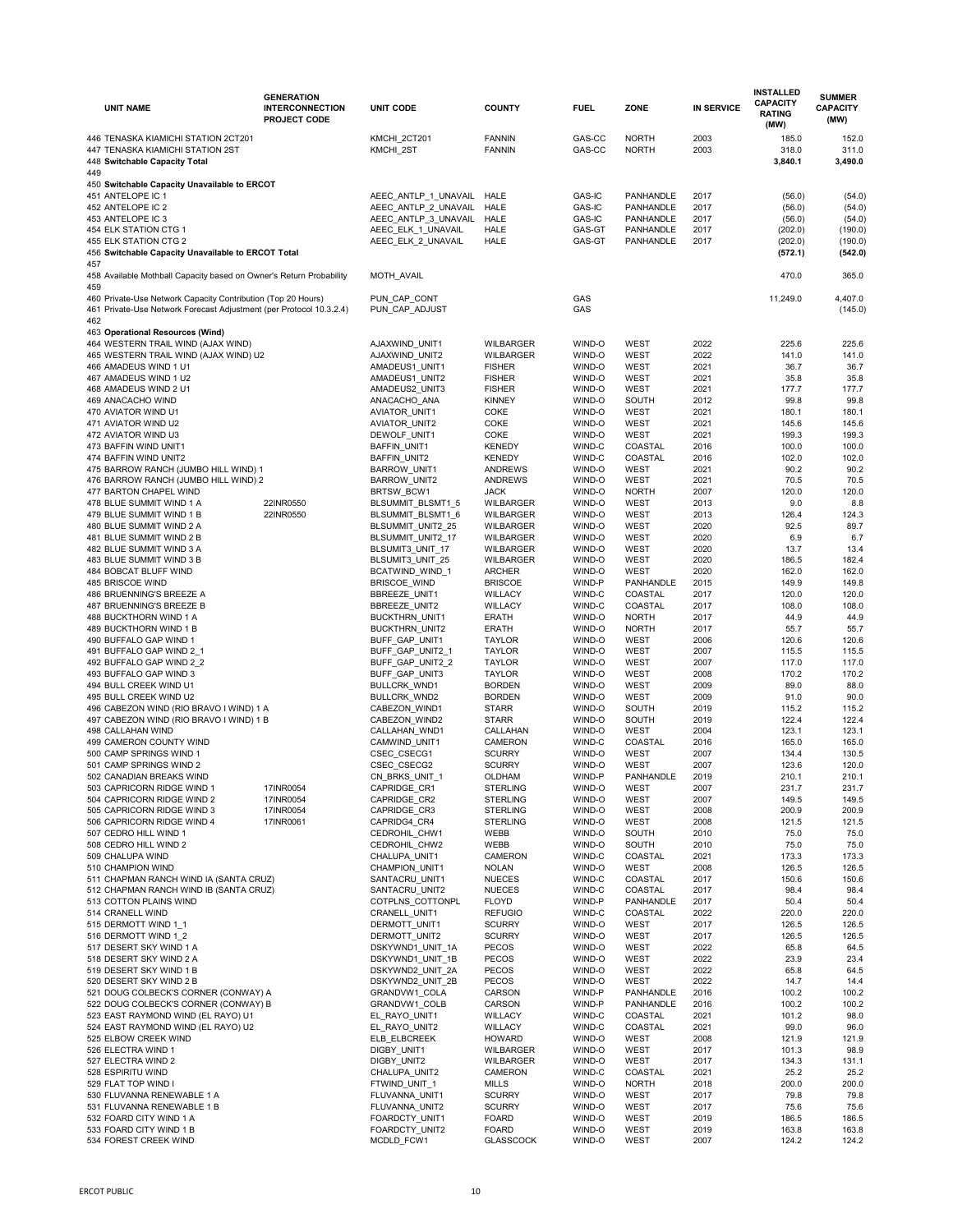| UNIT NAME | GENERATION INTERCONNECTION PROJECT CODE | UNIT CODE | COUNTY | FUEL | ZONE | IN SERVICE | INSTALLED CAPACITY RATING (MW) | SUMMER CAPACITY (MW) |
|---|---|---|---|---|---|---|---|---|
| 446 TENASKA KIAMICHI STATION 2CT201 | | KMCHI_2CT201 | FANNIN | GAS-CC | NORTH | 2003 | 185.0 | 152.0 |
| 447 TENASKA KIAMICHI STATION 2ST | | KMCHI_2ST | FANNIN | GAS-CC | NORTH | 2003 | 318.0 | 311.0 |
| 448 **Switchable Capacity Total** | | | | | | | **3,840.1** | **3,490.0** |
| 449 | | | | | | | | |
| 450 **Switchable Capacity Unavailable to ERCOT** | | | | | | | | |
| 451 ANTELOPE IC 1 | | AEEC_ANTLP_1_UNAVAIL | HALE | GAS-IC | PANHANDLE | 2017 | (56.0) | (54.0) |
| 452 ANTELOPE IC 2 | | AEEC_ANTLP_2_UNAVAIL | HALE | GAS-IC | PANHANDLE | 2017 | (56.0) | (54.0) |
| 453 ANTELOPE IC 3 | | AEEC_ANTLP_3_UNAVAIL | HALE | GAS-IC | PANHANDLE | 2017 | (56.0) | (54.0) |
| 454 ELK STATION CTG 1 | | AEEC_ELK_1_UNAVAIL | HALE | GAS-GT | PANHANDLE | 2017 | (202.0) | (190.0) |
| 455 ELK STATION CTG 2 | | AEEC_ELK_2_UNAVAIL | HALE | GAS-GT | PANHANDLE | 2017 | (202.0) | (190.0) |
| 456 **Switchable Capacity Unavailable to ERCOT Total** | | | | | | | **(572.1)** | **(542.0)** |
| 457 | | | | | | | | |
| 458 Available Mothball Capacity based on Owner's Return Probability | | MOTH_AVAIL | | | | | 470.0 | 365.0 |
| 459 | | | | | | | | |
| 460 Private-Use Network Capacity Contribution (Top 20 Hours) | | PUN_CAP_CONT | | GAS | | | 11,249.0 | 4,407.0 |
| 461 Private-Use Network Forecast Adjustment (per Protocol 10.3.2.4) | | PUN_CAP_ADJUST | | GAS | | | | (145.0) |
| 462 | | | | | | | | |
| 463 **Operational Resources (Wind)** | | | | | | | | |
| 464 WESTERN TRAIL WIND (AJAX WIND) | | AJAXWIND_UNIT1 | WILBARGER | WIND-O | WEST | 2022 | 225.6 | 225.6 |
| 465 WESTERN TRAIL WIND (AJAX WIND) U2 | | AJAXWIND_UNIT2 | WILBARGER | WIND-O | WEST | 2022 | 141.0 | 141.0 |
| 466 AMADEUS WIND 1 U1 | | AMADEUS1_UNIT1 | FISHER | WIND-O | WEST | 2021 | 36.7 | 36.7 |
| 467 AMADEUS WIND 1 U2 | | AMADEUS1_UNIT2 | FISHER | WIND-O | WEST | 2021 | 35.8 | 35.8 |
| 468 AMADEUS WIND 2 U1 | | AMADEUS2_UNIT3 | FISHER | WIND-O | WEST | 2021 | 177.7 | 177.7 |
| 469 ANACACHO WIND | | ANACACHO_ANA | KINNEY | WIND-O | SOUTH | 2012 | 99.8 | 99.8 |
| 470 AVIATOR WIND U1 | | AVIATOR_UNIT1 | COKE | WIND-O | WEST | 2021 | 180.1 | 180.1 |
| 471 AVIATOR WIND U2 | | AVIATOR_UNIT2 | COKE | WIND-O | WEST | 2021 | 145.6 | 145.6 |
| 472 AVIATOR WIND U3 | | DEWOLF_UNIT1 | COKE | WIND-O | WEST | 2021 | 199.3 | 199.3 |
| 473 BAFFIN WIND UNIT1 | | BAFFIN_UNIT1 | KENEDY | WIND-C | COASTAL | 2016 | 100.0 | 100.0 |
| 474 BAFFIN WIND UNIT2 | | BAFFIN_UNIT2 | KENEDY | WIND-C | COASTAL | 2016 | 102.0 | 102.0 |
| 475 BARROW RANCH (JUMBO HILL WIND) 1 | | BARROW_UNIT1 | ANDREWS | WIND-O | WEST | 2021 | 90.2 | 90.2 |
| 476 BARROW RANCH (JUMBO HILL WIND) 2 | | BARROW_UNIT2 | ANDREWS | WIND-O | WEST | 2021 | 70.5 | 70.5 |
| 477 BARTON CHAPEL WIND | | BRTSW_BCW1 | JACK | WIND-O | NORTH | 2007 | 120.0 | 120.0 |
| 478 BLUE SUMMIT WIND 1 A | 22INR0550 | BLSUMMIT_BLSMT1_5 | WILBARGER | WIND-O | WEST | 2013 | 9.0 | 8.8 |
| 479 BLUE SUMMIT WIND 1 B | 22INR0550 | BLSUMMIT_BLSMT1_6 | WILBARGER | WIND-O | WEST | 2013 | 126.4 | 124.3 |
| 480 BLUE SUMMIT WIND 2 A | | BLSUMMIT_UNIT2_25 | WILBARGER | WIND-O | WEST | 2020 | 92.5 | 89.7 |
| 481 BLUE SUMMIT WIND 2 B | | BLSUMMIT_UNIT2_17 | WILBARGER | WIND-O | WEST | 2020 | 6.9 | 6.7 |
| 482 BLUE SUMMIT WIND 3 A | | BLSUMIT3_UNIT_17 | WILBARGER | WIND-O | WEST | 2020 | 13.7 | 13.4 |
| 483 BLUE SUMMIT WIND 3 B | | BLSUMIT3_UNIT_25 | WILBARGER | WIND-O | WEST | 2020 | 186.5 | 182.4 |
| 484 BOBCAT BLUFF WIND | | BCATWIND_WIND_1 | ARCHER | WIND-O | WEST | 2020 | 162.0 | 162.0 |
| 485 BRISCOE WIND | | BRISCOE_WIND | BRISCOE | WIND-P | PANHANDLE | 2015 | 149.9 | 149.8 |
| 486 BRUENNING'S BREEZE A | | BBREEZE_UNIT1 | WILLACY | WIND-C | COASTAL | 2017 | 120.0 | 120.0 |
| 487 BRUENNING'S BREEZE B | | BBREEZE_UNIT2 | WILLACY | WIND-C | COASTAL | 2017 | 108.0 | 108.0 |
| 488 BUCKTHORN WIND 1 A | | BUCKTHRN_UNIT1 | ERATH | WIND-O | NORTH | 2017 | 44.9 | 44.9 |
| 489 BUCKTHORN WIND 1 B | | BUCKTHRN_UNIT2 | ERATH | WIND-O | NORTH | 2017 | 55.7 | 55.7 |
| 490 BUFFALO GAP WIND 1 | | BUFF_GAP_UNIT1 | TAYLOR | WIND-O | WEST | 2006 | 120.6 | 120.6 |
| 491 BUFFALO GAP WIND 2_1 | | BUFF_GAP_UNIT2_1 | TAYLOR | WIND-O | WEST | 2007 | 115.5 | 115.5 |
| 492 BUFFALO GAP WIND 2_2 | | BUFF_GAP_UNIT2_2 | TAYLOR | WIND-O | WEST | 2007 | 117.0 | 117.0 |
| 493 BUFFALO GAP WIND 3 | | BUFF_GAP_UNIT3 | TAYLOR | WIND-O | WEST | 2008 | 170.2 | 170.2 |
| 494 BULL CREEK WIND U1 | | BULLCRK_WND1 | BORDEN | WIND-O | WEST | 2009 | 89.0 | 88.0 |
| 495 BULL CREEK WIND U2 | | BULLCRK_WND2 | BORDEN | WIND-O | WEST | 2009 | 91.0 | 90.0 |
| 496 CABEZON WIND (RIO BRAVO I WIND) 1 A | | CABEZON_WIND1 | STARR | WIND-O | SOUTH | 2019 | 115.2 | 115.2 |
| 497 CABEZON WIND (RIO BRAVO I WIND) 1 B | | CABEZON_WIND2 | STARR | WIND-O | SOUTH | 2019 | 122.4 | 122.4 |
| 498 CALLAHAN WIND | | CALLAHAN_WND1 | CALLAHAN | WIND-O | WEST | 2004 | 123.1 | 123.1 |
| 499 CAMERON COUNTY WIND | | CAMWIND_UNIT1 | CAMERON | WIND-C | COASTAL | 2016 | 165.0 | 165.0 |
| 500 CAMP SPRINGS WIND 1 | | CSEC_CSECG1 | SCURRY | WIND-O | WEST | 2007 | 134.4 | 130.5 |
| 501 CAMP SPRINGS WIND 2 | | CSEC_CSECG2 | SCURRY | WIND-O | WEST | 2007 | 123.6 | 120.0 |
| 502 CANADIAN BREAKS WIND | | CN_BRKS_UNIT_1 | OLDHAM | WIND-P | PANHANDLE | 2019 | 210.1 | 210.1 |
| 503 CAPRICORN RIDGE WIND 1 | 17INR0054 | CAPRIDGE_CR1 | STERLING | WIND-O | WEST | 2007 | 231.7 | 231.7 |
| 504 CAPRICORN RIDGE WIND 2 | 17INR0054 | CAPRIDGE_CR2 | STERLING | WIND-O | WEST | 2007 | 149.5 | 149.5 |
| 505 CAPRICORN RIDGE WIND 3 | 17INR0054 | CAPRIDGE_CR3 | STERLING | WIND-O | WEST | 2008 | 200.9 | 200.9 |
| 506 CAPRICORN RIDGE WIND 4 | 17INR0061 | CAPRIDG4_CR4 | STERLING | WIND-O | WEST | 2008 | 121.5 | 121.5 |
| 507 CEDRO HILL WIND 1 | | CEDROHIL_CHW1 | WEBB | WIND-O | SOUTH | 2010 | 75.0 | 75.0 |
| 508 CEDRO HILL WIND 2 | | CEDROHIL_CHW2 | WEBB | WIND-O | SOUTH | 2010 | 75.0 | 75.0 |
| 509 CHALUPA WIND | | CHALUPA_UNIT1 | CAMERON | WIND-C | COASTAL | 2021 | 173.3 | 173.3 |
| 510 CHAMPION WIND | | CHAMPION_UNIT1 | NOLAN | WIND-O | WEST | 2008 | 126.5 | 126.5 |
| 511 CHAPMAN RANCH WIND IA (SANTA CRUZ) | | SANTACRU_UNIT1 | NUECES | WIND-C | COASTAL | 2017 | 150.6 | 150.6 |
| 512 CHAPMAN RANCH WIND IB (SANTA CRUZ) | | SANTACRU_UNIT2 | NUECES | WIND-C | COASTAL | 2017 | 98.4 | 98.4 |
| 513 COTTON PLAINS WIND | | COTPLNS_COTTONPL | FLOYD | WIND-P | PANHANDLE | 2017 | 50.4 | 50.4 |
| 514 CRANELL WIND | | CRANELL_UNIT1 | REFUGIO | WIND-C | COASTAL | 2022 | 220.0 | 220.0 |
| 515 DERMOTT WIND 1_1 | | DERMOTT_UNIT1 | SCURRY | WIND-O | WEST | 2017 | 126.5 | 126.5 |
| 516 DERMOTT WIND 1_2 | | DERMOTT_UNIT2 | SCURRY | WIND-O | WEST | 2017 | 126.5 | 126.5 |
| 517 DESERT SKY WIND 1 A | | DSKYWND1_UNIT_1A | PECOS | WIND-O | WEST | 2022 | 65.8 | 64.5 |
| 518 DESERT SKY WIND 2 A | | DSKYWND1_UNIT_1B | PECOS | WIND-O | WEST | 2022 | 23.9 | 23.4 |
| 519 DESERT SKY WIND 1 B | | DSKYWND2_UNIT_2A | PECOS | WIND-O | WEST | 2022 | 65.8 | 64.5 |
| 520 DESERT SKY WIND 2 B | | DSKYWND2_UNIT_2B | PECOS | WIND-O | WEST | 2022 | 14.7 | 14.4 |
| 521 DOUG COLBECK'S CORNER (CONWAY) A | | GRANDVW1_COLA | CARSON | WIND-P | PANHANDLE | 2016 | 100.2 | 100.2 |
| 522 DOUG COLBECK'S CORNER (CONWAY) B | | GRANDVW1_COLB | CARSON | WIND-P | PANHANDLE | 2016 | 100.2 | 100.2 |
| 523 EAST RAYMOND WIND (EL RAYO) U1 | | EL_RAYO_UNIT1 | WILLACY | WIND-C | COASTAL | 2021 | 101.2 | 98.0 |
| 524 EAST RAYMOND WIND (EL RAYO) U2 | | EL_RAYO_UNIT2 | WILLACY | WIND-C | COASTAL | 2021 | 99.0 | 96.0 |
| 525 ELBOW CREEK WIND | | ELB_ELBCREEK | HOWARD | WIND-O | WEST | 2008 | 121.9 | 121.9 |
| 526 ELECTRA WIND 1 | | DIGBY_UNIT1 | WILBARGER | WIND-O | WEST | 2017 | 101.3 | 98.9 |
| 527 ELECTRA WIND 2 | | DIGBY_UNIT2 | WILBARGER | WIND-O | WEST | 2017 | 134.3 | 131.1 |
| 528 ESPIRITU WIND | | CHALUPA_UNIT2 | CAMERON | WIND-C | COASTAL | 2021 | 25.2 | 25.2 |
| 529 FLAT TOP WIND I | | FTWIND_UNIT_1 | MILLS | WIND-O | NORTH | 2018 | 200.0 | 200.0 |
| 530 FLUVANNA RENEWABLE 1 A | | FLUVANNA_UNIT1 | SCURRY | WIND-O | WEST | 2017 | 79.8 | 79.8 |
| 531 FLUVANNA RENEWABLE 1 B | | FLUVANNA_UNIT2 | SCURRY | WIND-O | WEST | 2017 | 75.6 | 75.6 |
| 532 FOARD CITY WIND 1 A | | FOARDCTY_UNIT1 | FOARD | WIND-O | WEST | 2019 | 186.5 | 186.5 |
| 533 FOARD CITY WIND 1 B | | FOARDCTY_UNIT2 | FOARD | WIND-O | WEST | 2019 | 163.8 | 163.8 |
| 534 FOREST CREEK WIND | | MCDLD_FCW1 | GLASSCOCK | WIND-O | WEST | 2007 | 124.2 | 124.2 |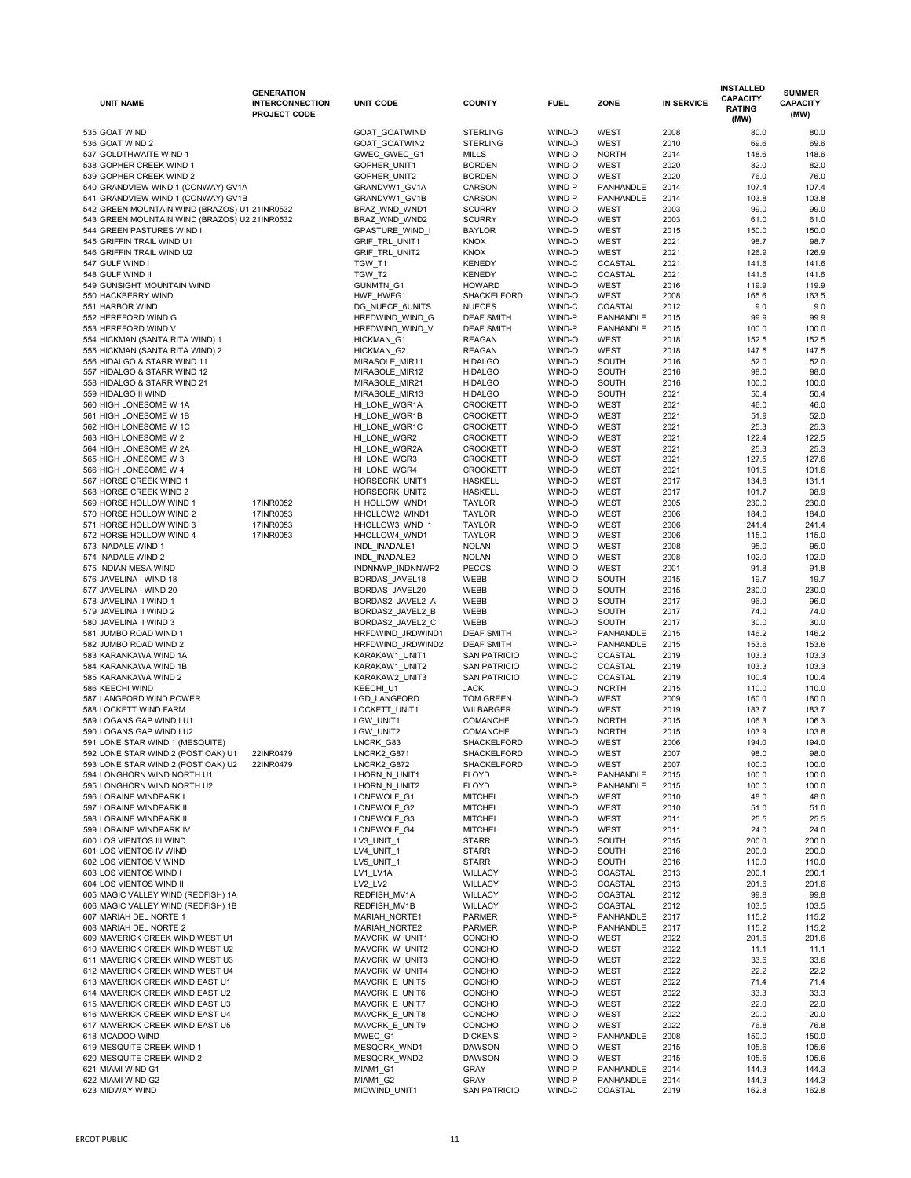| UNIT NAME | GENERATION INTERCONNECTION PROJECT CODE | UNIT CODE | COUNTY | FUEL | ZONE | IN SERVICE | INSTALLED CAPACITY RATING (MW) | SUMMER CAPACITY (MW) |
|---|---|---|---|---|---|---|---|---|
| 535 GOAT WIND | | GOAT_GOATWIND | STERLING | WIND-O | WEST | 2008 | 80.0 | 80.0 |
| 536 GOAT WIND 2 | | GOAT_GOATWIN2 | STERLING | WIND-O | WEST | 2010 | 69.6 | 69.6 |
| 537 GOLDTHWAITE WIND 1 | | GWEC_GWEC_G1 | MILLS | WIND-O | NORTH | 2014 | 148.6 | 148.6 |
| 538 GOPHER CREEK WIND 1 | | GOPHER_UNIT1 | BORDEN | WIND-O | WEST | 2020 | 82.0 | 82.0 |
| 539 GOPHER CREEK WIND 2 | | GOPHER_UNIT2 | BORDEN | WIND-O | WEST | 2020 | 76.0 | 76.0 |
| 540 GRANDVIEW WIND 1 (CONWAY) GV1A | | GRANDVW1_GV1A | CARSON | WIND-P | PANHANDLE | 2014 | 107.4 | 107.4 |
| 541 GRANDVIEW WIND 1 (CONWAY) GV1B | | GRANDVW1_GV1B | CARSON | WIND-P | PANHANDLE | 2014 | 103.8 | 103.8 |
| 542 GREEN MOUNTAIN WIND (BRAZOS) U1 | 21INR0532 | BRAZ_WND_WND1 | SCURRY | WIND-O | WEST | 2003 | 99.0 | 99.0 |
| 543 GREEN MOUNTAIN WIND (BRAZOS) U2 | 21INR0532 | BRAZ_WND_WND2 | SCURRY | WIND-O | WEST | 2003 | 61.0 | 61.0 |
| 544 GREEN PASTURES WIND I | | GPASTURE_WIND_I | BAYLOR | WIND-O | WEST | 2015 | 150.0 | 150.0 |
| 545 GRIFFIN TRAIL WIND U1 | | GRIF_TRL_UNIT1 | KNOX | WIND-O | WEST | 2021 | 98.7 | 98.7 |
| 546 GRIFFIN TRAIL WIND U2 | | GRIF_TRL_UNIT2 | KNOX | WIND-O | WEST | 2021 | 126.9 | 126.9 |
| 547 GULF WIND I | | TGW_T1 | KENEDY | WIND-C | COASTAL | 2021 | 141.6 | 141.6 |
| 548 GULF WIND II | | TGW_T2 | KENEDY | WIND-C | COASTAL | 2021 | 141.6 | 141.6 |
| 549 GUNSIGHT MOUNTAIN WIND | | GUNMTN_G1 | HOWARD | WIND-O | WEST | 2016 | 119.9 | 119.9 |
| 550 HACKBERRY WIND | | HWF_HWFG1 | SHACKELFORD | WIND-O | WEST | 2008 | 165.6 | 163.5 |
| 551 HARBOR WIND | | DG_NUECE_6UNITS | NUECES | WIND-C | COASTAL | 2012 | 9.0 | 9.0 |
| 552 HEREFORD WIND G | | HRFDWIND_WIND_G | DEAF SMITH | WIND-P | PANHANDLE | 2015 | 99.9 | 99.9 |
| 553 HEREFORD WIND V | | HRFDWIND_WIND_V | DEAF SMITH | WIND-P | PANHANDLE | 2015 | 100.0 | 100.0 |
| 554 HICKMAN (SANTA RITA WIND) 1 | | HICKMAN_G1 | REAGAN | WIND-O | WEST | 2018 | 152.5 | 152.5 |
| 555 HICKMAN (SANTA RITA WIND) 2 | | HICKMAN_G2 | REAGAN | WIND-O | WEST | 2018 | 147.5 | 147.5 |
| 556 HIDALGO & STARR WIND 11 | | MIRASOLE_MIR11 | HIDALGO | WIND-O | SOUTH | 2016 | 52.0 | 52.0 |
| 557 HIDALGO & STARR WIND 12 | | MIRASOLE_MIR12 | HIDALGO | WIND-O | SOUTH | 2016 | 98.0 | 98.0 |
| 558 HIDALGO & STARR WIND 21 | | MIRASOLE_MIR21 | HIDALGO | WIND-O | SOUTH | 2016 | 100.0 | 100.0 |
| 559 HIDALGO II WIND | | MIRASOLE_MIR13 | HIDALGO | WIND-O | SOUTH | 2021 | 50.4 | 50.4 |
| 560 HIGH LONESOME W 1A | | HI_LONE_WGR1A | CROCKETT | WIND-O | WEST | 2021 | 46.0 | 46.0 |
| 561 HIGH LONESOME W 1B | | HI_LONE_WGR1B | CROCKETT | WIND-O | WEST | 2021 | 51.9 | 52.0 |
| 562 HIGH LONESOME W 1C | | HI_LONE_WGR1C | CROCKETT | WIND-O | WEST | 2021 | 25.3 | 25.3 |
| 563 HIGH LONESOME W 2 | | HI_LONE_WGR2 | CROCKETT | WIND-O | WEST | 2021 | 122.4 | 122.5 |
| 564 HIGH LONESOME W 2A | | HI_LONE_WGR2A | CROCKETT | WIND-O | WEST | 2021 | 25.3 | 25.3 |
| 565 HIGH LONESOME W 3 | | HI_LONE_WGR3 | CROCKETT | WIND-O | WEST | 2021 | 127.5 | 127.6 |
| 566 HIGH LONESOME W 4 | | HI_LONE_WGR4 | CROCKETT | WIND-O | WEST | 2021 | 101.5 | 101.6 |
| 567 HORSE CREEK WIND 1 | | HORSECRK_UNIT1 | HASKELL | WIND-O | WEST | 2017 | 134.8 | 131.1 |
| 568 HORSE CREEK WIND 2 | | HORSECRK_UNIT2 | HASKELL | WIND-O | WEST | 2017 | 101.7 | 98.9 |
| 569 HORSE HOLLOW WIND 1 | 17INR0052 | H_HOLLOW_WND1 | TAYLOR | WIND-O | WEST | 2005 | 230.0 | 230.0 |
| 570 HORSE HOLLOW WIND 2 | 17INR0053 | HHOLLOW2_WIND1 | TAYLOR | WIND-O | WEST | 2006 | 184.0 | 184.0 |
| 571 HORSE HOLLOW WIND 3 | 17INR0053 | HHOLLOW3_WND_1 | TAYLOR | WIND-O | WEST | 2006 | 241.4 | 241.4 |
| 572 HORSE HOLLOW WIND 4 | 17INR0053 | HHOLLOW4_WND1 | TAYLOR | WIND-O | WEST | 2006 | 115.0 | 115.0 |
| 573 INADALE WIND 1 | | INDL_INADALE1 | NOLAN | WIND-O | WEST | 2008 | 95.0 | 95.0 |
| 574 INADALE WIND 2 | | INDL_INADALE2 | NOLAN | WIND-O | WEST | 2008 | 102.0 | 102.0 |
| 575 INDIAN MESA WIND | | INDNNWP_INDNNWP2 | PECOS | WIND-O | WEST | 2001 | 91.8 | 91.8 |
| 576 JAVELINA I WIND 18 | | BORDAS_JAVEL18 | WEBB | WIND-O | SOUTH | 2015 | 19.7 | 19.7 |
| 577 JAVELINA I WIND 20 | | BORDAS_JAVEL20 | WEBB | WIND-O | SOUTH | 2015 | 230.0 | 230.0 |
| 578 JAVELINA II WIND 1 | | BORDAS2_JAVEL2_A | WEBB | WIND-O | SOUTH | 2017 | 96.0 | 96.0 |
| 579 JAVELINA II WIND 2 | | BORDAS2_JAVEL2_B | WEBB | WIND-O | SOUTH | 2017 | 74.0 | 74.0 |
| 580 JAVELINA II WIND 3 | | BORDAS2_JAVEL2_C | WEBB | WIND-O | SOUTH | 2017 | 30.0 | 30.0 |
| 581 JUMBO ROAD WIND 1 | | HRFDWIND_JRDWIND1 | DEAF SMITH | WIND-P | PANHANDLE | 2015 | 146.2 | 146.2 |
| 582 JUMBO ROAD WIND 2 | | HRFDWIND_JRDWIND2 | DEAF SMITH | WIND-P | PANHANDLE | 2015 | 153.6 | 153.6 |
| 583 KARANKAWA WIND 1A | | KARAKAW1_UNIT1 | SAN PATRICIO | WIND-C | COASTAL | 2019 | 103.3 | 103.3 |
| 584 KARANKAWA WIND 1B | | KARAKAW1_UNIT2 | SAN PATRICIO | WIND-C | COASTAL | 2019 | 103.3 | 103.3 |
| 585 KARANKAWA WIND 2 | | KARAKAW2_UNIT3 | SAN PATRICIO | WIND-C | COASTAL | 2019 | 100.4 | 100.4 |
| 586 KEECHI WIND | | KEECHI_U1 | JACK | WIND-O | NORTH | 2015 | 110.0 | 110.0 |
| 587 LANGFORD WIND POWER | | LGD_LANGFORD | TOM GREEN | WIND-O | WEST | 2009 | 160.0 | 160.0 |
| 588 LOCKETT WIND FARM | | LOCKETT_UNIT1 | WILBARGER | WIND-O | WEST | 2019 | 183.7 | 183.7 |
| 589 LOGANS GAP WIND I U1 | | LGW_UNIT1 | COMANCHE | WIND-O | NORTH | 2015 | 106.3 | 106.3 |
| 590 LOGANS GAP WIND I U2 | | LGW_UNIT2 | COMANCHE | WIND-O | NORTH | 2015 | 103.9 | 103.8 |
| 591 LONE STAR WIND 1 (MESQUITE) | | LNCRK_G83 | SHACKELFORD | WIND-O | WEST | 2006 | 194.0 | 194.0 |
| 592 LONE STAR WIND 2 (POST OAK) U1 | 22INR0479 | LNCRK2_G871 | SHACKELFORD | WIND-O | WEST | 2007 | 98.0 | 98.0 |
| 593 LONE STAR WIND 2 (POST OAK) U2 | 22INR0479 | LNCRK2_G872 | SHACKELFORD | WIND-O | WEST | 2007 | 100.0 | 100.0 |
| 594 LONGHORN WIND NORTH U1 | | LHORN_N_UNIT1 | FLOYD | WIND-P | PANHANDLE | 2015 | 100.0 | 100.0 |
| 595 LONGHORN WIND NORTH U2 | | LHORN_N_UNIT2 | FLOYD | WIND-P | PANHANDLE | 2015 | 100.0 | 100.0 |
| 596 LORAINE WINDPARK I | | LONEWOLF_G1 | MITCHELL | WIND-O | WEST | 2010 | 48.0 | 48.0 |
| 597 LORAINE WINDPARK II | | LONEWOLF_G2 | MITCHELL | WIND-O | WEST | 2010 | 51.0 | 51.0 |
| 598 LORAINE WINDPARK III | | LONEWOLF_G3 | MITCHELL | WIND-O | WEST | 2011 | 25.5 | 25.5 |
| 599 LORAINE WINDPARK IV | | LONEWOLF_G4 | MITCHELL | WIND-O | WEST | 2011 | 24.0 | 24.0 |
| 600 LOS VIENTOS III WIND | | LV3_UNIT_1 | STARR | WIND-O | SOUTH | 2015 | 200.0 | 200.0 |
| 601 LOS VIENTOS IV WIND | | LV4_UNIT_1 | STARR | WIND-O | SOUTH | 2016 | 200.0 | 200.0 |
| 602 LOS VIENTOS V WIND | | LV5_UNIT_1 | STARR | WIND-O | SOUTH | 2016 | 110.0 | 110.0 |
| 603 LOS VIENTOS WIND I | | LV1_LV1A | WILLACY | WIND-C | COASTAL | 2013 | 200.1 | 200.1 |
| 604 LOS VIENTOS WIND II | | LV2_LV2 | WILLACY | WIND-C | COASTAL | 2013 | 201.6 | 201.6 |
| 605 MAGIC VALLEY WIND (REDFISH) 1A | | REDFISH_MV1A | WILLACY | WIND-C | COASTAL | 2012 | 99.8 | 99.8 |
| 606 MAGIC VALLEY WIND (REDFISH) 1B | | REDFISH_MV1B | WILLACY | WIND-C | COASTAL | 2012 | 103.5 | 103.5 |
| 607 MARIAH DEL NORTE 1 | | MARIAH_NORTE1 | PARMER | WIND-P | PANHANDLE | 2017 | 115.2 | 115.2 |
| 608 MARIAH DEL NORTE 2 | | MARIAH_NORTE2 | PARMER | WIND-P | PANHANDLE | 2017 | 115.2 | 115.2 |
| 609 MAVERICK CREEK WIND WEST U1 | | MAVCRK_W_UNIT1 | CONCHO | WIND-O | WEST | 2022 | 201.6 | 201.6 |
| 610 MAVERICK CREEK WIND WEST U2 | | MAVCRK_W_UNIT2 | CONCHO | WIND-O | WEST | 2022 | 11.1 | 11.1 |
| 611 MAVERICK CREEK WIND WEST U3 | | MAVCRK_W_UNIT3 | CONCHO | WIND-O | WEST | 2022 | 33.6 | 33.6 |
| 612 MAVERICK CREEK WIND WEST U4 | | MAVCRK_W_UNIT4 | CONCHO | WIND-O | WEST | 2022 | 22.2 | 22.2 |
| 613 MAVERICK CREEK WIND EAST U1 | | MAVCRK_E_UNIT5 | CONCHO | WIND-O | WEST | 2022 | 71.4 | 71.4 |
| 614 MAVERICK CREEK WIND EAST U2 | | MAVCRK_E_UNIT6 | CONCHO | WIND-O | WEST | 2022 | 33.3 | 33.3 |
| 615 MAVERICK CREEK WIND EAST U3 | | MAVCRK_E_UNIT7 | CONCHO | WIND-O | WEST | 2022 | 22.0 | 22.0 |
| 616 MAVERICK CREEK WIND EAST U4 | | MAVCRK_E_UNIT8 | CONCHO | WIND-O | WEST | 2022 | 20.0 | 20.0 |
| 617 MAVERICK CREEK WIND EAST U5 | | MAVCRK_E_UNIT9 | CONCHO | WIND-O | WEST | 2022 | 76.8 | 76.8 |
| 618 MCADOO WIND | | MWEC_G1 | DICKENS | WIND-P | PANHANDLE | 2008 | 150.0 | 150.0 |
| 619 MESQUITE CREEK WIND 1 | | MESQCRK_WND1 | DAWSON | WIND-O | WEST | 2015 | 105.6 | 105.6 |
| 620 MESQUITE CREEK WIND 2 | | MESQCRK_WND2 | DAWSON | WIND-O | WEST | 2015 | 105.6 | 105.6 |
| 621 MIAMI WIND G1 | | MIAMI1_G1 | GRAY | WIND-P | PANHANDLE | 2014 | 144.3 | 144.3 |
| 622 MIAMI WIND G2 | | MIAMI1_G2 | GRAY | WIND-P | PANHANDLE | 2014 | 144.3 | 144.3 |
| 623 MIDWAY WIND | | MIDWIND_UNIT1 | SAN PATRICIO | WIND-C | COASTAL | 2019 | 162.8 | 162.8 |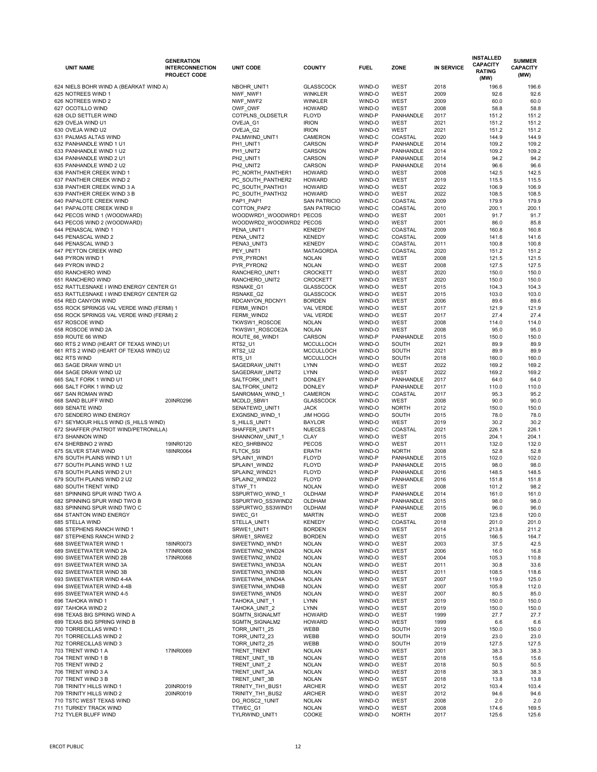| UNIT NAME | GENERATION INTERCONNECTION PROJECT CODE | UNIT CODE | COUNTY | FUEL | ZONE | IN SERVICE | INSTALLED CAPACITY RATING (MW) | SUMMER CAPACITY (MW) |
|---|---|---|---|---|---|---|---|---|
| 624 NIELS BOHR WIND A (BEARKAT WIND A) | | NBOHR_UNIT1 | GLASSCOCK | WIND-O | WEST | 2018 | 196.6 | 196.6 |
| 625 NOTREES WIND 1 | | NWF_NWF1 | WINKLER | WIND-O | WEST | 2009 | 92.6 | 92.6 |
| 626 NOTREES WIND 2 | | NWF_NWF2 | WINKLER | WIND-O | WEST | 2009 | 60.0 | 60.0 |
| 627 OCOTILLO WIND | | OWF_OWF | HOWARD | WIND-O | WEST | 2008 | 58.8 | 58.8 |
| 628 OLD SETTLER WIND | | COTPLNS_OLDSETLR | FLOYD | WIND-P | PANHANDLE | 2017 | 151.2 | 151.2 |
| 629 OVEJA WIND U1 | | OVEJA_G1 | IRION | WIND-O | WEST | 2021 | 151.2 | 151.2 |
| 630 OVEJA WIND U2 | | OVEJA_G2 | IRION | WIND-O | WEST | 2021 | 151.2 | 151.2 |
| 631 PALMAS ALTAS WIND | | PALMWIND_UNIT1 | CAMERON | WIND-C | COASTAL | 2020 | 144.9 | 144.9 |
| 632 PANHANDLE WIND 1 U1 | | PH1_UNIT1 | CARSON | WIND-P | PANHANDLE | 2014 | 109.2 | 109.2 |
| 633 PANHANDLE WIND 1 U2 | | PH1_UNIT2 | CARSON | WIND-P | PANHANDLE | 2014 | 109.2 | 109.2 |
| 634 PANHANDLE WIND 2 U1 | | PH2_UNIT1 | CARSON | WIND-P | PANHANDLE | 2014 | 94.2 | 94.2 |
| 635 PANHANDLE WIND 2 U2 | | PH2_UNIT2 | CARSON | WIND-P | PANHANDLE | 2014 | 96.6 | 96.6 |
| 636 PANTHER CREEK WIND 1 | | PC_NORTH_PANTHER1 | HOWARD | WIND-O | WEST | 2008 | 142.5 | 142.5 |
| 637 PANTHER CREEK WIND 2 | | PC_SOUTH_PANTHER2 | HOWARD | WIND-O | WEST | 2019 | 115.5 | 115.5 |
| 638 PANTHER CREEK WIND 3 A | | PC_SOUTH_PANTH31 | HOWARD | WIND-O | WEST | 2022 | 106.9 | 106.9 |
| 639 PANTHER CREEK WIND 3 B | | PC_SOUTH_PANTH32 | HOWARD | WIND-O | WEST | 2022 | 108.5 | 108.5 |
| 640 PAPALOTE CREEK WIND | | PAP1_PAP1 | SAN PATRICIO | WIND-C | COASTAL | 2009 | 179.9 | 179.9 |
| 641 PAPALOTE CREEK WIND II | | COTTON_PAP2 | SAN PATRICIO | WIND-C | COASTAL | 2010 | 200.1 | 200.1 |
| 642 PECOS WIND 1 (WOODWARD) | | WOODWRD1_WOODWRD1 | PECOS | WIND-O | WEST | 2001 | 91.7 | 91.7 |
| 643 PECOS WIND 2 (WOODWARD) | | WOODWRD2_WOODWRD2 | PECOS | WIND-O | WEST | 2001 | 86.0 | 85.8 |
| 644 PENASCAL WIND 1 | | PENA_UNIT1 | KENEDY | WIND-C | COASTAL | 2009 | 160.8 | 160.8 |
| 645 PENASCAL WIND 2 | | PENA_UNIT2 | KENEDY | WIND-C | COASTAL | 2009 | 141.6 | 141.6 |
| 646 PENASCAL WIND 3 | | PENA3_UNIT3 | KENEDY | WIND-C | COASTAL | 2011 | 100.8 | 100.8 |
| 647 PEYTON CREEK WIND | | PEY_UNIT1 | MATAGORDA | WIND-C | COASTAL | 2020 | 151.2 | 151.2 |
| 648 PYRON WIND 1 | | PYR_PYRON1 | NOLAN | WIND-O | WEST | 2008 | 121.5 | 121.5 |
| 649 PYRON WIND 2 | | PYR_PYRON2 | NOLAN | WIND-O | WEST | 2008 | 127.5 | 127.5 |
| 650 RANCHERO WIND | | RANCHERO_UNIT1 | CROCKETT | WIND-O | WEST | 2020 | 150.0 | 150.0 |
| 651 RANCHERO WIND | | RANCHERO_UNIT2 | CROCKETT | WIND-O | WEST | 2020 | 150.0 | 150.0 |
| 652 RATTLESNAKE I WIND ENERGY CENTER G1 | | RSNAKE_G1 | GLASSCOCK | WIND-O | WEST | 2015 | 104.3 | 104.3 |
| 653 RATTLESNAKE I WIND ENERGY CENTER G2 | | RSNAKE_G2 | GLASSCOCK | WIND-O | WEST | 2015 | 103.0 | 103.0 |
| 654 RED CANYON WIND | | RDCANYON_RDCNY1 | BORDEN | WIND-O | WEST | 2006 | 89.6 | 89.6 |
| 655 ROCK SPRINGS VAL VERDE WIND (FERMI) 1 | | FERMI_WIND1 | VAL VERDE | WIND-O | WEST | 2017 | 121.9 | 121.9 |
| 656 ROCK SPRINGS VAL VERDE WIND (FERMI) 2 | | FERMI_WIND2 | VAL VERDE | WIND-O | WEST | 2017 | 27.4 | 27.4 |
| 657 ROSCOE WIND | | TKWSW1_ROSCOE | NOLAN | WIND-O | WEST | 2008 | 114.0 | 114.0 |
| 658 ROSCOE WIND 2A | | TKWSW1_ROSCOE2A | NOLAN | WIND-O | WEST | 2008 | 95.0 | 95.0 |
| 659 ROUTE 66 WIND | | ROUTE_66_WIND1 | CARSON | WIND-P | PANHANDLE | 2015 | 150.0 | 150.0 |
| 660 RTS 2 WIND (HEART OF TEXAS WIND) U1 | | RTS2_U1 | MCCULLOCH | WIND-O | SOUTH | 2021 | 89.9 | 89.9 |
| 661 RTS 2 WIND (HEART OF TEXAS WIND) U2 | | RTS2_U2 | MCCULLOCH | WIND-O | SOUTH | 2021 | 89.9 | 89.9 |
| 662 RTS WIND | | RTS_U1 | MCCULLOCH | WIND-O | SOUTH | 2018 | 160.0 | 160.0 |
| 663 SAGE DRAW WIND U1 | | SAGEDRAW_UNIT1 | LYNN | WIND-O | WEST | 2022 | 169.2 | 169.2 |
| 664 SAGE DRAW WIND U2 | | SAGEDRAW_UNIT2 | LYNN | WIND-O | WEST | 2022 | 169.2 | 169.2 |
| 665 SALT FORK 1 WIND U1 | | SALTFORK_UNIT1 | DONLEY | WIND-P | PANHANDLE | 2017 | 64.0 | 64.0 |
| 666 SALT FORK 1 WIND U2 | | SALTFORK_UNIT2 | DONLEY | WIND-P | PANHANDLE | 2017 | 110.0 | 110.0 |
| 667 SAN ROMAN WIND | | SANROMAN_WIND_1 | CAMERON | WIND-C | COASTAL | 2017 | 95.3 | 95.2 |
| 668 SAND BLUFF WIND | 20INR0296 | MCDLD_SBW1 | GLASSCOCK | WIND-O | WEST | 2008 | 90.0 | 90.0 |
| 669 SENATE WIND | | SENATEWD_UNIT1 | JACK | WIND-O | NORTH | 2012 | 150.0 | 150.0 |
| 670 SENDERO WIND ENERGY | | EXGNSND_WIND_1 | JIM HOGG | WIND-O | SOUTH | 2015 | 78.0 | 78.0 |
| 671 SEYMOUR HILLS WIND (S_HILLS WIND) | | S_HILLS_UNIT1 | BAYLOR | WIND-O | WEST | 2019 | 30.2 | 30.2 |
| 672 SHAFFER (PATRIOT WIND/PETRONILLA) | | SHAFFER_UNIT1 | NUECES | WIND-C | COASTAL | 2021 | 226.1 | 226.1 |
| 673 SHANNON WIND | | SHANNONW_UNIT_1 | CLAY | WIND-O | WEST | 2015 | 204.1 | 204.1 |
| 674 SHERBINO 2 WIND | 19INR0120 | KEO_SHRBINO2 | PECOS | WIND-O | WEST | 2011 | 132.0 | 132.0 |
| 675 SILVER STAR WIND | 18INR0064 | FLTCK_SSI | ERATH | WIND-O | NORTH | 2008 | 52.8 | 52.8 |
| 676 SOUTH PLAINS WIND 1 U1 | | SPLAIN1_WIND1 | FLOYD | WIND-P | PANHANDLE | 2015 | 102.0 | 102.0 |
| 677 SOUTH PLAINS WIND 1 U2 | | SPLAIN1_WIND2 | FLOYD | WIND-P | PANHANDLE | 2015 | 98.0 | 98.0 |
| 678 SOUTH PLAINS WIND 2 U1 | | SPLAIN2_WIND21 | FLOYD | WIND-P | PANHANDLE | 2016 | 148.5 | 148.5 |
| 679 SOUTH PLAINS WIND 2 U2 | | SPLAIN2_WIND22 | FLOYD | WIND-P | PANHANDLE | 2016 | 151.8 | 151.8 |
| 680 SOUTH TRENT WIND | | STWF_T1 | NOLAN | WIND-O | WEST | 2008 | 101.2 | 98.2 |
| 681 SPINNING SPUR WIND TWO A | | SSPURTWO_WIND_1 | OLDHAM | WIND-P | PANHANDLE | 2014 | 161.0 | 161.0 |
| 682 SPINNING SPUR WIND TWO B | | SSPURTWO_SS3WIND2 | OLDHAM | WIND-P | PANHANDLE | 2015 | 98.0 | 98.0 |
| 683 SPINNING SPUR WIND TWO C | | SSPURTWO_SS3WIND1 | OLDHAM | WIND-P | PANHANDLE | 2015 | 96.0 | 96.0 |
| 684 STANTON WIND ENERGY | | SWEC_G1 | MARTIN | WIND-O | WEST | 2008 | 123.6 | 120.0 |
| 685 STELLA WIND | | STELLA_UNIT1 | KENEDY | WIND-C | COASTAL | 2018 | 201.0 | 201.0 |
| 686 STEPHENS RANCH WIND 1 | | SRWE1_UNIT1 | BORDEN | WIND-O | WEST | 2014 | 213.8 | 211.2 |
| 687 STEPHENS RANCH WIND 2 | | SRWE1_SRWE2 | BORDEN | WIND-O | WEST | 2015 | 166.5 | 164.7 |
| 688 SWEETWATER WIND 1 | 18INR0073 | SWEETWND_WND1 | NOLAN | WIND-O | WEST | 2003 | 37.5 | 42.5 |
| 689 SWEETWATER WIND 2A | 17INR0068 | SWEETWN2_WND24 | NOLAN | WIND-O | WEST | 2006 | 16.0 | 16.8 |
| 690 SWEETWATER WIND 2B | 17INR0068 | SWEETWN2_WND2 | NOLAN | WIND-O | WEST | 2004 | 105.3 | 110.8 |
| 691 SWEETWATER WIND 3A | | SWEETWN3_WND3A | NOLAN | WIND-O | WEST | 2011 | 30.8 | 33.6 |
| 692 SWEETWATER WIND 3B | | SWEETWN3_WND3B | NOLAN | WIND-O | WEST | 2011 | 108.5 | 118.6 |
| 693 SWEETWATER WIND 4-4A | | SWEETWN4_WND4A | NOLAN | WIND-O | WEST | 2007 | 119.0 | 125.0 |
| 694 SWEETWATER WIND 4-4B | | SWEETWN4_WND4B | NOLAN | WIND-O | WEST | 2007 | 105.8 | 112.0 |
| 695 SWEETWATER WIND 4-5 | | SWEETWN5_WND5 | NOLAN | WIND-O | WEST | 2007 | 80.5 | 85.0 |
| 696 TAHOKA WIND 1 | | TAHOKA_UNIT_1 | LYNN | WIND-O | WEST | 2019 | 150.0 | 150.0 |
| 697 TAHOKA WIND 2 | | TAHOKA_UNIT_2 | LYNN | WIND-O | WEST | 2019 | 150.0 | 150.0 |
| 698 TEXAS BIG SPRING WIND A | | SGMTN_SIGNALMT | HOWARD | WIND-O | WEST | 1999 | 27.7 | 27.7 |
| 699 TEXAS BIG SPRING WIND B | | SGMTN_SIGNALM2 | HOWARD | WIND-O | WEST | 1999 | 6.6 | 6.6 |
| 700 TORRECILLAS WIND 1 | | TORR_UNIT1_25 | WEBB | WIND-O | SOUTH | 2019 | 150.0 | 150.0 |
| 701 TORRECILLAS WIND 2 | | TORR_UNIT2_23 | WEBB | WIND-O | SOUTH | 2019 | 23.0 | 23.0 |
| 702 TORRECILLAS WIND 3 | | TORR_UNIT2_25 | WEBB | WIND-O | SOUTH | 2019 | 127.5 | 127.5 |
| 703 TRENT WIND 1 A | 17INR0069 | TRENT_TRENT | NOLAN | WIND-O | WEST | 2001 | 38.3 | 38.3 |
| 704 TRENT WIND 1 B | | TRENT_UNIT_1B | NOLAN | WIND-O | WEST | 2018 | 15.6 | 15.6 |
| 705 TRENT WIND 2 | | TRENT_UNIT_2 | NOLAN | WIND-O | WEST | 2018 | 50.5 | 50.5 |
| 706 TRENT WIND 3 A | | TRENT_UNIT_3A | NOLAN | WIND-O | WEST | 2018 | 38.3 | 38.3 |
| 707 TRENT WIND 3 B | | TRENT_UNIT_3B | NOLAN | WIND-O | WEST | 2018 | 13.8 | 13.8 |
| 708 TRINITY HILLS WIND 1 | 20INR0019 | TRINITY_TH1_BUS1 | ARCHER | WIND-O | WEST | 2012 | 103.4 | 103.4 |
| 709 TRINITY HILLS WIND 2 | 20INR0019 | TRINITY_TH1_BUS2 | ARCHER | WIND-O | WEST | 2012 | 94.6 | 94.6 |
| 710 TSTC WEST TEXAS WIND | | DG_ROSC2_1UNIT | NOLAN | WIND-O | WEST | 2008 | 2.0 | 2.0 |
| 711 TURKEY TRACK WIND | | TTWEC_G1 | NOLAN | WIND-O | WEST | 2008 | 174.6 | 169.5 |
| 712 TYLER BLUFF WIND | | TYLRWIND_UNIT1 | COOKE | WIND-O | NORTH | 2017 | 125.6 | 125.6 |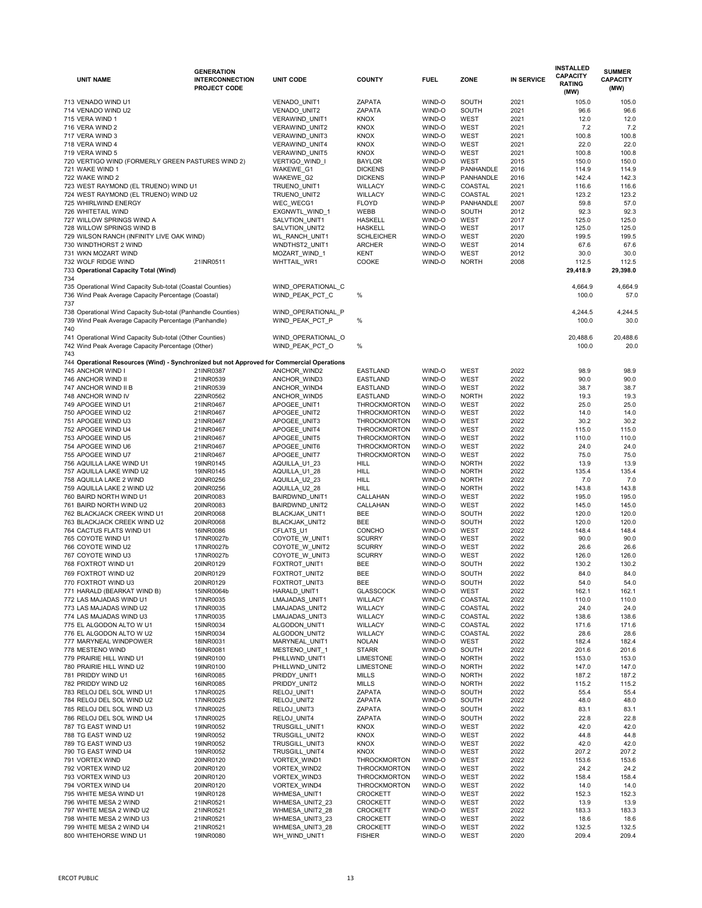| UNIT NAME | GENERATION INTERCONNECTION PROJECT CODE | UNIT CODE | COUNTY | FUEL | ZONE | IN SERVICE | INSTALLED CAPACITY RATING (MW) | SUMMER CAPACITY (MW) |
|---|---|---|---|---|---|---|---|---|
| 713 VENADO WIND U1 | | VENADO_UNIT1 | ZAPATA | WIND-O | SOUTH | 2021 | 105.0 | 105.0 |
| 714 VENADO WIND U2 | | VENADO_UNIT2 | ZAPATA | WIND-O | SOUTH | 2021 | 96.6 | 96.6 |
| 715 VERA WIND 1 | | VERAWIND_UNIT1 | KNOX | WIND-O | WEST | 2021 | 12.0 | 12.0 |
| 716 VERA WIND 2 | | VERAWIND_UNIT2 | KNOX | WIND-O | WEST | 2021 | 7.2 | 7.2 |
| 717 VERA WIND 3 | | VERAWIND_UNIT3 | KNOX | WIND-O | WEST | 2021 | 100.8 | 100.8 |
| 718 VERA WIND 4 | | VERAWIND_UNIT4 | KNOX | WIND-O | WEST | 2021 | 22.0 | 22.0 |
| 719 VERA WIND 5 | | VERAWIND_UNIT5 | KNOX | WIND-O | WEST | 2021 | 100.8 | 100.8 |
| 720 VERTIGO WIND (FORMERLY GREEN PASTURES WIND 2) | | VERTIGO_WIND_I | BAYLOR | WIND-O | WEST | 2015 | 150.0 | 150.0 |
| 721 WAKE WIND 1 | | WAKEWE_G1 | DICKENS | WIND-P | PANHANDLE | 2016 | 114.9 | 114.9 |
| 722 WAKE WIND 2 | | WAKEWE_G2 | DICKENS | WIND-P | PANHANDLE | 2016 | 142.4 | 142.3 |
| 723 WEST RAYMOND (EL TRUENO) WIND U1 | | TRUENO_UNIT1 | WILLACY | WIND-C | COASTAL | 2021 | 116.6 | 116.6 |
| 724 WEST RAYMOND (EL TRUENO) WIND U2 | | TRUENO_UNIT2 | WILLACY | WIND-C | COASTAL | 2021 | 123.2 | 123.2 |
| 725 WHIRLWIND ENERGY | | WEC_WECG1 | FLOYD | WIND-P | PANHANDLE | 2007 | 59.8 | 57.0 |
| 726 WHITETAIL WIND | | EXGNWTL_WIND_1 | WEBB | WIND-O | SOUTH | 2012 | 92.3 | 92.3 |
| 727 WILLOW SPRINGS WIND A | | SALVTION_UNIT1 | HASKELL | WIND-O | WEST | 2017 | 125.0 | 125.0 |
| 728 WILLOW SPRINGS WIND B | | SALVTION_UNIT2 | HASKELL | WIND-O | WEST | 2017 | 125.0 | 125.0 |
| 729 WILSON RANCH (INFINITY LIVE OAK WIND) | | WL_RANCH_UNIT1 | SCHLEICHER | WIND-O | WEST | 2020 | 199.5 | 199.5 |
| 730 WINDTHORST 2 WIND | | WNDTHST2_UNIT1 | ARCHER | WIND-O | WEST | 2014 | 67.6 | 67.6 |
| 731 WKN MOZART WIND | | MOZART_WIND_1 | KENT | WIND-O | WEST | 2012 | 30.0 | 30.0 |
| 732 WOLF RIDGE WIND | 21INR0511 | WHTTAIL_WR1 | COOKE | WIND-O | NORTH | 2008 | 112.5 | 112.5 |
| 733 **Operational Capacity Total (Wind)** | | | | | | | **29,418.9** | **29,398.0** |
| 734 | | | | | | | | |
| 735 Operational Wind Capacity Sub-total (Coastal Counties) | | WIND_OPERATIONAL_C | | | | | 4,664.9 | 4,664.9 |
| 736 Wind Peak Average Capacity Percentage (Coastal) | | WIND_PEAK_PCT_C | % | | | | 100.0 | 57.0 |
| 737 | | | | | | | | |
| 738 Operational Wind Capacity Sub-total (Panhandle Counties) | | WIND_OPERATIONAL_P | | | | | 4,244.5 | 4,244.5 |
| 739 Wind Peak Average Capacity Percentage (Panhandle) | | WIND_PEAK_PCT_P | % | | | | 100.0 | 30.0 |
| 740 | | | | | | | | |
| 741 Operational Wind Capacity Sub-total (Other Counties) | | WIND_OPERATIONAL_O | | | | | 20,488.6 | 20,488.6 |
| 742 Wind Peak Average Capacity Percentage (Other) | | WIND_PEAK_PCT_O | % | | | | 100.0 | 20.0 |
| 743 | | | | | | | | |
| 744 **Operational Resources (Wind) - Synchronized but not Approved for Commercial Operations** | | | | | | | | |
| 745 ANCHOR WIND I | 21INR0387 | ANCHOR_WIND2 | EASTLAND | WIND-O | WEST | 2022 | 98.9 | 98.9 |
| 746 ANCHOR WIND II | 21INR0539 | ANCHOR_WIND3 | EASTLAND | WIND-O | WEST | 2022 | 90.0 | 90.0 |
| 747 ANCHOR WIND II B | 21INR0539 | ANCHOR_WIND4 | EASTLAND | WIND-O | WEST | 2022 | 38.7 | 38.7 |
| 748 ANCHOR WIND IV | 22INR0562 | ANCHOR_WIND5 | EASTLAND | WIND-O | NORTH | 2022 | 19.3 | 19.3 |
| 749 APOGEE WIND U1 | 21INR0467 | APOGEE_UNIT1 | THROCKMORTON | WIND-O | WEST | 2022 | 25.0 | 25.0 |
| 750 APOGEE WIND U2 | 21INR0467 | APOGEE_UNIT2 | THROCKMORTON | WIND-O | WEST | 2022 | 14.0 | 14.0 |
| 751 APOGEE WIND U3 | 21INR0467 | APOGEE_UNIT3 | THROCKMORTON | WIND-O | WEST | 2022 | 30.2 | 30.2 |
| 752 APOGEE WIND U4 | 21INR0467 | APOGEE_UNIT4 | THROCKMORTON | WIND-O | WEST | 2022 | 115.0 | 115.0 |
| 753 APOGEE WIND U5 | 21INR0467 | APOGEE_UNIT5 | THROCKMORTON | WIND-O | WEST | 2022 | 110.0 | 110.0 |
| 754 APOGEE WIND U6 | 21INR0467 | APOGEE_UNIT6 | THROCKMORTON | WIND-O | WEST | 2022 | 24.0 | 24.0 |
| 755 APOGEE WIND U7 | 21INR0467 | APOGEE_UNIT7 | THROCKMORTON | WIND-O | WEST | 2022 | 75.0 | 75.0 |
| 756 AQUILLA LAKE WIND U1 | 19INR0145 | AQUILLA_U1_23 | HILL | WIND-O | NORTH | 2022 | 13.9 | 13.9 |
| 757 AQUILLA LAKE WIND U2 | 19INR0145 | AQUILLA_U1_28 | HILL | WIND-O | NORTH | 2022 | 135.4 | 135.4 |
| 758 AQUILLA LAKE 2 WIND | 20INR0256 | AQUILLA_U2_23 | HILL | WIND-O | NORTH | 2022 | 7.0 | 7.0 |
| 759 AQUILLA LAKE 2 WIND U2 | 20INR0256 | AQUILLA_U2_28 | HILL | WIND-O | NORTH | 2022 | 143.8 | 143.8 |
| 760 BAIRD NORTH WIND U1 | 20INR0083 | BAIRDWND_UNIT1 | CALLAHAN | WIND-O | WEST | 2022 | 195.0 | 195.0 |
| 761 BAIRD NORTH WIND U2 | 20INR0083 | BAIRDWND_UNIT2 | CALLAHAN | WIND-O | WEST | 2022 | 145.0 | 145.0 |
| 762 BLACKJACK CREEK WIND U1 | 20INR0068 | BLACKJAK_UNIT1 | BEE | WIND-O | SOUTH | 2022 | 120.0 | 120.0 |
| 763 BLACKJACK CREEK WIND U2 | 20INR0068 | BLACKJAK_UNIT2 | BEE | WIND-O | SOUTH | 2022 | 120.0 | 120.0 |
| 764 CACTUS FLATS WIND U1 | 16INR0086 | CFLATS_U1 | CONCHO | WIND-O | WEST | 2022 | 148.4 | 148.4 |
| 765 COYOTE WIND U1 | 17INR0027b | COYOTE_W_UNIT1 | SCURRY | WIND-O | WEST | 2022 | 90.0 | 90.0 |
| 766 COYOTE WIND U2 | 17INR0027b | COYOTE_W_UNIT2 | SCURRY | WIND-O | WEST | 2022 | 26.6 | 26.6 |
| 767 COYOTE WIND U3 | 17INR0027b | COYOTE_W_UNIT3 | SCURRY | WIND-O | WEST | 2022 | 126.0 | 126.0 |
| 768 FOXTROT WIND U1 | 20INR0129 | FOXTROT_UNIT1 | BEE | WIND-O | SOUTH | 2022 | 130.2 | 130.2 |
| 769 FOXTROT WIND U2 | 20INR0129 | FOXTROT_UNIT2 | BEE | WIND-O | SOUTH | 2022 | 84.0 | 84.0 |
| 770 FOXTROT WIND U3 | 20INR0129 | FOXTROT_UNIT3 | BEE | WIND-O | SOUTH | 2022 | 54.0 | 54.0 |
| 771 HARALD (BEARKAT WIND B) | 15INR0064b | HARALD_UNIT1 | GLASSCOCK | WIND-O | WEST | 2022 | 162.1 | 162.1 |
| 772 LAS MAJADAS WIND U1 | 17INR0035 | LMAJADAS_UNIT1 | WILLACY | WIND-C | COASTAL | 2022 | 110.0 | 110.0 |
| 773 LAS MAJADAS WIND U2 | 17INR0035 | LMAJADAS_UNIT2 | WILLACY | WIND-C | COASTAL | 2022 | 24.0 | 24.0 |
| 774 LAS MAJADAS WIND U3 | 17INR0035 | LMAJADAS_UNIT3 | WILLACY | WIND-C | COASTAL | 2022 | 138.6 | 138.6 |
| 775 EL ALGODON ALTO W U1 | 15INR0034 | ALGODON_UNIT1 | WILLACY | WIND-C | COASTAL | 2022 | 171.6 | 171.6 |
| 776 EL ALGODON ALTO W U2 | 15INR0034 | ALGODON_UNIT2 | WILLACY | WIND-C | COASTAL | 2022 | 28.6 | 28.6 |
| 777 MARYNEAL WINDPOWER | 18INR0031 | MARYNEAL_UNIT1 | NOLAN | WIND-O | WEST | 2022 | 182.4 | 182.4 |
| 778 MESTENO WIND | 16INR0081 | MESTENO_UNIT_1 | STARR | WIND-O | SOUTH | 2022 | 201.6 | 201.6 |
| 779 PRAIRIE HILL WIND U1 | 19INR0100 | PHILLWND_UNIT1 | LIMESTONE | WIND-O | NORTH | 2022 | 153.0 | 153.0 |
| 780 PRAIRIE HILL WIND U2 | 19INR0100 | PHILLWND_UNIT2 | LIMESTONE | WIND-O | NORTH | 2022 | 147.0 | 147.0 |
| 781 PRIDDY WIND U1 | 16INR0085 | PRIDDY_UNIT1 | MILLS | WIND-O | NORTH | 2022 | 187.2 | 187.2 |
| 782 PRIDDY WIND U2 | 16INR0085 | PRIDDY_UNIT2 | MILLS | WIND-O | NORTH | 2022 | 115.2 | 115.2 |
| 783 RELOJ DEL SOL WIND U1 | 17INR0025 | RELOJ_UNIT1 | ZAPATA | WIND-O | SOUTH | 2022 | 55.4 | 55.4 |
| 784 RELOJ DEL SOL WIND U2 | 17INR0025 | RELOJ_UNIT2 | ZAPATA | WIND-O | SOUTH | 2022 | 48.0 | 48.0 |
| 785 RELOJ DEL SOL WIND U3 | 17INR0025 | RELOJ_UNIT3 | ZAPATA | WIND-O | SOUTH | 2022 | 83.1 | 83.1 |
| 786 RELOJ DEL SOL WIND U4 | 17INR0025 | RELOJ_UNIT4 | ZAPATA | WIND-O | SOUTH | 2022 | 22.8 | 22.8 |
| 787 TG EAST WIND U1 | 19INR0052 | TRUSGILL_UNIT1 | KNOX | WIND-O | WEST | 2022 | 42.0 | 42.0 |
| 788 TG EAST WIND U2 | 19INR0052 | TRUSGILL_UNIT2 | KNOX | WIND-O | WEST | 2022 | 44.8 | 44.8 |
| 789 TG EAST WIND U3 | 19INR0052 | TRUSGILL_UNIT3 | KNOX | WIND-O | WEST | 2022 | 42.0 | 42.0 |
| 790 TG EAST WIND U4 | 19INR0052 | TRUSGILL_UNIT4 | KNOX | WIND-O | WEST | 2022 | 207.2 | 207.2 |
| 791 VORTEX WIND | 20INR0120 | VORTEX_WIND1 | THROCKMORTON | WIND-O | WEST | 2022 | 153.6 | 153.6 |
| 792 VORTEX WIND U2 | 20INR0120 | VORTEX_WIND2 | THROCKMORTON | WIND-O | WEST | 2022 | 24.2 | 24.2 |
| 793 VORTEX WIND U3 | 20INR0120 | VORTEX_WIND3 | THROCKMORTON | WIND-O | WEST | 2022 | 158.4 | 158.4 |
| 794 VORTEX WIND U4 | 20INR0120 | VORTEX_WIND4 | THROCKMORTON | WIND-O | WEST | 2022 | 14.0 | 14.0 |
| 795 WHITE MESA WIND U1 | 19INR0128 | WHMESA_UNIT1 | CROCKETT | WIND-O | WEST | 2022 | 152.3 | 152.3 |
| 796 WHITE MESA 2 WIND | 21INR0521 | WHMESA_UNIT2_23 | CROCKETT | WIND-O | WEST | 2022 | 13.9 | 13.9 |
| 797 WHITE MESA 2 WIND U2 | 21INR0521 | WHMESA_UNIT2_28 | CROCKETT | WIND-O | WEST | 2022 | 183.3 | 183.3 |
| 798 WHITE MESA 2 WIND U3 | 21INR0521 | WHMESA_UNIT3_23 | CROCKETT | WIND-O | WEST | 2022 | 18.6 | 18.6 |
| 799 WHITE MESA 2 WIND U4 | 21INR0521 | WHMESA_UNIT3_28 | CROCKETT | WIND-O | WEST | 2022 | 132.5 | 132.5 |
| 800 WHITEHORSE WIND U1 | 19INR0080 | WH_WIND_UNIT1 | FISHER | WIND-O | WEST | 2020 | 209.4 | 209.4 |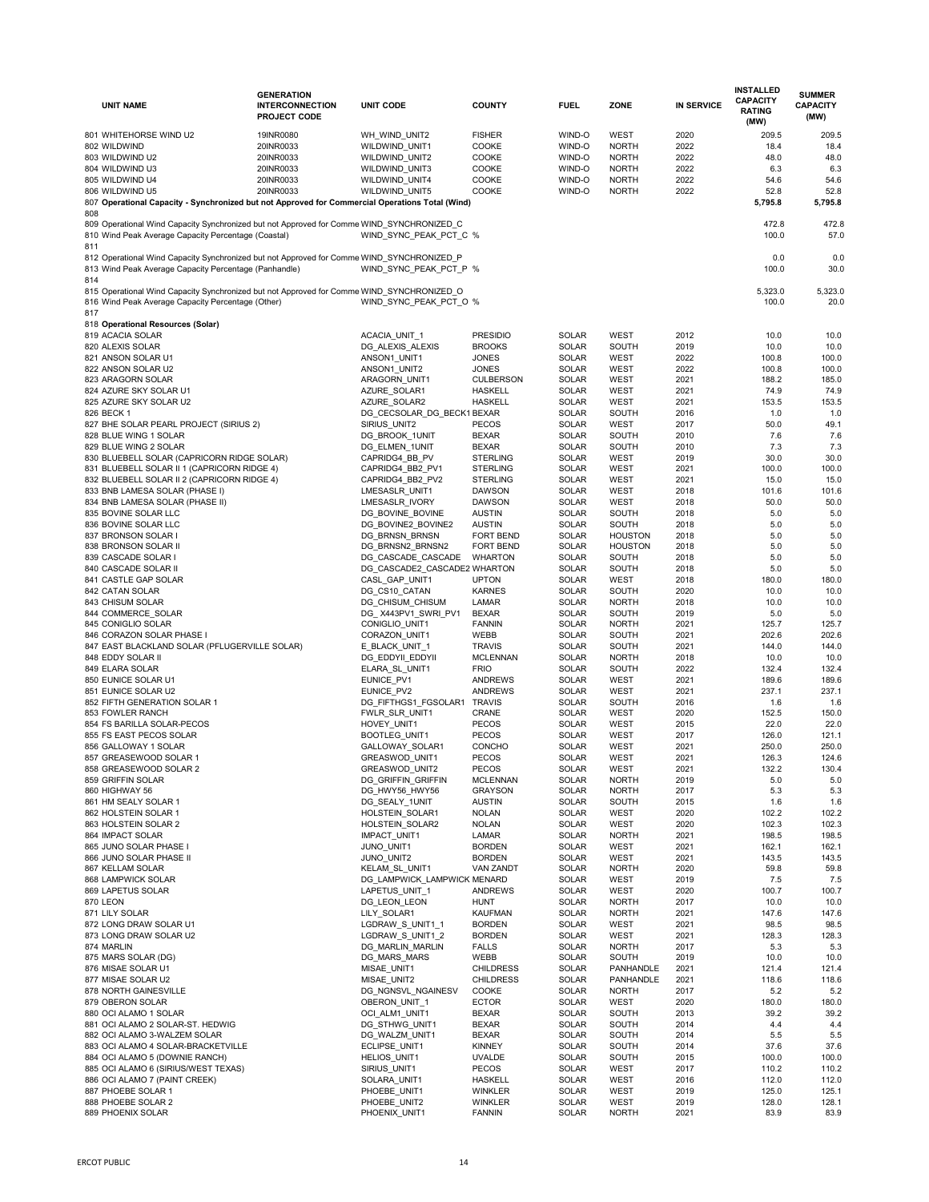| | UNIT NAME | GENERATION INTERCONNECTION PROJECT CODE | UNIT CODE | COUNTY | FUEL | ZONE | IN SERVICE | INSTALLED CAPACITY RATING (MW) | SUMMER CAPACITY (MW) |
|---|---|---|---|---|---|---|---|---|---|
| 801 | WHITEHORSE WIND U2 | 19INR0080 | WH_WIND_UNIT2 | FISHER | WIND-O | WEST | 2020 | 209.5 | 209.5 |
| 802 | WILDWIND | 20INR0033 | WILDWIND_UNIT1 | COOKE | WIND-O | NORTH | 2022 | 18.4 | 18.4 |
| 803 | WILDWIND U2 | 20INR0033 | WILDWIND_UNIT2 | COOKE | WIND-O | NORTH | 2022 | 48.0 | 48.0 |
| 804 | WILDWIND U3 | 20INR0033 | WILDWIND_UNIT3 | COOKE | WIND-O | NORTH | 2022 | 6.3 | 6.3 |
| 805 | WILDWIND U4 | 20INR0033 | WILDWIND_UNIT4 | COOKE | WIND-O | NORTH | 2022 | 54.6 | 54.6 |
| 806 | WILDWIND U5 | 20INR0033 | WILDWIND_UNIT5 | COOKE | WIND-O | NORTH | 2022 | 52.8 | 52.8 |
| 807 | **Operational Capacity - Synchronized but not Approved for Commercial Operations Total (Wind)** | | | | | | | **5,795.8** | **5,795.8** |
| 808 | | | | | | | | | |
| 809 | Operational Wind Capacity Synchronized but not Approved for Comme | | WIND_SYNCHRONIZED_C | | | | | 472.8 | 472.8 |
| 810 | Wind Peak Average Capacity Percentage (Coastal) | | WIND_SYNC_PEAK_PCT_C % | | | | | 100.0 | 57.0 |
| 811 | | | | | | | | | |
| 812 | Operational Wind Capacity Synchronized but not Approved for Comme | | WIND_SYNCHRONIZED_P | | | | | 0.0 | 0.0 |
| 813 | Wind Peak Average Capacity Percentage (Panhandle) | | WIND_SYNC_PEAK_PCT_P % | | | | | 100.0 | 30.0 |
| 814 | | | | | | | | | |
| 815 | Operational Wind Capacity Synchronized but not Approved for Comme | | WIND_SYNCHRONIZED_O | | | | | 5,323.0 | 5,323.0 |
| 816 | Wind Peak Average Capacity Percentage (Other) | | WIND_SYNC_PEAK_PCT_O % | | | | | 100.0 | 20.0 |
| 817 | | | | | | | | | |
| 818 | **Operational Resources (Solar)** | | | | | | | | |
| 819 | ACACIA SOLAR | | ACACIA_UNIT_1 | PRESIDIO | SOLAR | WEST | 2012 | 10.0 | 10.0 |
| 820 | ALEXIS SOLAR | | DG_ALEXIS_ALEXIS | BROOKS | SOLAR | SOUTH | 2019 | 10.0 | 10.0 |
| 821 | ANSON SOLAR U1 | | ANSON1_UNIT1 | JONES | SOLAR | WEST | 2022 | 100.8 | 100.0 |
| 822 | ANSON SOLAR U2 | | ANSON1_UNIT2 | JONES | SOLAR | WEST | 2022 | 100.8 | 100.0 |
| 823 | ARAGORN SOLAR | | ARAGORN_UNIT1 | CULBERSON | SOLAR | WEST | 2021 | 188.2 | 185.0 |
| 824 | AZURE SKY SOLAR U1 | | AZURE_SOLAR1 | HASKELL | SOLAR | WEST | 2021 | 74.9 | 74.9 |
| 825 | AZURE SKY SOLAR U2 | | AZURE_SOLAR2 | HASKELL | SOLAR | WEST | 2021 | 153.5 | 153.5 |
| 826 | BECK 1 | | DG_CECSOLAR_DG_BECK1 | BEXAR | SOLAR | SOUTH | 2016 | 1.0 | 1.0 |
| 827 | BHE SOLAR PEARL PROJECT (SIRIUS 2) | | SIRIUS_UNIT2 | PECOS | SOLAR | WEST | 2017 | 50.0 | 49.1 |
| 828 | BLUE WING 1 SOLAR | | DG_BROOK_1UNIT | BEXAR | SOLAR | SOUTH | 2010 | 7.6 | 7.6 |
| 829 | BLUE WING 2 SOLAR | | DG_ELMEN_1UNIT | BEXAR | SOLAR | SOUTH | 2010 | 7.3 | 7.3 |
| 830 | BLUEBELL SOLAR (CAPRICORN RIDGE SOLAR) | | CAPRIDG4_BB_PV | STERLING | SOLAR | WEST | 2019 | 30.0 | 30.0 |
| 831 | BLUEBELL SOLAR II 1 (CAPRICORN RIDGE 4) | | CAPRIDG4_BB2_PV1 | STERLING | SOLAR | WEST | 2021 | 100.0 | 100.0 |
| 832 | BLUEBELL SOLAR II 2 (CAPRICORN RIDGE 4) | | CAPRIDG4_BB2_PV2 | STERLING | SOLAR | WEST | 2021 | 15.0 | 15.0 |
| 833 | BNB LAMESA SOLAR (PHASE I) | | LMESASLR_UNIT1 | DAWSON | SOLAR | WEST | 2018 | 101.6 | 101.6 |
| 834 | BNB LAMESA SOLAR (PHASE II) | | LMESASLR_IVORY | DAWSON | SOLAR | WEST | 2018 | 50.0 | 50.0 |
| 835 | BOVINE SOLAR LLC | | DG_BOVINE_BOVINE | AUSTIN | SOLAR | SOUTH | 2018 | 5.0 | 5.0 |
| 836 | BOVINE SOLAR LLC | | DG_BOVINE2_BOVINE2 | AUSTIN | SOLAR | SOUTH | 2018 | 5.0 | 5.0 |
| 837 | BRONSON SOLAR I | | DG_BRNSN_BRNSN | FORT BEND | SOLAR | HOUSTON | 2018 | 5.0 | 5.0 |
| 838 | BRONSON SOLAR II | | DG_BRNSN2_BRNSN2 | FORT BEND | SOLAR | HOUSTON | 2018 | 5.0 | 5.0 |
| 839 | CASCADE SOLAR I | | DG_CASCADE_CASCADE | WHARTON | SOLAR | SOUTH | 2018 | 5.0 | 5.0 |
| 840 | CASCADE SOLAR II | | DG_CASCADE2_CASCADE2 | WHARTON | SOLAR | SOUTH | 2018 | 5.0 | 5.0 |
| 841 | CASTLE GAP SOLAR | | CASL_GAP_UNIT1 | UPTON | SOLAR | WEST | 2018 | 180.0 | 180.0 |
| 842 | CATAN SOLAR | | DG_CS10_CATAN | KARNES | SOLAR | SOUTH | 2020 | 10.0 | 10.0 |
| 843 | CHISUM SOLAR | | DG_CHISUM_CHISUM | LAMAR | SOLAR | NORTH | 2018 | 10.0 | 10.0 |
| 844 | COMMERCE_SOLAR | | DG_X443PV1_SWRI_PV1 | BEXAR | SOLAR | SOUTH | 2019 | 5.0 | 5.0 |
| 845 | CONIGLIO SOLAR | | CONIGLIO_UNIT1 | FANNIN | SOLAR | NORTH | 2021 | 125.7 | 125.7 |
| 846 | CORAZON SOLAR PHASE I | | CORAZON_UNIT1 | WEBB | SOLAR | SOUTH | 2021 | 202.6 | 202.6 |
| 847 | EAST BLACKLAND SOLAR (PFLUGERVILLE SOLAR) | | E_BLACK_UNIT_1 | TRAVIS | SOLAR | SOUTH | 2021 | 144.0 | 144.0 |
| 848 | EDDY SOLAR II | | DG_EDDYII_EDDYII | MCLENNAN | SOLAR | NORTH | 2018 | 10.0 | 10.0 |
| 849 | ELARA SOLAR | | ELARA_SL_UNIT1 | FRIO | SOLAR | SOUTH | 2022 | 132.4 | 132.4 |
| 850 | EUNICE SOLAR U1 | | EUNICE_PV1 | ANDREWS | SOLAR | WEST | 2021 | 189.6 | 189.6 |
| 851 | EUNICE SOLAR U2 | | EUNICE_PV2 | ANDREWS | SOLAR | WEST | 2021 | 237.1 | 237.1 |
| 852 | FIFTH GENERATION SOLAR 1 | | DG_FIFTHGS1_FGSOLAR1 | TRAVIS | SOLAR | SOUTH | 2016 | 1.6 | 1.6 |
| 853 | FOWLER RANCH | | FWLR_SLR_UNIT1 | CRANE | SOLAR | WEST | 2020 | 152.5 | 150.0 |
| 854 | FS BARILLA SOLAR-PECOS | | HOVEY_UNIT1 | PECOS | SOLAR | WEST | 2015 | 22.0 | 22.0 |
| 855 | FS EAST PECOS SOLAR | | BOOTLEG_UNIT1 | PECOS | SOLAR | WEST | 2017 | 126.0 | 121.1 |
| 856 | GALLOWAY 1 SOLAR | | GALLOWAY_SOLAR1 | CONCHO | SOLAR | WEST | 2021 | 250.0 | 250.0 |
| 857 | GREASEWOOD SOLAR 1 | | GREASWOD_UNIT1 | PECOS | SOLAR | WEST | 2021 | 126.3 | 124.6 |
| 858 | GREASEWOOD SOLAR 2 | | GREASWOD_UNIT2 | PECOS | SOLAR | WEST | 2021 | 132.2 | 130.4 |
| 859 | GRIFFIN SOLAR | | DG_GRIFFIN_GRIFFIN | MCLENNAN | SOLAR | NORTH | 2019 | 5.0 | 5.0 |
| 860 | HIGHWAY 56 | | DG_HWY56_HWY56 | GRAYSON | SOLAR | NORTH | 2017 | 5.3 | 5.3 |
| 861 | HM SEALY SOLAR 1 | | DG_SEALY_1UNIT | AUSTIN | SOLAR | SOUTH | 2015 | 1.6 | 1.6 |
| 862 | HOLSTEIN SOLAR 1 | | HOLSTEIN_SOLAR1 | NOLAN | SOLAR | WEST | 2020 | 102.2 | 102.2 |
| 863 | HOLSTEIN SOLAR 2 | | HOLSTEIN_SOLAR2 | NOLAN | SOLAR | WEST | 2020 | 102.3 | 102.3 |
| 864 | IMPACT SOLAR | | IMPACT_UNIT1 | LAMAR | SOLAR | NORTH | 2021 | 198.5 | 198.5 |
| 865 | JUNO SOLAR PHASE I | | JUNO_UNIT1 | BORDEN | SOLAR | WEST | 2021 | 162.1 | 162.1 |
| 866 | JUNO SOLAR PHASE II | | JUNO_UNIT2 | BORDEN | SOLAR | WEST | 2021 | 143.5 | 143.5 |
| 867 | KELLAM SOLAR | | KELAM_SL_UNIT1 | VAN ZANDT | SOLAR | NORTH | 2020 | 59.8 | 59.8 |
| 868 | LAMPWICK SOLAR | | DG_LAMPWICK_LAMPWICK | MENARD | SOLAR | WEST | 2019 | 7.5 | 7.5 |
| 869 | LAPETUS SOLAR | | LAPETUS_UNIT_1 | ANDREWS | SOLAR | WEST | 2020 | 100.7 | 100.7 |
| 870 | LEON | | DG_LEON_LEON | HUNT | SOLAR | NORTH | 2017 | 10.0 | 10.0 |
| 871 | LILY SOLAR | | LILY_SOLAR1 | KAUFMAN | SOLAR | NORTH | 2021 | 147.6 | 147.6 |
| 872 | LONG DRAW SOLAR U1 | | LGDRAW_S_UNIT1_1 | BORDEN | SOLAR | WEST | 2021 | 98.5 | 98.5 |
| 873 | LONG DRAW SOLAR U2 | | LGDRAW_S_UNIT1_2 | BORDEN | SOLAR | WEST | 2021 | 128.3 | 128.3 |
| 874 | MARLIN | | DG_MARLIN_MARLIN | FALLS | SOLAR | NORTH | 2017 | 5.3 | 5.3 |
| 875 | MARS SOLAR (DG) | | DG_MARS_MARS | WEBB | SOLAR | SOUTH | 2019 | 10.0 | 10.0 |
| 876 | MISAE SOLAR U1 | | MISAE_UNIT1 | CHILDRESS | SOLAR | PANHANDLE | 2021 | 121.4 | 121.4 |
| 877 | MISAE SOLAR U2 | | MISAE_UNIT2 | CHILDRESS | SOLAR | PANHANDLE | 2021 | 118.6 | 118.6 |
| 878 | NORTH GAINESVILLE | | DG_NGNSVL_NGAINESV | COOKE | SOLAR | NORTH | 2017 | 5.2 | 5.2 |
| 879 | OBERON SOLAR | | OBERON_UNIT_1 | ECTOR | SOLAR | WEST | 2020 | 180.0 | 180.0 |
| 880 | OCI ALAMO 1 SOLAR | | OCI_ALM1_UNIT1 | BEXAR | SOLAR | SOUTH | 2013 | 39.2 | 39.2 |
| 881 | OCI ALAMO 2 SOLAR-ST. HEDWIG | | DG_STHWG_UNIT1 | BEXAR | SOLAR | SOUTH | 2014 | 4.4 | 4.4 |
| 882 | OCI ALAMO 3-WALZEM SOLAR | | DG_WALZM_UNIT1 | BEXAR | SOLAR | SOUTH | 2014 | 5.5 | 5.5 |
| 883 | OCI ALAMO 4 SOLAR-BRACKETVILLE | | ECLIPSE_UNIT1 | KINNEY | SOLAR | SOUTH | 2014 | 37.6 | 37.6 |
| 884 | OCI ALAMO 5 (DOWNIE RANCH) | | HELIOS_UNIT1 | UVALDE | SOLAR | SOUTH | 2015 | 100.0 | 100.0 |
| 885 | OCI ALAMO 6 (SIRIUS/WEST TEXAS) | | SIRIUS_UNIT1 | PECOS | SOLAR | WEST | 2017 | 110.2 | 110.2 |
| 886 | OCI ALAMO 7 (PAINT CREEK) | | SOLARA_UNIT1 | HASKELL | SOLAR | WEST | 2016 | 112.0 | 112.0 |
| 887 | PHOEBE SOLAR 1 | | PHOEBE_UNIT1 | WINKLER | SOLAR | WEST | 2019 | 125.0 | 125.1 |
| 888 | PHOEBE SOLAR 2 | | PHOEBE_UNIT2 | WINKLER | SOLAR | WEST | 2019 | 128.0 | 128.1 |
| 889 | PHOENIX SOLAR | | PHOENIX_UNIT1 | FANNIN | SOLAR | NORTH | 2021 | 83.9 | 83.9 |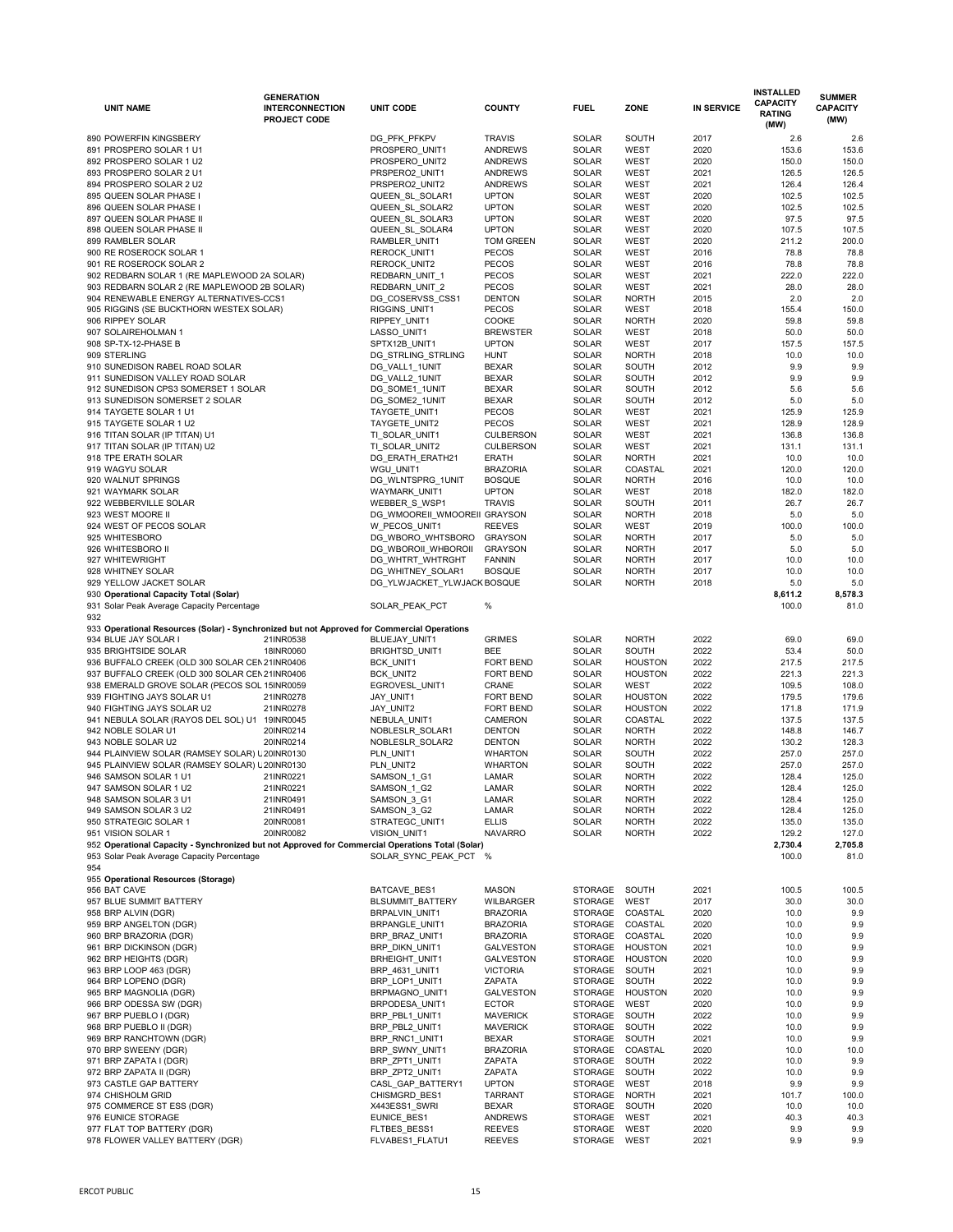| UNIT NAME | GENERATION INTERCONNECTION PROJECT CODE | UNIT CODE | COUNTY | FUEL | ZONE | IN SERVICE | INSTALLED CAPACITY RATING (MW) | SUMMER CAPACITY (MW) |
|---|---|---|---|---|---|---|---|---|
| 890 POWERFIN KINGSBERY | | DG_PFK_PFKPV | TRAVIS | SOLAR | SOUTH | 2017 | 2.6 | 2.6 |
| 891 PROSPERO SOLAR 1 U1 | | PROSPERO_UNIT1 | ANDREWS | SOLAR | WEST | 2020 | 153.6 | 153.6 |
| 892 PROSPERO SOLAR 1 U2 | | PROSPERO_UNIT2 | ANDREWS | SOLAR | WEST | 2020 | 150.0 | 150.0 |
| 893 PROSPERO SOLAR 2 U1 | | PRSPERO2_UNIT1 | ANDREWS | SOLAR | WEST | 2021 | 126.5 | 126.5 |
| 894 PROSPERO SOLAR 2 U2 | | PRSPERO2_UNIT2 | ANDREWS | SOLAR | WEST | 2021 | 126.4 | 126.4 |
| 895 QUEEN SOLAR PHASE I | | QUEEN_SL_SOLAR1 | UPTON | SOLAR | WEST | 2020 | 102.5 | 102.5 |
| 896 QUEEN SOLAR PHASE I | | QUEEN_SL_SOLAR2 | UPTON | SOLAR | WEST | 2020 | 102.5 | 102.5 |
| 897 QUEEN SOLAR PHASE II | | QUEEN_SL_SOLAR3 | UPTON | SOLAR | WEST | 2020 | 97.5 | 97.5 |
| 898 QUEEN SOLAR PHASE II | | QUEEN_SL_SOLAR4 | UPTON | SOLAR | WEST | 2020 | 107.5 | 107.5 |
| 899 RAMBLER SOLAR | | RAMBLER_UNIT1 | TOM GREEN | SOLAR | WEST | 2020 | 211.2 | 200.0 |
| 900 RE ROSEROCK SOLAR 1 | | REROCK_UNIT1 | PECOS | SOLAR | WEST | 2016 | 78.8 | 78.8 |
| 901 RE ROSEROCK SOLAR 2 | | REROCK_UNIT2 | PECOS | SOLAR | WEST | 2016 | 78.8 | 78.8 |
| 902 REDBARN SOLAR 1 (RE MAPLEWOOD 2A SOLAR) | | REDBARN_UNIT_1 | PECOS | SOLAR | WEST | 2021 | 222.0 | 222.0 |
| 903 REDBARN SOLAR 2 (RE MAPLEWOOD 2B SOLAR) | | REDBARN_UNIT_2 | PECOS | SOLAR | WEST | 2021 | 28.0 | 28.0 |
| 904 RENEWABLE ENERGY ALTERNATIVES-CCS1 | | DG_COSERVSS_CSS1 | DENTON | SOLAR | NORTH | 2015 | 2.0 | 2.0 |
| 905 RIGGINS (SE BUCKTHORN WESTEX SOLAR) | | RIGGINS_UNIT1 | PECOS | SOLAR | WEST | 2018 | 155.4 | 150.0 |
| 906 RIPPEY SOLAR | | RIPPEY_UNIT1 | COOKE | SOLAR | NORTH | 2020 | 59.8 | 59.8 |
| 907 SOLAIREHOLMAN 1 | | LASSO_UNIT1 | BREWSTER | SOLAR | WEST | 2018 | 50.0 | 50.0 |
| 908 SP-TX-12-PHASE B | | SPTX12B_UNIT1 | UPTON | SOLAR | WEST | 2017 | 157.5 | 157.5 |
| 909 STERLING | | DG_STRLING_STRLING | HUNT | SOLAR | NORTH | 2018 | 10.0 | 10.0 |
| 910 SUNEDISON RABEL ROAD SOLAR | | DG_VALL1_1UNIT | BEXAR | SOLAR | SOUTH | 2012 | 9.9 | 9.9 |
| 911 SUNEDISON VALLEY ROAD SOLAR | | DG_VALL2_1UNIT | BEXAR | SOLAR | SOUTH | 2012 | 9.9 | 9.9 |
| 912 SUNEDISON CPS3 SOMERSET 1 SOLAR | | DG_SOME1_1UNIT | BEXAR | SOLAR | SOUTH | 2012 | 5.6 | 5.6 |
| 913 SUNEDISON SOMERSET 2 SOLAR | | DG_SOME2_1UNIT | BEXAR | SOLAR | SOUTH | 2012 | 5.0 | 5.0 |
| 914 TAYGETE SOLAR 1 U1 | | TAYGETE_UNIT1 | PECOS | SOLAR | WEST | 2021 | 125.9 | 125.9 |
| 915 TAYGETE SOLAR 1 U2 | | TAYGETE_UNIT2 | PECOS | SOLAR | WEST | 2021 | 128.9 | 128.9 |
| 916 TITAN SOLAR (IP TITAN) U1 | | TI_SOLAR_UNIT1 | CULBERSON | SOLAR | WEST | 2021 | 136.8 | 136.8 |
| 917 TITAN SOLAR (IP TITAN) U2 | | TI_SOLAR_UNIT2 | CULBERSON | SOLAR | WEST | 2021 | 131.1 | 131.1 |
| 918 TPE ERATH SOLAR | | DG_ERATH_ERATH21 | ERATH | SOLAR | NORTH | 2021 | 10.0 | 10.0 |
| 919 WAGYU SOLAR | | WGU_UNIT1 | BRAZORIA | SOLAR | COASTAL | 2021 | 120.0 | 120.0 |
| 920 WALNUT SPRINGS | | DG_WLNTSPRG_1UNIT | BOSQUE | SOLAR | NORTH | 2016 | 10.0 | 10.0 |
| 921 WAYMARK SOLAR | | WAYMARK_UNIT1 | UPTON | SOLAR | WEST | 2018 | 182.0 | 182.0 |
| 922 WEBBERVILLE SOLAR | | WEBBER_S_WSP1 | TRAVIS | SOLAR | SOUTH | 2011 | 26.7 | 26.7 |
| 923 WEST MOORE II | | DG_WMOOREII_WMOOREII | GRAYSON | SOLAR | NORTH | 2018 | 5.0 | 5.0 |
| 924 WEST OF PECOS SOLAR | | W_PECOS_UNIT1 | REEVES | SOLAR | WEST | 2019 | 100.0 | 100.0 |
| 925 WHITESBORO | | DG_WBORO_WHTSBORO | GRAYSON | SOLAR | NORTH | 2017 | 5.0 | 5.0 |
| 926 WHITESBORO II | | DG_WBOROII_WHBOROII | GRAYSON | SOLAR | NORTH | 2017 | 5.0 | 5.0 |
| 927 WHITEWRIGHT | | DG_WHTRT_WHTRGHT | FANNIN | SOLAR | NORTH | 2017 | 10.0 | 10.0 |
| 928 WHITNEY SOLAR | | DG_WHITNEY_SOLAR1 | BOSQUE | SOLAR | NORTH | 2017 | 10.0 | 10.0 |
| 929 YELLOW JACKET SOLAR | | DG_YLWJACKET_YLWJACK | BOSQUE | SOLAR | NORTH | 2018 | 5.0 | 5.0 |
| **930 Operational Capacity Total (Solar)** | | | | | | | **8,611.2** | **8,578.3** |
| 931 Solar Peak Average Capacity Percentage | | SOLAR_PEAK_PCT | % | | | | 100.0 | 81.0 |
| 932 | | | | | | | | |
| **933 Operational Resources (Solar) - Synchronized but not Approved for Commercial Operations** | | | | | | | | |
| 934 BLUE JAY SOLAR I | 21INR0538 | BLUEJAY_UNIT1 | GRIMES | SOLAR | NORTH | 2022 | 69.0 | 69.0 |
| 935 BRIGHTSIDE SOLAR | 18INR0060 | BRIGHTSD_UNIT1 | BEE | SOLAR | SOUTH | 2022 | 53.4 | 50.0 |
| 936 BUFFALO CREEK (OLD 300 SOLAR CEN | 21INR0406 | BCK_UNIT1 | FORT BEND | SOLAR | HOUSTON | 2022 | 217.5 | 217.5 |
| 937 BUFFALO CREEK (OLD 300 SOLAR CEN | 21INR0406 | BCK_UNIT2 | FORT BEND | SOLAR | HOUSTON | 2022 | 221.3 | 221.3 |
| 938 EMERALD GROVE SOLAR (PECOS SOL | 15INR0059 | EGROVESL_UNIT1 | CRANE | SOLAR | WEST | 2022 | 109.5 | 108.0 |
| 939 FIGHTING JAYS SOLAR U1 | 21INR0278 | JAY_UNIT1 | FORT BEND | SOLAR | HOUSTON | 2022 | 179.5 | 179.6 |
| 940 FIGHTING JAYS SOLAR U2 | 21INR0278 | JAY_UNIT2 | FORT BEND | SOLAR | HOUSTON | 2022 | 171.8 | 171.9 |
| 941 NEBULA SOLAR (RAYOS DEL SOL) U1 | 19INR0045 | NEBULA_UNIT1 | CAMERON | SOLAR | COASTAL | 2022 | 137.5 | 137.5 |
| 942 NOBLE SOLAR U1 | 20INR0214 | NOBLESLR_SOLAR1 | DENTON | SOLAR | NORTH | 2022 | 148.8 | 146.7 |
| 943 NOBLE SOLAR U2 | 20INR0214 | NOBLESLR_SOLAR2 | DENTON | SOLAR | NORTH | 2022 | 130.2 | 128.3 |
| 944 PLAINVIEW SOLAR (RAMSEY SOLAR) U | 20INR0130 | PLN_UNIT1 | WHARTON | SOLAR | SOUTH | 2022 | 257.0 | 257.0 |
| 945 PLAINVIEW SOLAR (RAMSEY SOLAR) U | 20INR0130 | PLN_UNIT2 | WHARTON | SOLAR | SOUTH | 2022 | 257.0 | 257.0 |
| 946 SAMSON SOLAR 1 U1 | 21INR0221 | SAMSON_1_G1 | LAMAR | SOLAR | NORTH | 2022 | 128.4 | 125.0 |
| 947 SAMSON SOLAR 1 U2 | 21INR0221 | SAMSON_1_G2 | LAMAR | SOLAR | NORTH | 2022 | 128.4 | 125.0 |
| 948 SAMSON SOLAR 3 U1 | 21INR0491 | SAMSON_3_G1 | LAMAR | SOLAR | NORTH | 2022 | 128.4 | 125.0 |
| 949 SAMSON SOLAR 3 U2 | 21INR0491 | SAMSON_3_G2 | LAMAR | SOLAR | NORTH | 2022 | 128.4 | 125.0 |
| 950 STRATEGIC SOLAR 1 | 20INR0081 | STRATEGC_UNIT1 | ELLIS | SOLAR | NORTH | 2022 | 135.0 | 135.0 |
| 951 VISION SOLAR 1 | 20INR0082 | VISION_UNIT1 | NAVARRO | SOLAR | NORTH | 2022 | 129.2 | 127.0 |
| **952 Operational Capacity - Synchronized but not Approved for Commercial Operations Total (Solar)** | | | | | | | **2,730.4** | **2,705.8** |
| 953 Solar Peak Average Capacity Percentage | | SOLAR_SYNC_PEAK_PCT | % | | | | 100.0 | 81.0 |
| 954 | | | | | | | | |
| **955 Operational Resources (Storage)** | | | | | | | | |
| 956 BAT CAVE | | BATCAVE_BES1 | MASON | STORAGE | SOUTH | 2021 | 100.5 | 100.5 |
| 957 BLUE SUMMIT BATTERY | | BLSUMMIT_BATTERY | WILBARGER | STORAGE | WEST | 2017 | 30.0 | 30.0 |
| 958 BRP ALVIN (DGR) | | BRPALVIN_UNIT1 | BRAZORIA | STORAGE | COASTAL | 2020 | 10.0 | 9.9 |
| 959 BRP ANGELTON (DGR) | | BRPANGLE_UNIT1 | BRAZORIA | STORAGE | COASTAL | 2020 | 10.0 | 9.9 |
| 960 BRP BRAZORIA (DGR) | | BRP_BRAZ_UNIT1 | BRAZORIA | STORAGE | COASTAL | 2020 | 10.0 | 9.9 |
| 961 BRP DICKINSON (DGR) | | BRP_DIKN_UNIT1 | GALVESTON | STORAGE | HOUSTON | 2021 | 10.0 | 9.9 |
| 962 BRP HEIGHTS (DGR) | | BRHEIGHT_UNIT1 | GALVESTON | STORAGE | HOUSTON | 2020 | 10.0 | 9.9 |
| 963 BRP LOOP 463 (DGR) | | BRP_4631_UNIT1 | VICTORIA | STORAGE | SOUTH | 2021 | 10.0 | 9.9 |
| 964 BRP LOPENO (DGR) | | BRP_LOP1_UNIT1 | ZAPATA | STORAGE | SOUTH | 2022 | 10.0 | 9.9 |
| 965 BRP MAGNOLIA (DGR) | | BRPMAGNO_UNIT1 | GALVESTON | STORAGE | HOUSTON | 2020 | 10.0 | 9.9 |
| 966 BRP ODESSA SW (DGR) | | BRPODESA_UNIT1 | ECTOR | STORAGE | WEST | 2020 | 10.0 | 9.9 |
| 967 BRP PUEBLO I (DGR) | | BRP_PBL1_UNIT1 | MAVERICK | STORAGE | SOUTH | 2022 | 10.0 | 9.9 |
| 968 BRP PUEBLO II (DGR) | | BRP_PBL2_UNIT1 | MAVERICK | STORAGE | SOUTH | 2022 | 10.0 | 9.9 |
| 969 BRP RANCHTOWN (DGR) | | BRP_RNC1_UNIT1 | BEXAR | STORAGE | SOUTH | 2021 | 10.0 | 9.9 |
| 970 BRP SWEENY (DGR) | | BRP_SWNY_UNIT1 | BRAZORIA | STORAGE | COASTAL | 2020 | 10.0 | 10.0 |
| 971 BRP ZAPATA I (DGR) | | BRP_ZPT1_UNIT1 | ZAPATA | STORAGE | SOUTH | 2022 | 10.0 | 9.9 |
| 972 BRP ZAPATA II (DGR) | | BRP_ZPT2_UNIT1 | ZAPATA | STORAGE | SOUTH | 2022 | 10.0 | 9.9 |
| 973 CASTLE GAP BATTERY | | CASL_GAP_BATTERY1 | UPTON | STORAGE | WEST | 2018 | 9.9 | 9.9 |
| 974 CHISHOLM GRID | | CHISMGRD_BES1 | TARRANT | STORAGE | NORTH | 2021 | 101.7 | 100.0 |
| 975 COMMERCE ST ESS (DGR) | | X443ESS1_SWRI | BEXAR | STORAGE | SOUTH | 2020 | 10.0 | 10.0 |
| 976 EUNICE STORAGE | | EUNICE_BES1 | ANDREWS | STORAGE | WEST | 2021 | 40.3 | 40.3 |
| 977 FLAT TOP BATTERY (DGR) | | FLTBES_BESS1 | REEVES | STORAGE | WEST | 2020 | 9.9 | 9.9 |
| 978 FLOWER VALLEY BATTERY (DGR) | | FLVABES1_FLATU1 | REEVES | STORAGE | WEST | 2021 | 9.9 | 9.9 |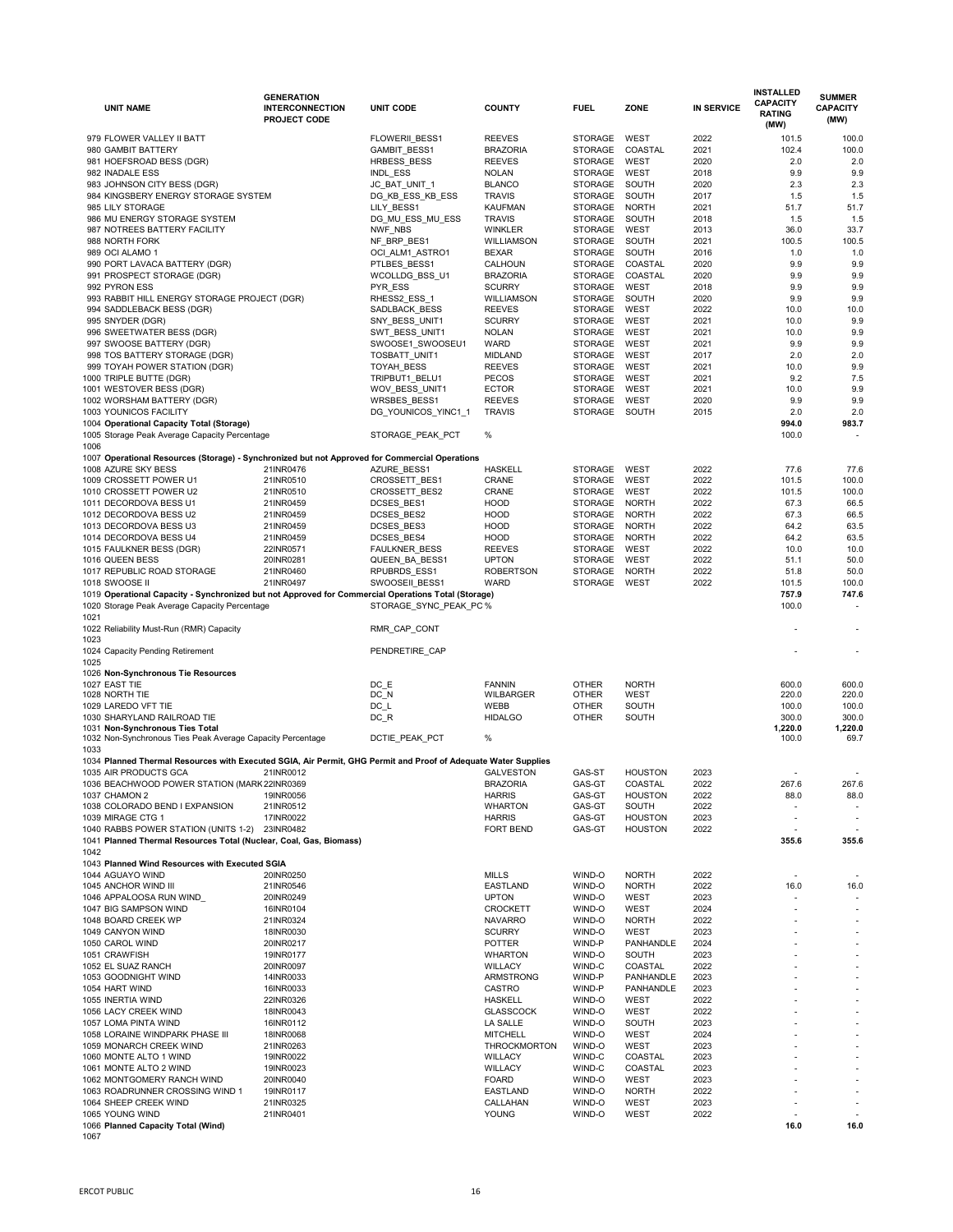| UNIT NAME | GENERATION INTERCONNECTION PROJECT CODE | UNIT CODE | COUNTY | FUEL | ZONE | IN SERVICE | INSTALLED CAPACITY RATING (MW) | SUMMER CAPACITY (MW) |
|---|---|---|---|---|---|---|---|---|
| 979 FLOWER VALLEY II BATT | | FLOWERII_BESS1 | REEVES | STORAGE | WEST | 2022 | 101.5 | 100.0 |
| 980 GAMBIT BATTERY | | GAMBIT_BESS1 | BRAZORIA | STORAGE | COASTAL | 2021 | 102.4 | 100.0 |
| 981 HOEFSROAD BESS (DGR) | | HRBESS_BESS | REEVES | STORAGE | WEST | 2020 | 2.0 | 2.0 |
| 982 INADALE ESS | | INDL_ESS | NOLAN | STORAGE | WEST | 2018 | 9.9 | 9.9 |
| 983 JOHNSON CITY BESS (DGR) | | JC_BAT_UNIT_1 | BLANCO | STORAGE | SOUTH | 2020 | 2.3 | 2.3 |
| 984 KINGSBERY ENERGY STORAGE SYSTEM | | DG_KB_ESS_KB_ESS | TRAVIS | STORAGE | SOUTH | 2017 | 1.5 | 1.5 |
| 985 LILY STORAGE | | LILY_BESS1 | KAUFMAN | STORAGE | NORTH | 2021 | 51.7 | 51.7 |
| 986 MU ENERGY STORAGE SYSTEM | | DG_MU_ESS_MU_ESS | TRAVIS | STORAGE | SOUTH | 2018 | 1.5 | 1.5 |
| 987 NOTREES BATTERY FACILITY | | NWF_NBS | WINKLER | STORAGE | WEST | 2013 | 36.0 | 33.7 |
| 988 NORTH FORK | | NF_BRP_BES1 | WILLIAMSON | STORAGE | SOUTH | 2021 | 100.5 | 100.5 |
| 989 OCI ALAMO 1 | | OCI_ALM1_ASTRO1 | BEXAR | STORAGE | SOUTH | 2016 | 1.0 | 1.0 |
| 990 PORT LAVACA BATTERY (DGR) | | PTLBES_BESS1 | CALHOUN | STORAGE | COASTAL | 2020 | 9.9 | 9.9 |
| 991 PROSPECT STORAGE (DGR) | | WCOLLDG_BSS_U1 | BRAZORIA | STORAGE | COASTAL | 2020 | 9.9 | 9.9 |
| 992 PYRON ESS | | PYR_ESS | SCURRY | STORAGE | WEST | 2018 | 9.9 | 9.9 |
| 993 RABBIT HILL ENERGY STORAGE PROJECT (DGR) | | RHESS2_ESS_1 | WILLIAMSON | STORAGE | SOUTH | 2020 | 9.9 | 9.9 |
| 994 SADDLEBACK BESS (DGR) | | SADLBACK_BESS | REEVES | STORAGE | WEST | 2022 | 10.0 | 10.0 |
| 995 SNYDER (DGR) | | SNY_BESS_UNIT1 | SCURRY | STORAGE | WEST | 2021 | 10.0 | 9.9 |
| 996 SWEETWATER BESS (DGR) | | SWT_BESS_UNIT1 | NOLAN | STORAGE | WEST | 2021 | 10.0 | 9.9 |
| 997 SWOOSE BATTERY (DGR) | | SWOOSE1_SWOOSEU1 | WARD | STORAGE | WEST | 2021 | 9.9 | 9.9 |
| 998 TOS BATTERY STORAGE (DGR) | | TOSBATT_UNIT1 | MIDLAND | STORAGE | WEST | 2017 | 2.0 | 2.0 |
| 999 TOYAH POWER STATION (DGR) | | TOYAH_BESS | REEVES | STORAGE | WEST | 2021 | 10.0 | 9.9 |
| 1000 TRIPLE BUTTE (DGR) | | TRIPBUT1_BELU1 | PECOS | STORAGE | WEST | 2021 | 9.2 | 7.5 |
| 1001 WESTOVER BESS (DGR) | | WOV_BESS_UNIT1 | ECTOR | STORAGE | WEST | 2021 | 10.0 | 9.9 |
| 1002 WORSHAM BATTERY (DGR) | | WRSBES_BESS1 | REEVES | STORAGE | WEST | 2020 | 9.9 | 9.9 |
| 1003 YOUNICOS FACILITY | | DG_YOUNICOS_YINC1_1 | TRAVIS | STORAGE | SOUTH | 2015 | 2.0 | 2.0 |
| 1004 **Operational Capacity Total (Storage)** | | | | | | | **994.0** | **983.7** |
| 1005 Storage Peak Average Capacity Percentage | | STORAGE_PEAK_PCT | % | | | | 100.0 | - |
| 1006 | | | | | | | | |
| 1007 **Operational Resources (Storage) - Synchronized but not Approved for Commercial Operations** | | | | | | | | |
| 1008 AZURE SKY BESS | 21INR0476 | AZURE_BESS1 | HASKELL | STORAGE | WEST | 2022 | 77.6 | 77.6 |
| 1009 CROSSETT POWER U1 | 21INR0510 | CROSSETT_BES1 | CRANE | STORAGE | WEST | 2022 | 101.5 | 100.0 |
| 1010 CROSSETT POWER U2 | 21INR0510 | CROSSETT_BES2 | CRANE | STORAGE | WEST | 2022 | 101.5 | 100.0 |
| 1011 DECORDOVA BESS U1 | 21INR0459 | DCSES_BES1 | HOOD | STORAGE | NORTH | 2022 | 67.3 | 66.5 |
| 1012 DECORDOVA BESS U2 | 21INR0459 | DCSES_BES2 | HOOD | STORAGE | NORTH | 2022 | 67.3 | 66.5 |
| 1013 DECORDOVA BESS U3 | 21INR0459 | DCSES_BES3 | HOOD | STORAGE | NORTH | 2022 | 64.2 | 63.5 |
| 1014 DECORDOVA BESS U4 | 21INR0459 | DCSES_BES4 | HOOD | STORAGE | NORTH | 2022 | 64.2 | 63.5 |
| 1015 FAULKNER BESS (DGR) | 22INR0571 | FAULKNER_BESS | REEVES | STORAGE | WEST | 2022 | 10.0 | 10.0 |
| 1016 QUEEN BESS | 20INR0281 | QUEEN_BA_BESS1 | UPTON | STORAGE | WEST | 2022 | 51.1 | 50.0 |
| 1017 REPUBLIC ROAD STORAGE | 21INR0460 | RPUBRDS_ESS1 | ROBERTSON | STORAGE | NORTH | 2022 | 51.8 | 50.0 |
| 1018 SWOOSE II | 21INR0497 | SWOOSEII_BESS1 | WARD | STORAGE | WEST | 2022 | 101.5 | 100.0 |
| 1019 **Operational Capacity - Synchronized but not Approved for Commercial Operations Total (Storage)** | | | | | | | **757.9** | **747.6** |
| 1020 Storage Peak Average Capacity Percentage | | STORAGE_SYNC_PEAK_PC | % | | | | 100.0 | - |
| 1021 | | | | | | | | |
| 1022 Reliability Must-Run (RMR) Capacity | | RMR_CAP_CONT | | | | | - | - |
| 1023 | | | | | | | | |
| 1024 Capacity Pending Retirement | | PENDRETIRE_CAP | | | | | - | - |
| 1025 | | | | | | | | |
| 1026 **Non-Synchronous Tie Resources** | | | | | | | | |
| 1027 EAST TIE | | DC_E | FANNIN | OTHER | NORTH | | 600.0 | 600.0 |
| 1028 NORTH TIE | | DC_N | WILBARGER | OTHER | WEST | | 220.0 | 220.0 |
| 1029 LAREDO VFT TIE | | DC_L | WEBB | OTHER | SOUTH | | 100.0 | 100.0 |
| 1030 SHARYLAND RAILROAD TIE | | DC_R | HIDALGO | OTHER | SOUTH | | 300.0 | 300.0 |
| 1031 **Non-Synchronous Ties Total** | | | | | | | **1,220.0** | **1,220.0** |
| 1032 Non-Synchronous Ties Peak Average Capacity Percentage | | DCTIE_PEAK_PCT | % | | | | 100.0 | 69.7 |
| 1033 | | | | | | | | |
| 1034 **Planned Thermal Resources with Executed SGIA, Air Permit, GHG Permit and Proof of Adequate Water Supplies** | | | | | | | | |
| 1035 AIR PRODUCTS GCA | 21INR0012 | | GALVESTON | GAS-ST | HOUSTON | 2023 | - | - |
| 1036 BEACHWOOD POWER STATION (MARK | 22INR0369 | | BRAZORIA | GAS-GT | COASTAL | 2022 | 267.6 | 267.6 |
| 1037 CHAMON 2 | 19INR0056 | | HARRIS | GAS-GT | HOUSTON | 2022 | 88.0 | 88.0 |
| 1038 COLORADO BEND I EXPANSION | 21INR0512 | | WHARTON | GAS-GT | SOUTH | 2022 | - | - |
| 1039 MIRAGE CTG 1 | 17INR0022 | | HARRIS | GAS-GT | HOUSTON | 2023 | - | - |
| 1040 RABBS POWER STATION (UNITS 1-2) | 23INR0482 | | FORT BEND | GAS-GT | HOUSTON | 2022 | - | - |
| 1041 **Planned Thermal Resources Total (Nuclear, Coal, Gas, Biomass)** | | | | | | | **355.6** | **355.6** |
| 1042 | | | | | | | | |
| 1043 **Planned Wind Resources with Executed SGIA** | | | | | | | | |
| 1044 AGUAYO WIND | 20INR0250 | | MILLS | WIND-O | NORTH | 2022 | - | - |
| 1045 ANCHOR WIND III | 21INR0546 | | EASTLAND | WIND-O | NORTH | 2022 | 16.0 | 16.0 |
| 1046 APPALOOSA RUN WIND_ | 20INR0249 | | UPTON | WIND-O | WEST | 2023 | - | - |
| 1047 BIG SAMPSON WIND | 16INR0104 | | CROCKETT | WIND-O | WEST | 2024 | - | - |
| 1048 BOARD CREEK WP | 21INR0324 | | NAVARRO | WIND-O | NORTH | 2022 | - | - |
| 1049 CANYON WIND | 18INR0030 | | SCURRY | WIND-O | WEST | 2023 | - | - |
| 1050 CAROL WIND | 20INR0217 | | POTTER | WIND-P | PANHANDLE | 2024 | - | - |
| 1051 CRAWFISH | 19INR0177 | | WHARTON | WIND-O | SOUTH | 2023 | - | - |
| 1052 EL SUAZ RANCH | 20INR0097 | | WILLACY | WIND-C | COASTAL | 2022 | - | - |
| 1053 GOODNIGHT WIND | 14INR0033 | | ARMSTRONG | WIND-P | PANHANDLE | 2023 | - | - |
| 1054 HART WIND | 16INR0033 | | CASTRO | WIND-P | PANHANDLE | 2023 | - | - |
| 1055 INERTIA WIND | 22INR0326 | | HASKELL | WIND-O | WEST | 2022 | - | - |
| 1056 LACY CREEK WIND | 18INR0043 | | GLASSCOCK | WIND-O | WEST | 2022 | - | - |
| 1057 LOMA PINTA WIND | 16INR0112 | | LA SALLE | WIND-O | SOUTH | 2023 | - | - |
| 1058 LORAINE WINDPARK PHASE III | 18INR0068 | | MITCHELL | WIND-O | WEST | 2024 | - | - |
| 1059 MONARCH CREEK WIND | 21INR0263 | | THROCKMORTON | WIND-O | WEST | 2023 | - | - |
| 1060 MONTE ALTO 1 WIND | 19INR0022 | | WILLACY | WIND-C | COASTAL | 2023 | - | - |
| 1061 MONTE ALTO 2 WIND | 19INR0023 | | WILLACY | WIND-C | COASTAL | 2023 | - | - |
| 1062 MONTGOMERY RANCH WIND | 20INR0040 | | FOARD | WIND-O | WEST | 2023 | - | - |
| 1063 ROADRUNNER CROSSING WIND 1 | 19INR0117 | | EASTLAND | WIND-O | NORTH | 2022 | - | - |
| 1064 SHEEP CREEK WIND | 21INR0325 | | CALLAHAN | WIND-O | WEST | 2023 | - | - |
| 1065 YOUNG WIND | 21INR0401 | | YOUNG | WIND-O | WEST | 2022 | - | - |
| 1066 **Planned Capacity Total (Wind)** | | | | | | | **16.0** | **16.0** |
| 1067 | | | | | | | | |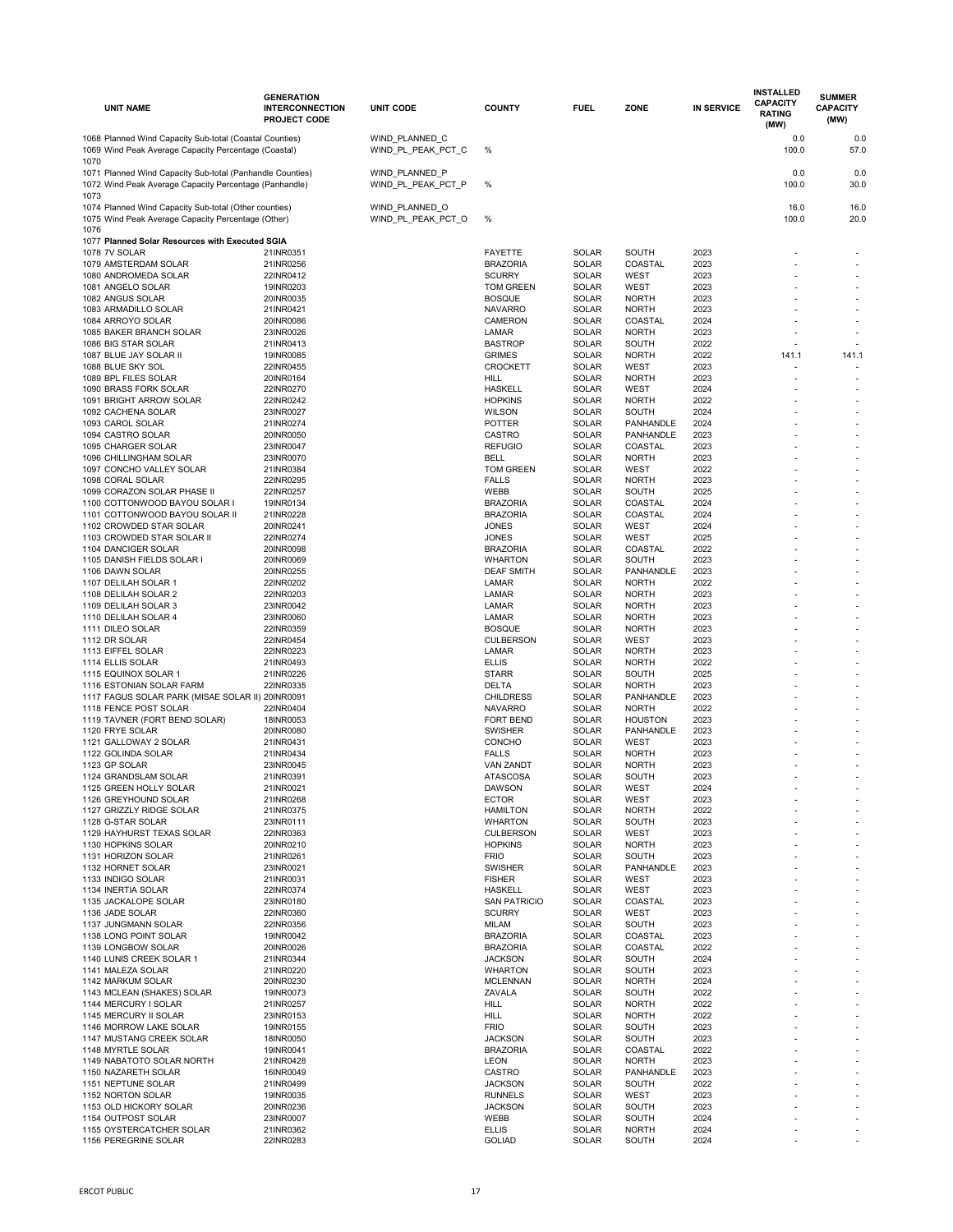| UNIT NAME | GENERATION INTERCONNECTION PROJECT CODE | UNIT CODE | COUNTY | FUEL | ZONE | IN SERVICE | INSTALLED CAPACITY RATING (MW) | SUMMER CAPACITY (MW) |
|---|---|---|---|---|---|---|---|---|
| 1068 Planned Wind Capacity Sub-total (Coastal Counties) | | WIND_PLANNED_C | | | | | 0.0 | 0.0 |
| 1069 Wind Peak Average Capacity Percentage (Coastal) | | WIND_PL_PEAK_PCT_C | % | | | | 100.0 | 57.0 |
| 1070 | | | | | | | | |
| 1071 Planned Wind Capacity Sub-total (Panhandle Counties) | | WIND_PLANNED_P | | | | | 0.0 | 0.0 |
| 1072 Wind Peak Average Capacity Percentage (Panhandle) | | WIND_PL_PEAK_PCT_P | % | | | | 100.0 | 30.0 |
| 1073 | | | | | | | | |
| 1074 Planned Wind Capacity Sub-total (Other counties) | | WIND_PLANNED_O | | | | | 16.0 | 16.0 |
| 1075 Wind Peak Average Capacity Percentage (Other) | | WIND_PL_PEAK_PCT_O | % | | | | 100.0 | 20.0 |
| 1076 | | | | | | | | |
| 1077 **Planned Solar Resources with Executed SGIA** | | | | | | | | |
| 1078 7V SOLAR | 21INR0351 | | FAYETTE | SOLAR | SOUTH | 2023 | - | - |
| 1079 AMSTERDAM SOLAR | 21INR0256 | | BRAZORIA | SOLAR | COASTAL | 2023 | - | - |
| 1080 ANDROMEDA SOLAR | 22INR0412 | | SCURRY | SOLAR | WEST | 2023 | - | - |
| 1081 ANGELO SOLAR | 19INR0203 | | TOM GREEN | SOLAR | WEST | 2023 | - | - |
| 1082 ANGUS SOLAR | 20INR0035 | | BOSQUE | SOLAR | NORTH | 2023 | - | - |
| 1083 ARMADILLO SOLAR | 21INR0421 | | NAVARRO | SOLAR | NORTH | 2023 | - | - |
| 1084 ARROYO SOLAR | 20INR0086 | | CAMERON | SOLAR | COASTAL | 2024 | - | - |
| 1085 BAKER BRANCH SOLAR | 23INR0026 | | LAMAR | SOLAR | NORTH | 2023 | - | - |
| 1086 BIG STAR SOLAR | 21INR0413 | | BASTROP | SOLAR | SOUTH | 2022 | - | - |
| 1087 BLUE JAY SOLAR II | 19INR0085 | | GRIMES | SOLAR | NORTH | 2022 | 141.1 | 141.1 |
| 1088 BLUE SKY SOL | 22INR0455 | | CROCKETT | SOLAR | WEST | 2023 | - | - |
| 1089 BPL FILES SOLAR | 20INR0164 | | HILL | SOLAR | NORTH | 2023 | - | - |
| 1090 BRASS FORK SOLAR | 22INR0270 | | HASKELL | SOLAR | WEST | 2024 | - | - |
| 1091 BRIGHT ARROW SOLAR | 22INR0242 | | HOPKINS | SOLAR | NORTH | 2022 | - | - |
| 1092 CACHENA SOLAR | 23INR0027 | | WILSON | SOLAR | SOUTH | 2024 | - | - |
| 1093 CAROL SOLAR | 21INR0274 | | POTTER | SOLAR | PANHANDLE | 2024 | - | - |
| 1094 CASTRO SOLAR | 20INR0050 | | CASTRO | SOLAR | PANHANDLE | 2023 | - | - |
| 1095 CHARGER SOLAR | 23INR0047 | | REFUGIO | SOLAR | COASTAL | 2023 | - | - |
| 1096 CHILLINGHAM SOLAR | 23INR0070 | | BELL | SOLAR | NORTH | 2023 | - | - |
| 1097 CONCHO VALLEY SOLAR | 21INR0384 | | TOM GREEN | SOLAR | WEST | 2022 | - | - |
| 1098 CORAL SOLAR | 22INR0295 | | FALLS | SOLAR | NORTH | 2023 | - | - |
| 1099 CORAZON SOLAR PHASE II | 22INR0257 | | WEBB | SOLAR | SOUTH | 2025 | - | - |
| 1100 COTTONWOOD BAYOU SOLAR I | 19INR0134 | | BRAZORIA | SOLAR | COASTAL | 2024 | - | - |
| 1101 COTTONWOOD BAYOU SOLAR II | 21INR0228 | | BRAZORIA | SOLAR | COASTAL | 2024 | - | - |
| 1102 CROWDED STAR SOLAR | 20INR0241 | | JONES | SOLAR | WEST | 2024 | - | - |
| 1103 CROWDED STAR SOLAR II | 22INR0274 | | JONES | SOLAR | WEST | 2025 | - | - |
| 1104 DANCIGER SOLAR | 20INR0098 | | BRAZORIA | SOLAR | COASTAL | 2022 | - | - |
| 1105 DANISH FIELDS SOLAR I | 20INR0069 | | WHARTON | SOLAR | SOUTH | 2023 | - | - |
| 1106 DAWN SOLAR | 20INR0255 | | DEAF SMITH | SOLAR | PANHANDLE | 2023 | - | - |
| 1107 DELILAH SOLAR 1 | 22INR0202 | | LAMAR | SOLAR | NORTH | 2022 | - | - |
| 1108 DELILAH SOLAR 2 | 22INR0203 | | LAMAR | SOLAR | NORTH | 2023 | - | - |
| 1109 DELILAH SOLAR 3 | 23INR0042 | | LAMAR | SOLAR | NORTH | 2023 | - | - |
| 1110 DELILAH SOLAR 4 | 23INR0060 | | LAMAR | SOLAR | NORTH | 2023 | - | - |
| 1111 DILEO SOLAR | 22INR0359 | | BOSQUE | SOLAR | NORTH | 2023 | - | - |
| 1112 DR SOLAR | 22INR0454 | | CULBERSON | SOLAR | WEST | 2023 | - | - |
| 1113 EIFFEL SOLAR | 22INR0223 | | LAMAR | SOLAR | NORTH | 2023 | - | - |
| 1114 ELLIS SOLAR | 21INR0493 | | ELLIS | SOLAR | NORTH | 2022 | - | - |
| 1115 EQUINOX SOLAR 1 | 21INR0226 | | STARR | SOLAR | SOUTH | 2025 | - | - |
| 1116 ESTONIAN SOLAR FARM | 22INR0335 | | DELTA | SOLAR | NORTH | 2023 | - | - |
| 1117 FAGUS SOLAR PARK (MISAE SOLAR II) | 20INR0091 | | CHILDRESS | SOLAR | PANHANDLE | 2023 | - | - |
| 1118 FENCE POST SOLAR | 22INR0404 | | NAVARRO | SOLAR | NORTH | 2022 | - | - |
| 1119 TAVNER (FORT BEND SOLAR) | 18INR0053 | | FORT BEND | SOLAR | HOUSTON | 2023 | - | - |
| 1120 FRYE SOLAR | 20INR0080 | | SWISHER | SOLAR | PANHANDLE | 2023 | - | - |
| 1121 GALLOWAY 2 SOLAR | 21INR0431 | | CONCHO | SOLAR | WEST | 2023 | - | - |
| 1122 GOLINDA SOLAR | 21INR0434 | | FALLS | SOLAR | NORTH | 2023 | - | - |
| 1123 GP SOLAR | 23INR0045 | | VAN ZANDT | SOLAR | NORTH | 2023 | - | - |
| 1124 GRANDSLAM SOLAR | 21INR0391 | | ATASCOSA | SOLAR | SOUTH | 2023 | - | - |
| 1125 GREEN HOLLY SOLAR | 21INR0021 | | DAWSON | SOLAR | WEST | 2024 | - | - |
| 1126 GREYHOUND SOLAR | 21INR0268 | | ECTOR | SOLAR | WEST | 2023 | - | - |
| 1127 GRIZZLY RIDGE SOLAR | 21INR0375 | | HAMILTON | SOLAR | NORTH | 2022 | - | - |
| 1128 G-STAR SOLAR | 23INR0111 | | WHARTON | SOLAR | SOUTH | 2023 | - | - |
| 1129 HAYHURST TEXAS SOLAR | 22INR0363 | | CULBERSON | SOLAR | WEST | 2023 | - | - |
| 1130 HOPKINS SOLAR | 20INR0210 | | HOPKINS | SOLAR | NORTH | 2023 | - | - |
| 1131 HORIZON SOLAR | 21INR0261 | | FRIO | SOLAR | SOUTH | 2023 | - | - |
| 1132 HORNET SOLAR | 23INR0021 | | SWISHER | SOLAR | PANHANDLE | 2023 | - | - |
| 1133 INDIGO SOLAR | 21INR0031 | | FISHER | SOLAR | WEST | 2023 | - | - |
| 1134 INERTIA SOLAR | 22INR0374 | | HASKELL | SOLAR | WEST | 2023 | - | - |
| 1135 JACKALOPE SOLAR | 23INR0180 | | SAN PATRICIO | SOLAR | COASTAL | 2023 | - | - |
| 1136 JADE SOLAR | 22INR0360 | | SCURRY | SOLAR | WEST | 2023 | - | - |
| 1137 JUNGMANN SOLAR | 22INR0356 | | MILAM | SOLAR | SOUTH | 2023 | - | - |
| 1138 LONG POINT SOLAR | 19INR0042 | | BRAZORIA | SOLAR | COASTAL | 2023 | - | - |
| 1139 LONGBOW SOLAR | 20INR0026 | | BRAZORIA | SOLAR | COASTAL | 2022 | - | - |
| 1140 LUNIS CREEK SOLAR 1 | 21INR0344 | | JACKSON | SOLAR | SOUTH | 2024 | - | - |
| 1141 MALEZA SOLAR | 21INR0220 | | WHARTON | SOLAR | SOUTH | 2023 | - | - |
| 1142 MARKUM SOLAR | 20INR0230 | | MCLENNAN | SOLAR | NORTH | 2024 | - | - |
| 1143 MCLEAN (SHAKES) SOLAR | 19INR0073 | | ZAVALA | SOLAR | SOUTH | 2022 | - | - |
| 1144 MERCURY I SOLAR | 21INR0257 | | HILL | SOLAR | NORTH | 2022 | - | - |
| 1145 MERCURY II SOLAR | 23INR0153 | | HILL | SOLAR | NORTH | 2022 | - | - |
| 1146 MORROW LAKE SOLAR | 19INR0155 | | FRIO | SOLAR | SOUTH | 2023 | - | - |
| 1147 MUSTANG CREEK SOLAR | 18INR0050 | | JACKSON | SOLAR | SOUTH | 2023 | - | - |
| 1148 MYRTLE SOLAR | 19INR0041 | | BRAZORIA | SOLAR | COASTAL | 2022 | - | - |
| 1149 NABATOTO SOLAR NORTH | 21INR0428 | | LEON | SOLAR | NORTH | 2023 | - | - |
| 1150 NAZARETH SOLAR | 16INR0049 | | CASTRO | SOLAR | PANHANDLE | 2023 | - | - |
| 1151 NEPTUNE SOLAR | 21INR0499 | | JACKSON | SOLAR | SOUTH | 2022 | - | - |
| 1152 NORTON SOLAR | 19INR0035 | | RUNNELS | SOLAR | WEST | 2023 | - | - |
| 1153 OLD HICKORY SOLAR | 20INR0236 | | JACKSON | SOLAR | SOUTH | 2023 | - | - |
| 1154 OUTPOST SOLAR | 23INR0007 | | WEBB | SOLAR | SOUTH | 2024 | - | - |
| 1155 OYSTERCATCHER SOLAR | 21INR0362 | | ELLIS | SOLAR | NORTH | 2024 | - | - |
| 1156 PEREGRINE SOLAR | 22INR0283 | | GOLIAD | SOLAR | SOUTH | 2024 | - | - |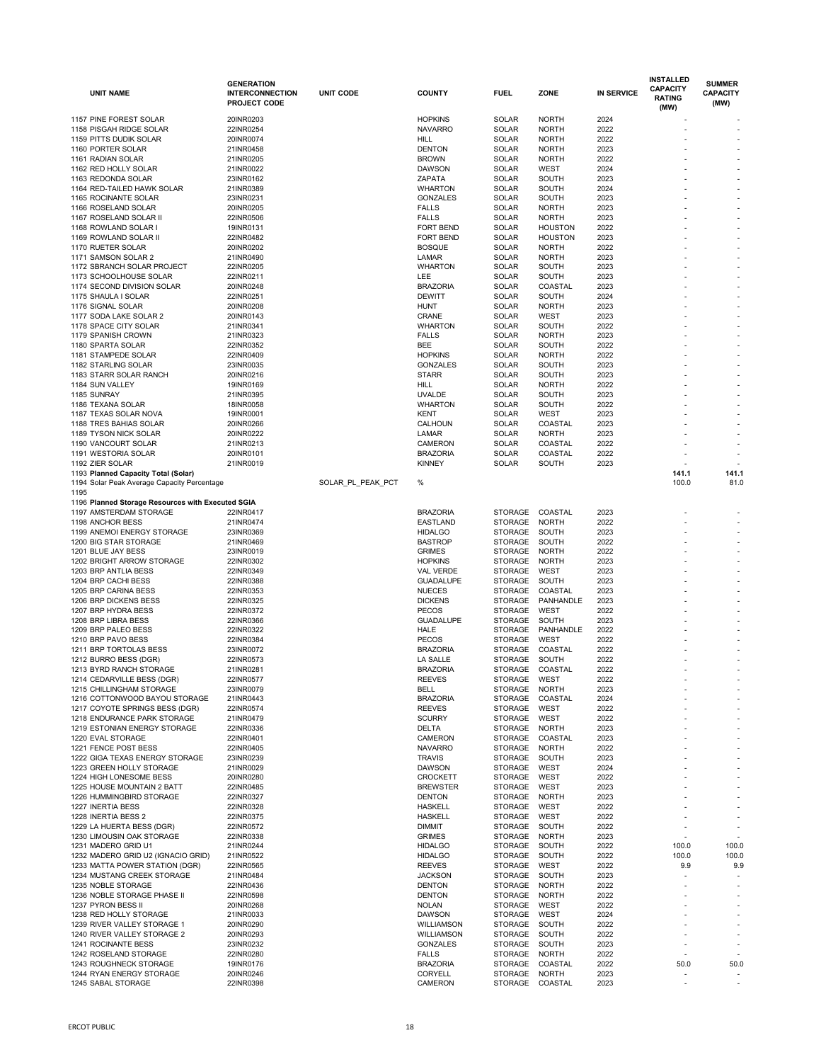| UNIT NAME | GENERATION INTERCONNECTION PROJECT CODE | UNIT CODE | COUNTY | FUEL | ZONE | IN SERVICE | INSTALLED CAPACITY RATING (MW) | SUMMER CAPACITY (MW) |
|---|---|---|---|---|---|---|---|---|
| 1157 PINE FOREST SOLAR | 20INR0203 | | HOPKINS | SOLAR | NORTH | 2024 | - | - |
| 1158 PISGAH RIDGE SOLAR | 22INR0254 | | NAVARRO | SOLAR | NORTH | 2022 | - | - |
| 1159 PITTS DUDIK SOLAR | 20INR0074 | | HILL | SOLAR | NORTH | 2022 | - | - |
| 1160 PORTER SOLAR | 21INR0458 | | DENTON | SOLAR | NORTH | 2023 | - | - |
| 1161 RADIAN SOLAR | 21INR0205 | | BROWN | SOLAR | NORTH | 2022 | - | - |
| 1162 RED HOLLY SOLAR | 21INR0022 | | DAWSON | SOLAR | WEST | 2024 | - | - |
| 1163 REDONDA SOLAR | 23INR0162 | | ZAPATA | SOLAR | SOUTH | 2023 | - | - |
| 1164 RED-TAILED HAWK SOLAR | 21INR0389 | | WHARTON | SOLAR | SOUTH | 2024 | - | - |
| 1165 ROCINANTE SOLAR | 23INR0231 | | GONZALES | SOLAR | SOUTH | 2023 | - | - |
| 1166 ROSELAND SOLAR | 20INR0205 | | FALLS | SOLAR | NORTH | 2023 | - | - |
| 1167 ROSELAND SOLAR II | 22INR0506 | | FALLS | SOLAR | NORTH | 2023 | - | - |
| 1168 ROWLAND SOLAR I | 19INR0131 | | FORT BEND | SOLAR | HOUSTON | 2022 | - | - |
| 1169 ROWLAND SOLAR II | 22INR0482 | | FORT BEND | SOLAR | HOUSTON | 2023 | - | - |
| 1170 RUETER SOLAR | 20INR0202 | | BOSQUE | SOLAR | NORTH | 2022 | - | - |
| 1171 SAMSON SOLAR 2 | 21INR0490 | | LAMAR | SOLAR | NORTH | 2023 | - | - |
| 1172 SBRANCH SOLAR PROJECT | 22INR0205 | | WHARTON | SOLAR | SOUTH | 2023 | - | - |
| 1173 SCHOOLHOUSE SOLAR | 22INR0211 | | LEE | SOLAR | SOUTH | 2023 | - | - |
| 1174 SECOND DIVISION SOLAR | 20INR0248 | | BRAZORIA | SOLAR | COASTAL | 2023 | - | - |
| 1175 SHAULA I SOLAR | 22INR0251 | | DEWITT | SOLAR | SOUTH | 2024 | - | - |
| 1176 SIGNAL SOLAR | 20INR0208 | | HUNT | SOLAR | NORTH | 2023 | - | - |
| 1177 SODA LAKE SOLAR 2 | 20INR0143 | | CRANE | SOLAR | WEST | 2023 | - | - |
| 1178 SPACE CITY SOLAR | 21INR0341 | | WHARTON | SOLAR | SOUTH | 2022 | - | - |
| 1179 SPANISH CROWN | 21INR0323 | | FALLS | SOLAR | NORTH | 2023 | - | - |
| 1180 SPARTA SOLAR | 22INR0352 | | BEE | SOLAR | SOUTH | 2022 | - | - |
| 1181 STAMPEDE SOLAR | 22INR0409 | | HOPKINS | SOLAR | NORTH | 2022 | - | - |
| 1182 STARLING SOLAR | 23INR0035 | | GONZALES | SOLAR | SOUTH | 2023 | - | - |
| 1183 STARR SOLAR RANCH | 20INR0216 | | STARR | SOLAR | SOUTH | 2023 | - | - |
| 1184 SUN VALLEY | 19INR0169 | | HILL | SOLAR | NORTH | 2022 | - | - |
| 1185 SUNRAY | 21INR0395 | | UVALDE | SOLAR | SOUTH | 2023 | - | - |
| 1186 TEXANA SOLAR | 18INR0058 | | WHARTON | SOLAR | SOUTH | 2022 | - | - |
| 1187 TEXAS SOLAR NOVA | 19INR0001 | | KENT | SOLAR | WEST | 2023 | - | - |
| 1188 TRES BAHIAS SOLAR | 20INR0266 | | CALHOUN | SOLAR | COASTAL | 2023 | - | - |
| 1189 TYSON NICK SOLAR | 20INR0222 | | LAMAR | SOLAR | NORTH | 2023 | - | - |
| 1190 VANCOURT SOLAR | 21INR0213 | | CAMERON | SOLAR | COASTAL | 2022 | - | - |
| 1191 WESTORIA SOLAR | 20INR0101 | | BRAZORIA | SOLAR | COASTAL | 2022 | - | - |
| 1192 ZIER SOLAR | 21INR0019 | | KINNEY | SOLAR | SOUTH | 2023 | - | - |
| 1193 **Planned Capacity Total (Solar)** | | | | | | | **141.1** | **141.1** |
| 1194 Solar Peak Average Capacity Percentage | | SOLAR_PL_PEAK_PCT | % | | | | 100.0 | 81.0 |
| 1195 | | | | | | | | |
| 1196 **Planned Storage Resources with Executed SGIA** | | | | | | | | |
| 1197 AMSTERDAM STORAGE | 22INR0417 | | BRAZORIA | STORAGE | COASTAL | 2023 | - | - |
| 1198 ANCHOR BESS | 21INR0474 | | EASTLAND | STORAGE | NORTH | 2022 | - | - |
| 1199 ANEMOI ENERGY STORAGE | 23INR0369 | | HIDALGO | STORAGE | SOUTH | 2023 | - | - |
| 1200 BIG STAR STORAGE | 21INR0469 | | BASTROP | STORAGE | SOUTH | 2022 | - | - |
| 1201 BLUE JAY BESS | 23INR0019 | | GRIMES | STORAGE | NORTH | 2022 | - | - |
| 1202 BRIGHT ARROW STORAGE | 22INR0302 | | HOPKINS | STORAGE | NORTH | 2023 | - | - |
| 1203 BRP ANTLIA BESS | 22INR0349 | | VAL VERDE | STORAGE | WEST | 2023 | - | - |
| 1204 BRP CACHI BESS | 22INR0388 | | GUADALUPE | STORAGE | SOUTH | 2023 | - | - |
| 1205 BRP CARINA BESS | 22INR0353 | | NUECES | STORAGE | COASTAL | 2023 | - | - |
| 1206 BRP DICKENS BESS | 22INR0325 | | DICKENS | STORAGE | PANHANDLE | 2023 | - | - |
| 1207 BRP HYDRA BESS | 22INR0372 | | PECOS | STORAGE | WEST | 2022 | - | - |
| 1208 BRP LIBRA BESS | 22INR0366 | | GUADALUPE | STORAGE | SOUTH | 2023 | - | - |
| 1209 BRP PALEO BESS | 22INR0322 | | HALE | STORAGE | PANHANDLE | 2022 | - | - |
| 1210 BRP PAVO BESS | 22INR0384 | | PECOS | STORAGE | WEST | 2022 | - | - |
| 1211 BRP TORTOLAS BESS | 23INR0072 | | BRAZORIA | STORAGE | COASTAL | 2022 | - | - |
| 1212 BURRO BESS (DGR) | 22INR0573 | | LA SALLE | STORAGE | SOUTH | 2022 | - | - |
| 1213 BYRD RANCH STORAGE | 21INR0281 | | BRAZORIA | STORAGE | COASTAL | 2022 | - | - |
| 1214 CEDARVILLE BESS (DGR) | 22INR0577 | | REEVES | STORAGE | WEST | 2022 | - | - |
| 1215 CHILLINGHAM STORAGE | 23INR0079 | | BELL | STORAGE | NORTH | 2023 | - | - |
| 1216 COTTONWOOD BAYOU STORAGE | 21INR0443 | | BRAZORIA | STORAGE | COASTAL | 2024 | - | - |
| 1217 COYOTE SPRINGS BESS (DGR) | 22INR0574 | | REEVES | STORAGE | WEST | 2022 | - | - |
| 1218 ENDURANCE PARK STORAGE | 21INR0479 | | SCURRY | STORAGE | WEST | 2022 | - | - |
| 1219 ESTONIAN ENERGY STORAGE | 22INR0336 | | DELTA | STORAGE | NORTH | 2023 | - | - |
| 1220 EVAL STORAGE | 22INR0401 | | CAMERON | STORAGE | COASTAL | 2023 | - | - |
| 1221 FENCE POST BESS | 22INR0405 | | NAVARRO | STORAGE | NORTH | 2022 | - | - |
| 1222 GIGA TEXAS ENERGY STORAGE | 23INR0239 | | TRAVIS | STORAGE | SOUTH | 2023 | - | - |
| 1223 GREEN HOLLY STORAGE | 21INR0029 | | DAWSON | STORAGE | WEST | 2024 | - | - |
| 1224 HIGH LONESOME BESS | 20INR0280 | | CROCKETT | STORAGE | WEST | 2022 | - | - |
| 1225 HOUSE MOUNTAIN 2 BATT | 22INR0485 | | BREWSTER | STORAGE | WEST | 2023 | - | - |
| 1226 HUMMINGBIRD STORAGE | 22INR0327 | | DENTON | STORAGE | NORTH | 2023 | - | - |
| 1227 INERTIA BESS | 22INR0328 | | HASKELL | STORAGE | WEST | 2022 | - | - |
| 1228 INERTIA BESS 2 | 22INR0375 | | HASKELL | STORAGE | WEST | 2022 | - | - |
| 1229 LA HUERTA BESS (DGR) | 22INR0572 | | DIMMIT | STORAGE | SOUTH | 2022 | - | - |
| 1230 LIMOUSIN OAK STORAGE | 22INR0338 | | GRIMES | STORAGE | NORTH | 2023 | - | - |
| 1231 MADERO GRID U1 | 21INR0244 | | HIDALGO | STORAGE | SOUTH | 2022 | 100.0 | 100.0 |
| 1232 MADERO GRID U2 (IGNACIO GRID) | 21INR0522 | | HIDALGO | STORAGE | SOUTH | 2022 | 100.0 | 100.0 |
| 1233 MATTA POWER STATION (DGR) | 22INR0565 | | REEVES | STORAGE | WEST | 2022 | 9.9 | 9.9 |
| 1234 MUSTANG CREEK STORAGE | 21INR0484 | | JACKSON | STORAGE | SOUTH | 2023 | - | - |
| 1235 NOBLE STORAGE | 22INR0436 | | DENTON | STORAGE | NORTH | 2022 | - | - |
| 1236 NOBLE STORAGE PHASE II | 22INR0598 | | DENTON | STORAGE | NORTH | 2022 | - | - |
| 1237 PYRON BESS II | 20INR0268 | | NOLAN | STORAGE | WEST | 2022 | - | - |
| 1238 RED HOLLY STORAGE | 21INR0033 | | DAWSON | STORAGE | WEST | 2024 | - | - |
| 1239 RIVER VALLEY STORAGE 1 | 20INR0290 | | WILLIAMSON | STORAGE | SOUTH | 2022 | - | - |
| 1240 RIVER VALLEY STORAGE 2 | 20INR0293 | | WILLIAMSON | STORAGE | SOUTH | 2022 | - | - |
| 1241 ROCINANTE BESS | 23INR0232 | | GONZALES | STORAGE | SOUTH | 2023 | - | - |
| 1242 ROSELAND STORAGE | 22INR0280 | | FALLS | STORAGE | NORTH | 2022 | - | - |
| 1243 ROUGHNECK STORAGE | 19INR0176 | | BRAZORIA | STORAGE | COASTAL | 2022 | 50.0 | 50.0 |
| 1244 RYAN ENERGY STORAGE | 20INR0246 | | CORYELL | STORAGE | NORTH | 2023 | - | - |
| 1245 SABAL STORAGE | 22INR0398 | | CAMERON | STORAGE | COASTAL | 2023 | - | - |

ERCOT PUBLIC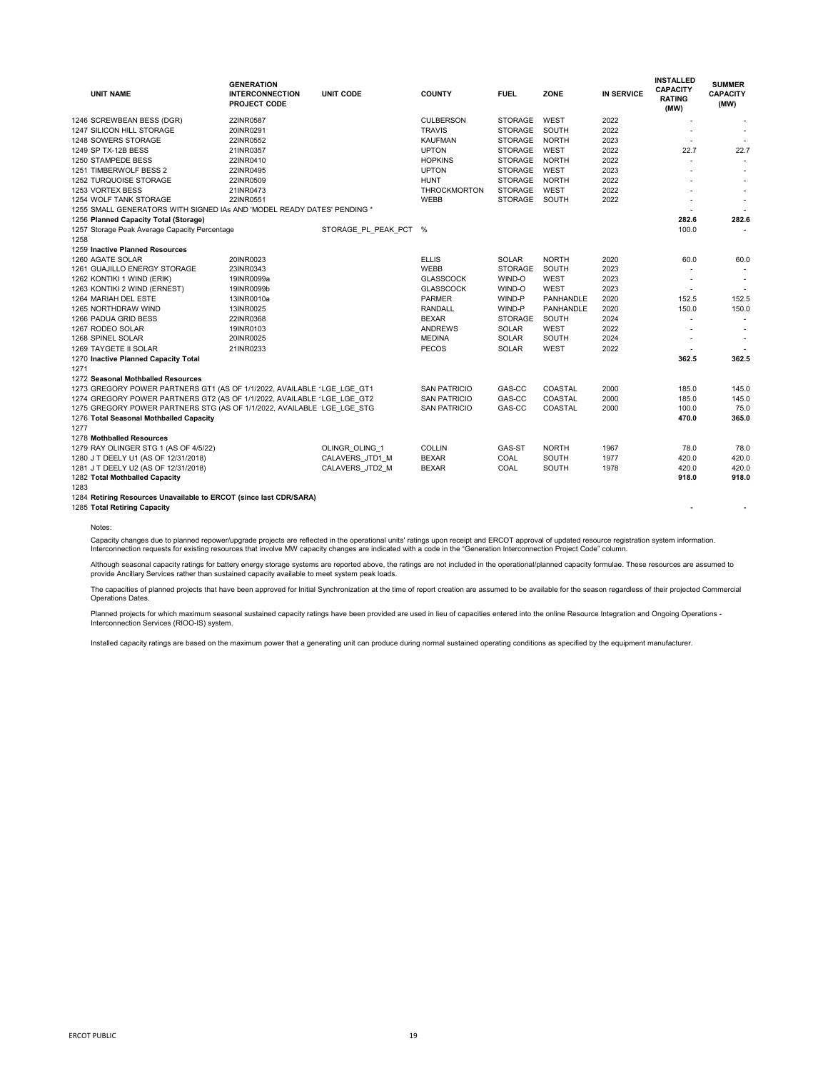| UNIT NAME | GENERATION INTERCONNECTION PROJECT CODE | UNIT CODE | COUNTY | FUEL | ZONE | IN SERVICE | INSTALLED CAPACITY RATING (MW) | SUMMER CAPACITY (MW) |
|---|---|---|---|---|---|---|---|---|
| 1246 SCREWBEAN BESS (DGR) | 22INR0587 | | CULBERSON | STORAGE | WEST | 2022 | - | - |
| 1247 SILICON HILL STORAGE | 20INR0291 | | TRAVIS | STORAGE | SOUTH | 2022 | - | - |
| 1248 SOWERS STORAGE | 22INR0552 | | KAUFMAN | STORAGE | NORTH | 2023 | - | - |
| 1249 SP TX-12B BESS | 21INR0357 | | UPTON | STORAGE | WEST | 2022 | 22.7 | 22.7 |
| 1250 STAMPEDE BESS | 22INR0410 | | HOPKINS | STORAGE | NORTH | 2022 | - | - |
| 1251 TIMBERWOLF BESS 2 | 22INR0495 | | UPTON | STORAGE | WEST | 2023 | - | - |
| 1252 TURQUOISE STORAGE | 22INR0509 | | HUNT | STORAGE | NORTH | 2022 | - | - |
| 1253 VORTEX BESS | 21INR0473 | | THROCKMORTON | STORAGE | WEST | 2022 | - | - |
| 1254 WOLF TANK STORAGE | 22INR0551 | | WEBB | STORAGE | SOUTH | 2022 | - | - |
| 1255 SMALL GENERATORS WITH SIGNED IAs AND 'MODEL READY DATES' PENDING * | | | | | | | - | - |
| 1256 **Planned Capacity Total (Storage)** | | | | | | | **282.6** | **282.6** |
| 1257 Storage Peak Average Capacity Percentage | | STORAGE_PL_PEAK_PCT | % | | | | 100.0 | - |
| 1258 | | | | | | | | |
| 1259 **Inactive Planned Resources** | | | | | | | | |
| 1260 AGATE SOLAR | 20INR0023 | | ELLIS | SOLAR | NORTH | 2020 | 60.0 | 60.0 |
| 1261 GUAJILLO ENERGY STORAGE | 23INR0343 | | WEBB | STORAGE | SOUTH | 2023 | - | - |
| 1262 KONTIKI 1 WIND (ERIK) | 19INR0099a | | GLASSCOCK | WIND-O | WEST | 2023 | - | - |
| 1263 KONTIKI 2 WIND (ERNEST) | 19INR0099b | | GLASSCOCK | WIND-O | WEST | 2023 | - | - |
| 1264 MARIAH DEL ESTE | 13INR0010a | | PARMER | WIND-P | PANHANDLE | 2020 | 152.5 | 152.5 |
| 1265 NORTHDRAW WIND | 13INR0025 | | RANDALL | WIND-P | PANHANDLE | 2020 | 150.0 | 150.0 |
| 1266 PADUA GRID BESS | 22INR0368 | | BEXAR | STORAGE | SOUTH | 2024 | - | - |
| 1267 RODEO SOLAR | 19INR0103 | | ANDREWS | SOLAR | WEST | 2022 | - | - |
| 1268 SPINEL SOLAR | 20INR0025 | | MEDINA | SOLAR | SOUTH | 2024 | - | - |
| 1269 TAYGETE II SOLAR | 21INR0233 | | PECOS | SOLAR | WEST | 2022 | - | - |
| 1270 **Inactive Planned Capacity Total** | | | | | | | **362.5** | **362.5** |
| 1271 | | | | | | | | |
| 1272 **Seasonal Mothballed Resources** | | | | | | | | |
| 1273 GREGORY POWER PARTNERS GT1 (AS OF 1/1/2022, AVAILABLE | | LGE_LGE_GT1 | SAN PATRICIO | GAS-CC | COASTAL | 2000 | 185.0 | 145.0 |
| 1274 GREGORY POWER PARTNERS GT2 (AS OF 1/1/2022, AVAILABLE | | LGE_LGE_GT2 | SAN PATRICIO | GAS-CC | COASTAL | 2000 | 185.0 | 145.0 |
| 1275 GREGORY POWER PARTNERS STG (AS OF 1/1/2022, AVAILABLE | | LGE_LGE_STG | SAN PATRICIO | GAS-CC | COASTAL | 2000 | 100.0 | 75.0 |
| 1276 **Total Seasonal Mothballed Capacity** | | | | | | | **470.0** | **365.0** |
| 1277 | | | | | | | | |
| 1278 **Mothballed Resources** | | | | | | | | |
| 1279 RAY OLINGER STG 1 (AS OF 4/5/22) | | OLINGR_OLING_1 | COLLIN | GAS-ST | NORTH | 1967 | 78.0 | 78.0 |
| 1280 J T DEELY U1 (AS OF 12/31/2018) | | CALAVERS_JTD1_M | BEXAR | COAL | SOUTH | 1977 | 420.0 | 420.0 |
| 1281 J T DEELY U2 (AS OF 12/31/2018) | | CALAVERS_JTD2_M | BEXAR | COAL | SOUTH | 1978 | 420.0 | 420.0 |
| 1282 **Total Mothballed Capacity** | | | | | | | **918.0** | **918.0** |
| 1283 | | | | | | | | |
| 1284 **Retiring Resources Unavailable to ERCOT (since last CDR/SARA)** | | | | | | | | |
| 1285 **Total Retiring Capacity** | | | | | | | **-** | **-** |

Notes:

Capacity changes due to planned repower/upgrade projects are reflected in the operational units' ratings upon receipt and ERCOT approval of updated resource registration system information. Interconnection requests for existing resources that involve MW capacity changes are indicated with a code in the "Generation Interconnection Project Code" column.

Although seasonal capacity ratings for battery energy storage systems are reported above, the ratings are not included in the operational/planned capacity formulae. These resources are assumed to provide Ancillary Services rather than sustained capacity available to meet system peak loads.

The capacities of planned projects that have been approved for Initial Synchronization at the time of report creation are assumed to be available for the season regardless of their projected Commercial Operations Dates.

Planned projects for which maximum seasonal sustained capacity ratings have been provided are used in lieu of capacities entered into the online Resource Integration and Ongoing Operations - Interconnection Services (RIOO-IS) system.

Installed capacity ratings are based on the maximum power that a generating unit can produce during normal sustained operating conditions as specified by the equipment manufacturer.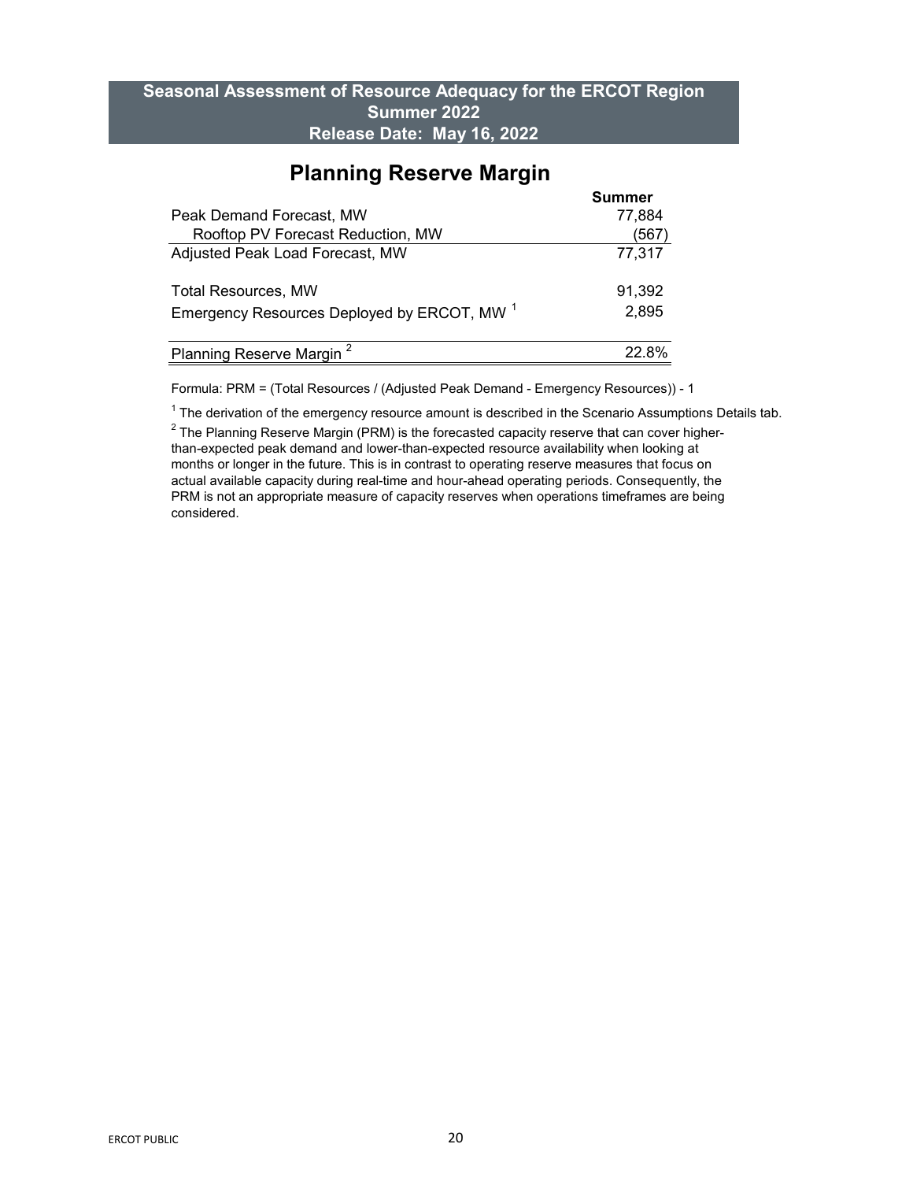**Seasonal Assessment of Resource Adequacy for the ERCOT Region**
**Summer 2022**
**Release Date: May 16, 2022**

## Planning Reserve Margin

| | Summer |
|---|---|
| Peak Demand Forecast, MW | 77,884 |
| Rooftop PV Forecast Reduction, MW | (567) |
| Adjusted Peak Load Forecast, MW | 77,317 |
| | |
| Total Resources, MW | 91,392 |
| Emergency Resources Deployed by ERCOT, MW [1] | 2,895 |
| | |
| Planning Reserve Margin [2] | 22.8% |

Formula: PRM = (Total Resources / (Adjusted Peak Demand - Emergency Resources)) - 1

[1] The derivation of the emergency resource amount is described in the Scenario Assumptions Details tab.

[2] The Planning Reserve Margin (PRM) is the forecasted capacity reserve that can cover higher-than-expected peak demand and lower-than-expected resource availability when looking at months or longer in the future. This is in contrast to operating reserve measures that focus on actual available capacity during real-time and hour-ahead operating periods. Consequently, the PRM is not an appropriate measure of capacity reserves when operations timeframes are being considered.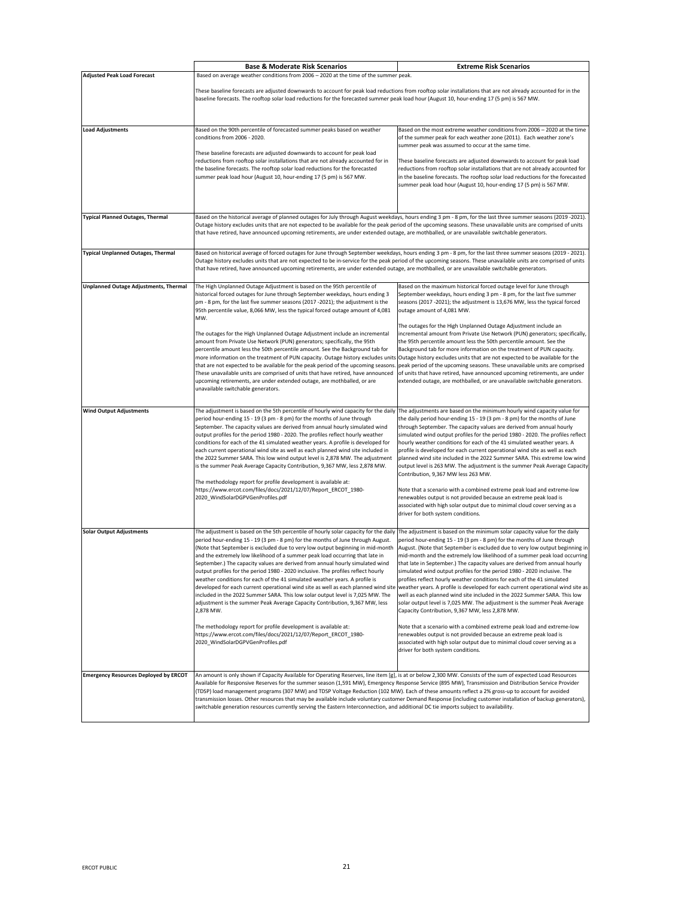| | Base & Moderate Risk Scenarios | Extreme Risk Scenarios |
|---|---|---|
| **Adjusted Peak Load Forecast** | Based on average weather conditions from 2006 – 2020 at the time of the summer peak.<br><br>These baseline forecasts are adjusted downwards to account for peak load reductions from rooftop solar installations that are not already accounted for in the baseline forecasts. The rooftop solar load reductions for the forecasted summer peak load hour (August 10, hour-ending 17 (5 pm) is 567 MW. | |
| **Load Adjustments** | Based on the 90th percentile of forecasted summer peaks based on weather conditions from 2006 - 2020.<br><br>These baseline forecasts are adjusted downwards to account for peak load reductions from rooftop solar installations that are not already accounted for in the baseline forecasts. The rooftop solar load reductions for the forecasted summer peak load hour (August 10, hour-ending 17 (5 pm) is 567 MW. | Based on the most extreme weather conditions from 2006 – 2020 at the time of the summer peak for each weather zone (2011). Each weather zone's summer peak was assumed to occur at the same time.<br><br>These baseline forecasts are adjusted downwards to account for peak load reductions from rooftop solar installations that are not already accounted for in the baseline forecasts. The rooftop solar load reductions for the forecasted summer peak load hour (August 10, hour-ending 17 (5 pm) is 567 MW. |
| **Typical Planned Outages, Thermal** | Based on the historical average of planned outages for July through August weekdays, hours ending 3 pm - 8 pm, for the last three summer seasons (2019 -2021). Outage history excludes units that are not expected to be available for the peak period of the upcoming seasons. These unavailable units are comprised of units that have retired, have announced upcoming retirements, are under extended outage, are mothballed, or are unavailable switchable generators. | |
| **Typical Unplanned Outages, Thermal** | Based on historical average of forced outages for June through September weekdays, hours ending 3 pm - 8 pm, for the last three summer seasons (2019 - 2021). Outage history excludes units that are not expected to be in-service for the peak period of the upcoming seasons. These unavailable units are comprised of units that have retired, have announced upcoming retirements, are under extended outage, are mothballed, or are unavailable switchable generators. | |
| **Unplanned Outage Adjustments, Thermal** | The High Unplanned Outage Adjustment is based on the 95th percentile of historical forced outages for June through September weekdays, hours ending 3 pm - 8 pm, for the last five summer seasons (2017 -2021); the adjustment is the 95th percentile value, 8,066 MW, less the typical forced outage amount of 4,081 MW.<br><br>The outages for the High Unplanned Outage Adjustment include an incremental amount from Private Use Network (PUN) generators; specifically, the 95th percentile amount less the 50th percentile amount. See the Background tab for more information on the treatment of PUN capacity. Outage history excludes units that are not expected to be available for the peak period of the upcoming seasons. These unavailable units are comprised of units that have retired, have announced upcoming retirements, are under extended outage, are mothballed, or are unavailable switchable generators. | Based on the maximum historical forced outage level for June through September weekdays, hours ending 3 pm - 8 pm, for the last five summer seasons (2017 -2021); the adjustment is 13,676 MW, less the typical forced outage amount of 4,081 MW.<br><br>The outages for the High Unplanned Outage Adjustment include an incremental amount from Private Use Network (PUN) generators; specifically, the 95th percentile amount less the 50th percentile amount. See the Background tab for more information on the treatment of PUN capacity. Outage history excludes units that are not expected to be available for the peak period of the upcoming seasons. These unavailable units are comprised of units that have retired, have announced upcoming retirements, are under extended outage, are mothballed, or are unavailable switchable generators. |
| **Wind Output Adjustments** | The adjustment is based on the 5th percentile of hourly wind capacity for the daily period hour-ending 15 - 19 (3 pm - 8 pm) for the months of June through September. The capacity values are derived from annual hourly simulated wind output profiles for the period 1980 - 2020. The profiles reflect hourly weather conditions for each of the 41 simulated weather years. A profile is developed for each current operational wind site as well as each planned wind site included in the 2022 Summer SARA. This low wind output level is 2,878 MW. The adjustment is the summer Peak Average Capacity Contribution, 9,367 MW, less 2,878 MW.<br><br>The methodology report for profile development is available at:<br>https://www.ercot.com/files/docs/2021/12/07/Report_ERCOT_1980-2020_WindSolarDGPVGenProfiles.pdf | The adjustments are based on the minimum hourly wind capacity value for the daily period hour-ending 15 - 19 (3 pm - 8 pm) for the months of June through September. The capacity values are derived from annual hourly simulated wind output profiles for the period 1980 - 2020. The profiles reflect hourly weather conditions for each of the 41 simulated weather years. A profile is developed for each current operational wind site as well as each planned wind site included in the 2022 Summer SARA. This extreme low wind output level is 263 MW. The adjustment is the summer Peak Average Capacity Contribution, 9,367 MW less 263 MW.<br><br>Note that a scenario with a combined extreme peak load and extreme-low renewables output is not provided because an extreme peak load is associated with high solar output due to minimal cloud cover serving as a driver for both system conditions. |
| **Solar Output Adjustments** | The adjustment is based on the 5th percentile of hourly solar capacity for the daily period hour-ending 15 - 19 (3 pm - 8 pm) for the months of June through August. (Note that September is excluded due to very low output beginning in mid-month and the extremely low likelihood of a summer peak load occurring that late in September.) The capacity values are derived from annual hourly simulated wind output profiles for the period 1980 - 2020 inclusive. The profiles reflect hourly weather conditions for each of the 41 simulated weather years. A profile is developed for each current operational wind site as well as each planned wind site included in the 2022 Summer SARA. This low solar output level is 7,025 MW. The adjustment is the summer Peak Average Capacity Contribution, 9,367 MW, less 2,878 MW.<br><br>The methodology report for profile development is available at:<br>https://www.ercot.com/files/docs/2021/12/07/Report_ERCOT_1980-2020_WindSolarDGPVGenProfiles.pdf | The adjustment is based on the minimum solar capacity value for the daily period hour-ending 15 - 19 (3 pm - 8 pm) for the months of June through August. (Note that September is excluded due to very low output beginning in mid-month and the extremely low likelihood of a summer peak load occurring that late in September.) The capacity values are derived from annual hourly simulated wind output profiles for the period 1980 - 2020 inclusive. The profiles reflect hourly weather conditions for each of the 41 simulated weather years. A profile is developed for each current operational wind site as well as each planned wind site included in the 2022 Summer SARA. This low solar output level is 7,025 MW. The adjustment is the summer Peak Average Capacity Contribution, 9,367 MW, less 2,878 MW.<br><br>Note that a scenario with a combined extreme peak load and extreme-low renewables output is not provided because an extreme peak load is associated with high solar output due to minimal cloud cover serving as a driver for both system conditions. |
| **Emergency Resources Deployed by ERCOT** | An amount is only shown if Capacity Available for Operating Reserves, line item [g], is at or below 2,300 MW. Consists of the sum of expected Load Resources Available for Responsive Reserves for the summer season (1,591 MW), Emergency Response Service (895 MW), Transmission and Distribution Service Provider (TDSP) load management programs (307 MW) and TDSP Voltage Reduction (102 MW). Each of these amounts reflect a 2% gross-up to account for avoided transmission losses. Other resources that may be available include voluntary customer Demand Response (including customer installation of backup generators), switchable generation resources currently serving the Eastern Interconnection, and additional DC tie imports subject to availability. | |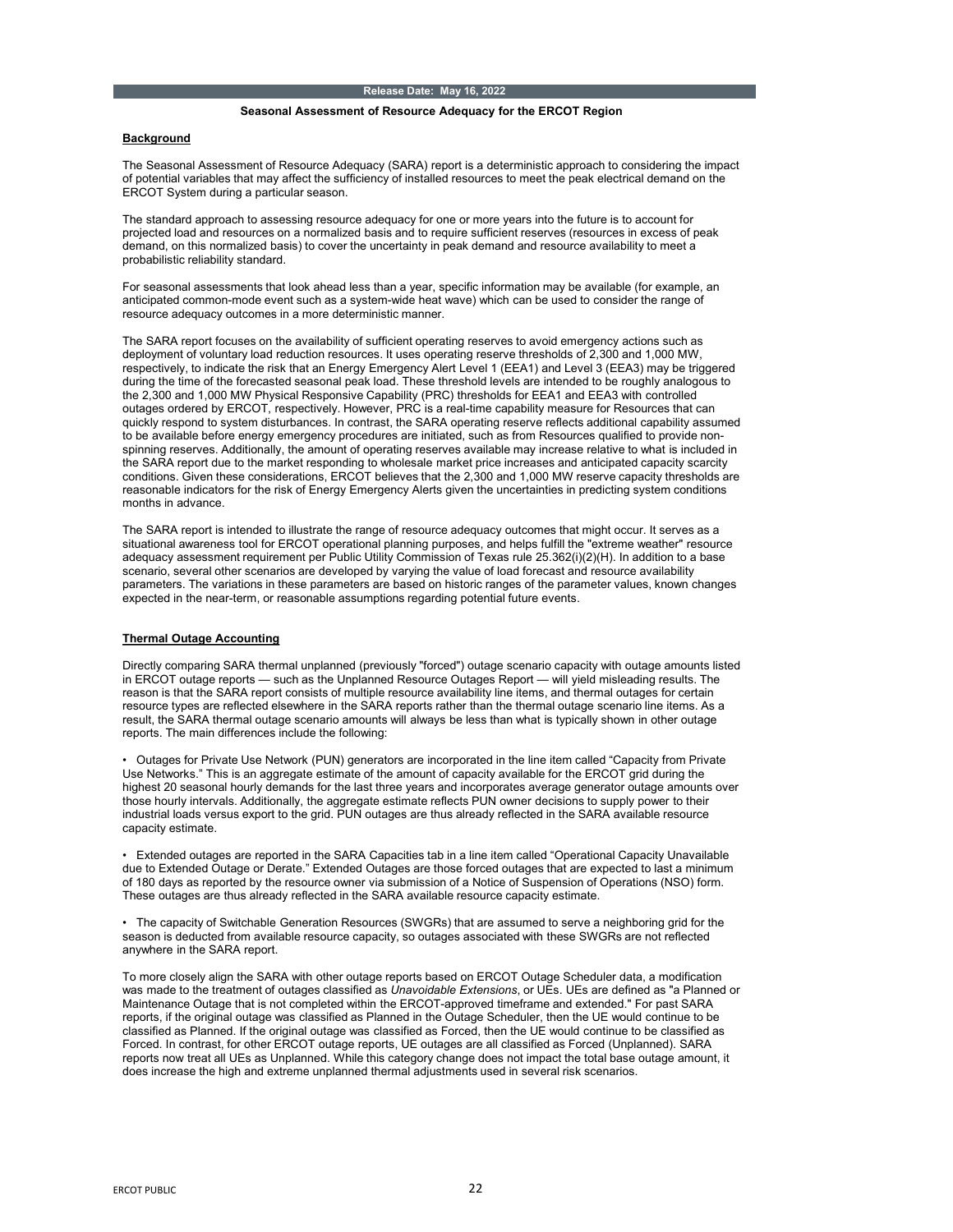Release Date: May 16, 2022

**Seasonal Assessment of Resource Adequacy for the ERCOT Region**

## Background

The Seasonal Assessment of Resource Adequacy (SARA) report is a deterministic approach to considering the impact of potential variables that may affect the sufficiency of installed resources to meet the peak electrical demand on the ERCOT System during a particular season.

The standard approach to assessing resource adequacy for one or more years into the future is to account for projected load and resources on a normalized basis and to require sufficient reserves (resources in excess of peak demand, on this normalized basis) to cover the uncertainty in peak demand and resource availability to meet a probabilistic reliability standard.

For seasonal assessments that look ahead less than a year, specific information may be available (for example, an anticipated common-mode event such as a system-wide heat wave) which can be used to consider the range of resource adequacy outcomes in a more deterministic manner.

The SARA report focuses on the availability of sufficient operating reserves to avoid emergency actions such as deployment of voluntary load reduction resources. It uses operating reserve thresholds of 2,300 and 1,000 MW, respectively, to indicate the risk that an Energy Emergency Alert Level 1 (EEA1) and Level 3 (EEA3) may be triggered during the time of the forecasted seasonal peak load. These threshold levels are intended to be roughly analogous to the 2,300 and 1,000 MW Physical Responsive Capability (PRC) thresholds for EEA1 and EEA3 with controlled outages ordered by ERCOT, respectively. However, PRC is a real-time capability measure for Resources that can quickly respond to system disturbances. In contrast, the SARA operating reserve reflects additional capability assumed to be available before energy emergency procedures are initiated, such as from Resources qualified to provide non-spinning reserves. Additionally, the amount of operating reserves available may increase relative to what is included in the SARA report due to the market responding to wholesale market price increases and anticipated capacity scarcity conditions. Given these considerations, ERCOT believes that the 2,300 and 1,000 MW reserve capacity thresholds are reasonable indicators for the risk of Energy Emergency Alerts given the uncertainties in predicting system conditions months in advance.

The SARA report is intended to illustrate the range of resource adequacy outcomes that might occur. It serves as a situational awareness tool for ERCOT operational planning purposes, and helps fulfill the "extreme weather" resource adequacy assessment requirement per Public Utility Commission of Texas rule 25.362(i)(2)(H). In addition to a base scenario, several other scenarios are developed by varying the value of load forecast and resource availability parameters. The variations in these parameters are based on historic ranges of the parameter values, known changes expected in the near-term, or reasonable assumptions regarding potential future events.

## Thermal Outage Accounting

Directly comparing SARA thermal unplanned (previously "forced") outage scenario capacity with outage amounts listed in ERCOT outage reports — such as the Unplanned Resource Outages Report — will yield misleading results. The reason is that the SARA report consists of multiple resource availability line items, and thermal outages for certain resource types are reflected elsewhere in the SARA reports rather than the thermal outage scenario line items. As a result, the SARA thermal outage scenario amounts will always be less than what is typically shown in other outage reports. The main differences include the following:

- Outages for Private Use Network (PUN) generators are incorporated in the line item called "Capacity from Private Use Networks." This is an aggregate estimate of the amount of capacity available for the ERCOT grid during the highest 20 seasonal hourly demands for the last three years and incorporates average generator outage amounts over those hourly intervals. Additionally, the aggregate estimate reflects PUN owner decisions to supply power to their industrial loads versus export to the grid. PUN outages are thus already reflected in the SARA available resource capacity estimate.

- Extended outages are reported in the SARA Capacities tab in a line item called "Operational Capacity Unavailable due to Extended Outage or Derate." Extended Outages are those forced outages that are expected to last a minimum of 180 days as reported by the resource owner via submission of a Notice of Suspension of Operations (NSO) form. These outages are thus already reflected in the SARA available resource capacity estimate.

- The capacity of Switchable Generation Resources (SWGRs) that are assumed to serve a neighboring grid for the season is deducted from available resource capacity, so outages associated with these SWGRs are not reflected anywhere in the SARA report.

To more closely align the SARA with other outage reports based on ERCOT Outage Scheduler data, a modification was made to the treatment of outages classified as *Unavoidable Extensions*, or UEs. UEs are defined as "a Planned or Maintenance Outage that is not completed within the ERCOT-approved timeframe and extended." For past SARA reports, if the original outage was classified as Planned in the Outage Scheduler, then the UE would continue to be classified as Planned. If the original outage was classified as Forced, then the UE would continue to be classified as Forced. In contrast, for other ERCOT outage reports, UE outages are all classified as Forced (Unplanned). SARA reports now treat all UEs as Unplanned. While this category change does not impact the total base outage amount, it does increase the high and extreme unplanned thermal adjustments used in several risk scenarios.